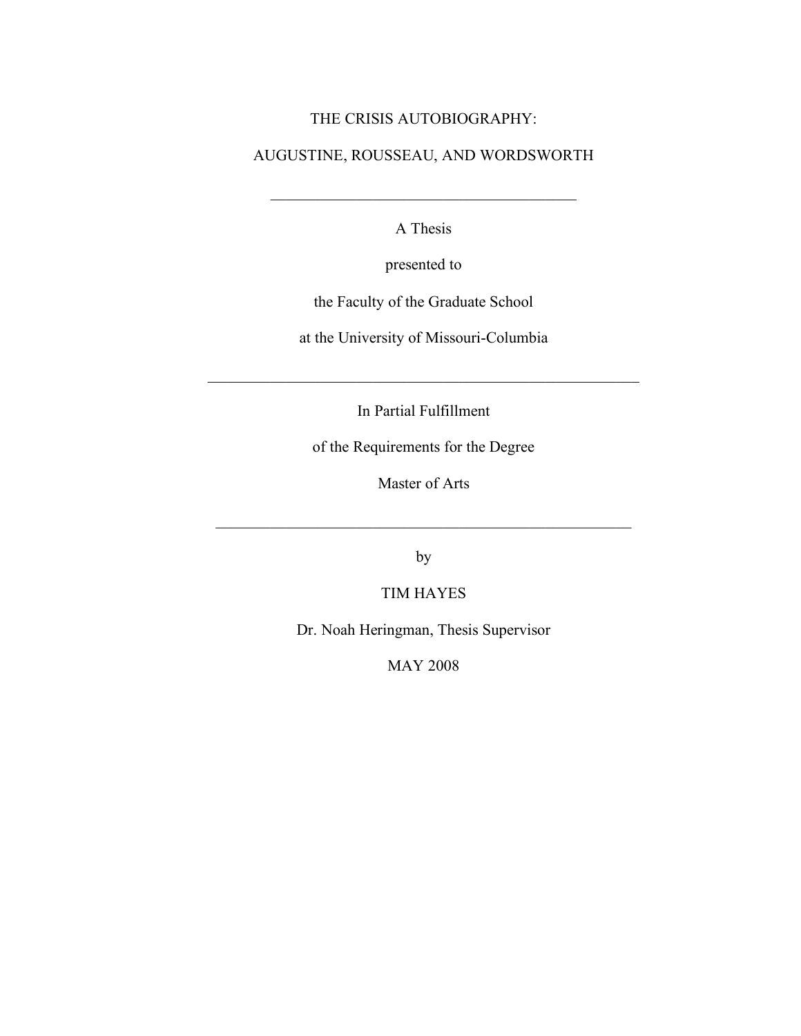# THE CRISIS AUTOBIOGRAPHY:

# AUGUSTINE, ROUSSEAU, AND WORDSWORTH

---

A Thesis

presented to

the Faculty of the Graduate School

at the University of Missouri-Columbia

---

In Partial Fulfillment

of the Requirements for the Degree

Master of Arts

---

by

TIM HAYES

Dr. Noah Heringman, Thesis Supervisor

MAY 2008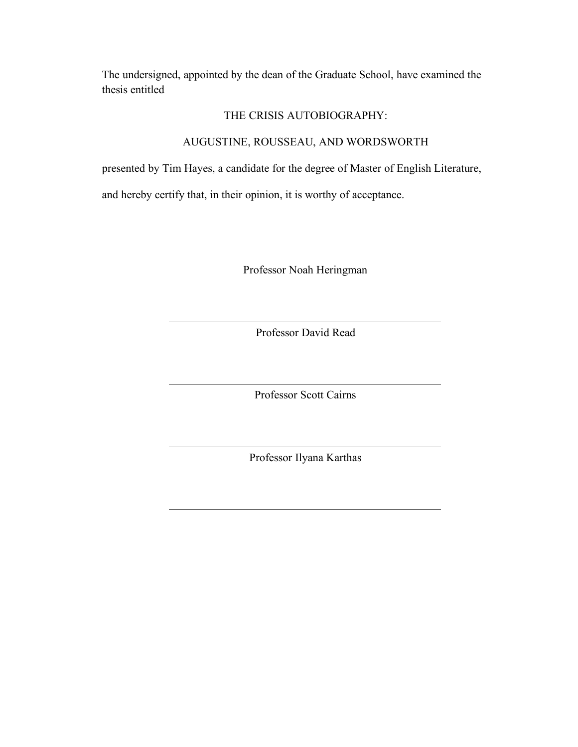The undersigned, appointed by the dean of the Graduate School, have examined the thesis entitled

THE CRISIS AUTOBIOGRAPHY:

AUGUSTINE, ROUSSEAU, AND WORDSWORTH

presented by Tim Hayes, a candidate for the degree of Master of English Literature,

and hereby certify that, in their opinion, it is worthy of acceptance.

Professor Noah Heringman

\_\_\_\_\_\_\_\_\_\_\_\_\_\_\_\_\_\_\_\_\_\_\_\_\_\_\_\_\_\_\_\_\_\_\_\_\_\_\_\_

Professor David Read

\_\_\_\_\_\_\_\_\_\_\_\_\_\_\_\_\_\_\_\_\_\_\_\_\_\_\_\_\_\_\_\_\_\_\_\_\_\_\_\_

Professor Scott Cairns

\_\_\_\_\_\_\_\_\_\_\_\_\_\_\_\_\_\_\_\_\_\_\_\_\_\_\_\_\_\_\_\_\_\_\_\_\_\_\_\_

Professor Ilyana Karthas

\_\_\_\_\_\_\_\_\_\_\_\_\_\_\_\_\_\_\_\_\_\_\_\_\_\_\_\_\_\_\_\_\_\_\_\_\_\_\_\_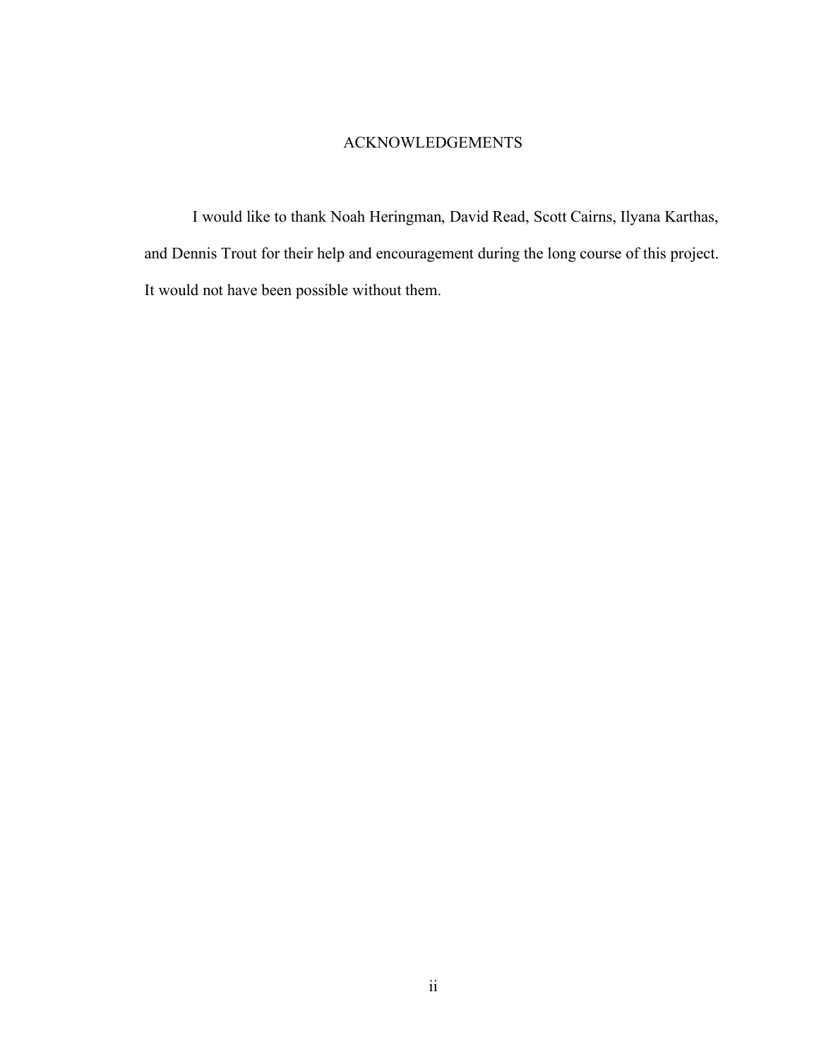# ACKNOWLEDGEMENTS

I would like to thank Noah Heringman, David Read, Scott Cairns, Ilyana Karthas, and Dennis Trout for their help and encouragement during the long course of this project. It would not have been possible without them.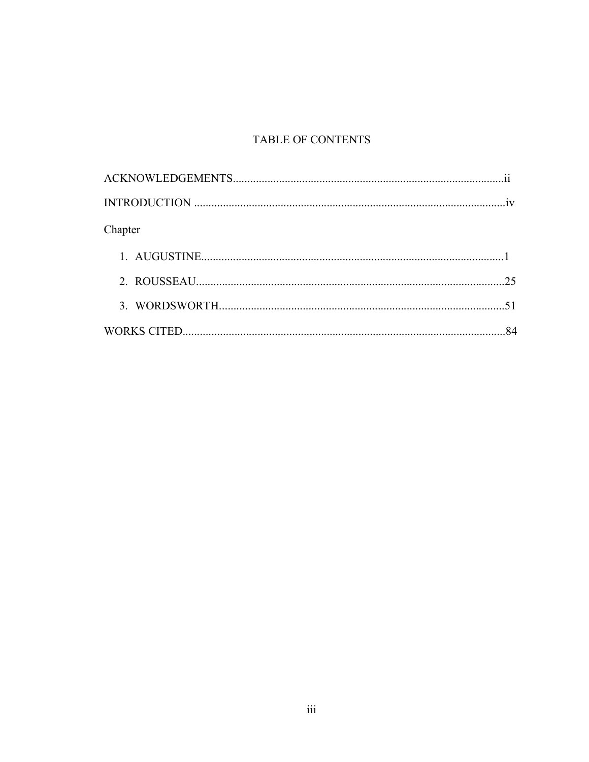# TABLE OF CONTENTS

ACKNOWLEDGEMENTS.............................................................................................ii

INTRODUCTION ............................................................................................................iv

Chapter

1. AUGUSTINE.........................................................................................................1
2. ROUSSEAU...........................................................................................................25
3. WORDSWORTH...................................................................................................51

WORKS CITED................................................................................................................84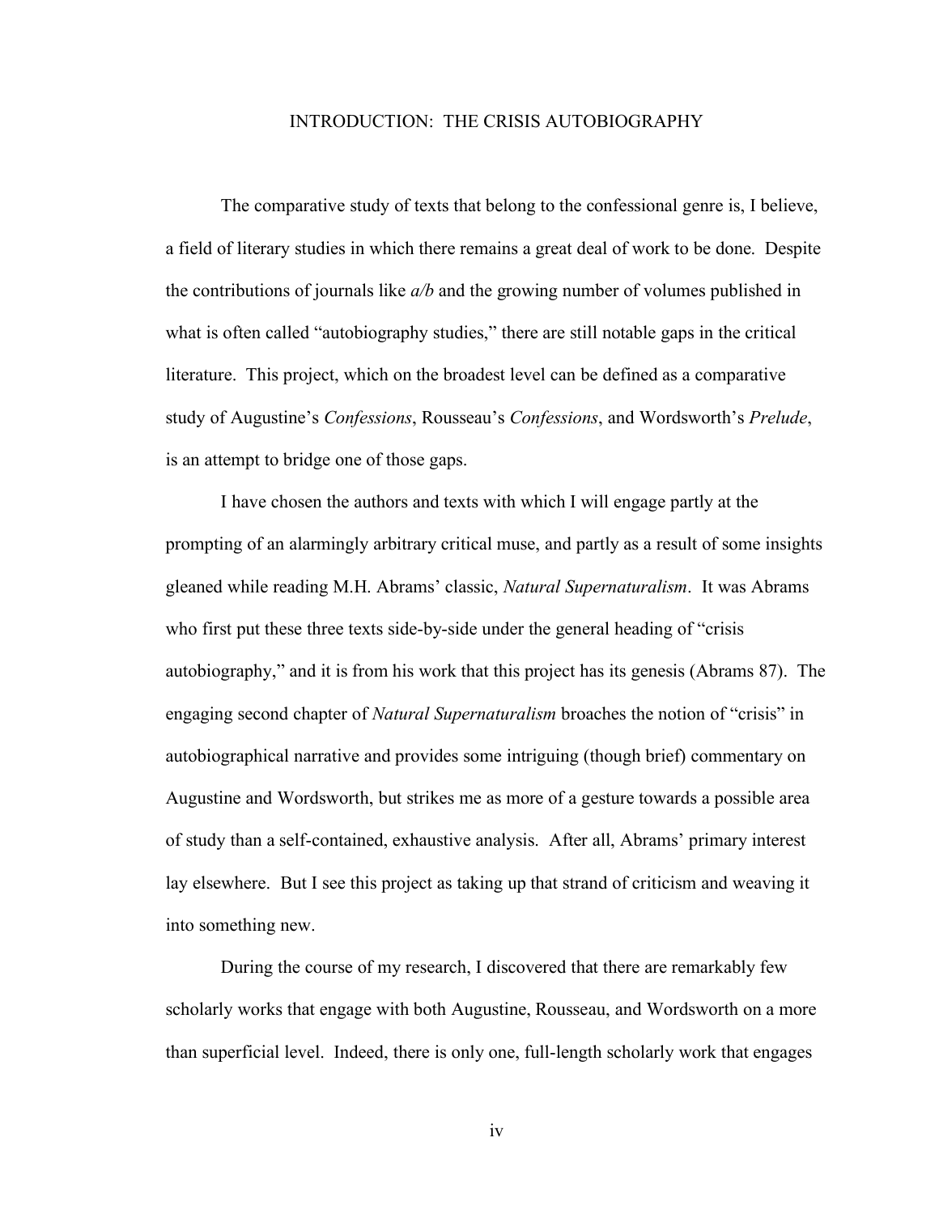# INTRODUCTION: THE CRISIS AUTOBIOGRAPHY

The comparative study of texts that belong to the confessional genre is, I believe, a field of literary studies in which there remains a great deal of work to be done. Despite the contributions of journals like *a/b* and the growing number of volumes published in what is often called "autobiography studies," there are still notable gaps in the critical literature. This project, which on the broadest level can be defined as a comparative study of Augustine's *Confessions*, Rousseau's *Confessions*, and Wordsworth's *Prelude*, is an attempt to bridge one of those gaps.

I have chosen the authors and texts with which I will engage partly at the prompting of an alarmingly arbitrary critical muse, and partly as a result of some insights gleaned while reading M.H. Abrams' classic, *Natural Supernaturalism*. It was Abrams who first put these three texts side-by-side under the general heading of "crisis autobiography," and it is from his work that this project has its genesis (Abrams 87). The engaging second chapter of *Natural Supernaturalism* broaches the notion of "crisis" in autobiographical narrative and provides some intriguing (though brief) commentary on Augustine and Wordsworth, but strikes me as more of a gesture towards a possible area of study than a self-contained, exhaustive analysis. After all, Abrams' primary interest lay elsewhere. But I see this project as taking up that strand of criticism and weaving it into something new.

During the course of my research, I discovered that there are remarkably few scholarly works that engage with both Augustine, Rousseau, and Wordsworth on a more than superficial level. Indeed, there is only one, full-length scholarly work that engages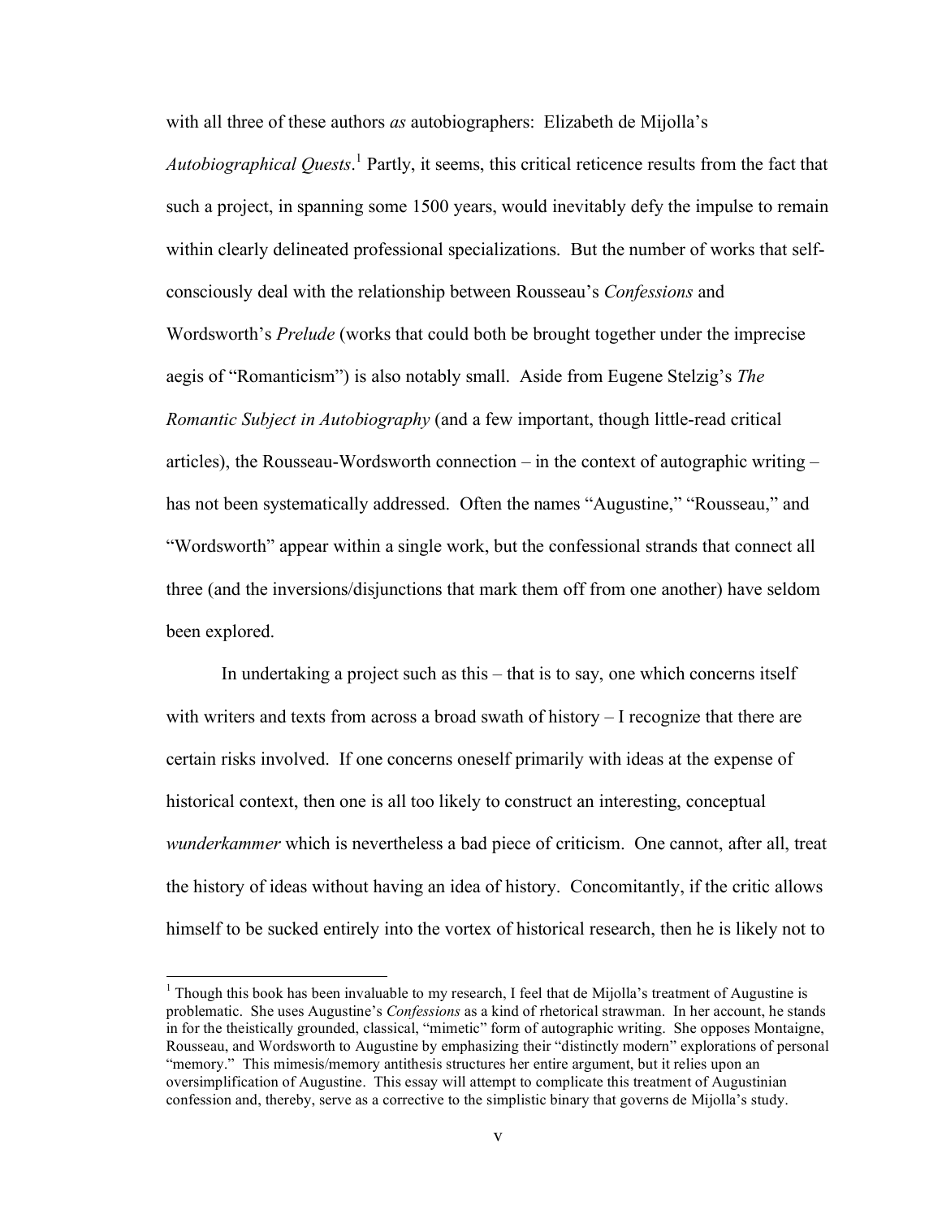with all three of these authors *as* autobiographers: Elizabeth de Mijolla's *Autobiographical Quests*.[1] Partly, it seems, this critical reticence results from the fact that such a project, in spanning some 1500 years, would inevitably defy the impulse to remain within clearly delineated professional specializations. But the number of works that self-consciously deal with the relationship between Rousseau's *Confessions* and Wordsworth's *Prelude* (works that could both be brought together under the imprecise aegis of "Romanticism") is also notably small. Aside from Eugene Stelzig's *The Romantic Subject in Autobiography* (and a few important, though little-read critical articles), the Rousseau-Wordsworth connection – in the context of autographic writing – has not been systematically addressed. Often the names "Augustine," "Rousseau," and "Wordsworth" appear within a single work, but the confessional strands that connect all three (and the inversions/disjunctions that mark them off from one another) have seldom been explored.

In undertaking a project such as this – that is to say, one which concerns itself with writers and texts from across a broad swath of history – I recognize that there are certain risks involved. If one concerns oneself primarily with ideas at the expense of historical context, then one is all too likely to construct an interesting, conceptual *wunderkammer* which is nevertheless a bad piece of criticism. One cannot, after all, treat the history of ideas without having an idea of history. Concomitantly, if the critic allows himself to be sucked entirely into the vortex of historical research, then he is likely not to

[1] Though this book has been invaluable to my research, I feel that de Mijolla's treatment of Augustine is problematic. She uses Augustine's *Confessions* as a kind of rhetorical strawman. In her account, he stands in for the theistically grounded, classical, "mimetic" form of autographic writing. She opposes Montaigne, Rousseau, and Wordsworth to Augustine by emphasizing their "distinctly modern" explorations of personal "memory." This mimesis/memory antithesis structures her entire argument, but it relies upon an oversimplification of Augustine. This essay will attempt to complicate this treatment of Augustinian confession and, thereby, serve as a corrective to the simplistic binary that governs de Mijolla's study.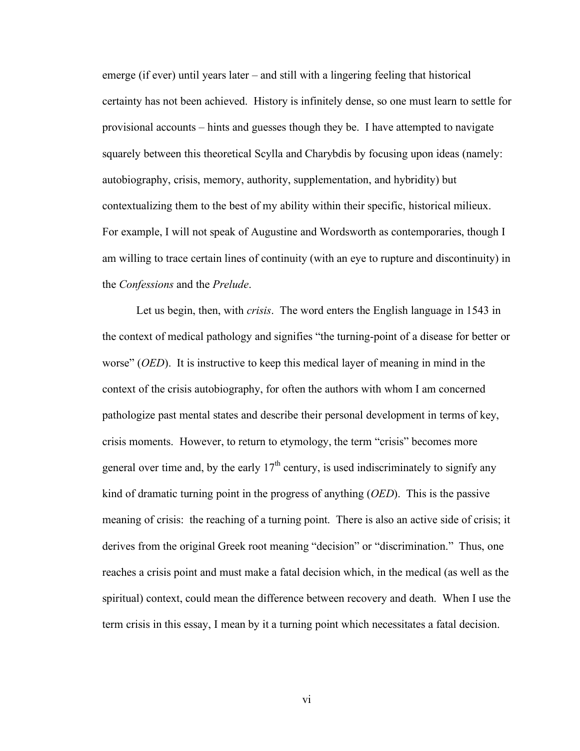emerge (if ever) until years later – and still with a lingering feeling that historical certainty has not been achieved. History is infinitely dense, so one must learn to settle for provisional accounts – hints and guesses though they be. I have attempted to navigate squarely between this theoretical Scylla and Charybdis by focusing upon ideas (namely: autobiography, crisis, memory, authority, supplementation, and hybridity) but contextualizing them to the best of my ability within their specific, historical milieux. For example, I will not speak of Augustine and Wordsworth as contemporaries, though I am willing to trace certain lines of continuity (with an eye to rupture and discontinuity) in the *Confessions* and the *Prelude*.

Let us begin, then, with *crisis*. The word enters the English language in 1543 in the context of medical pathology and signifies "the turning-point of a disease for better or worse" (*OED*). It is instructive to keep this medical layer of meaning in mind in the context of the crisis autobiography, for often the authors with whom I am concerned pathologize past mental states and describe their personal development in terms of key, crisis moments. However, to return to etymology, the term "crisis" becomes more general over time and, by the early 17th century, is used indiscriminately to signify any kind of dramatic turning point in the progress of anything (*OED*). This is the passive meaning of crisis: the reaching of a turning point. There is also an active side of crisis; it derives from the original Greek root meaning "decision" or "discrimination." Thus, one reaches a crisis point and must make a fatal decision which, in the medical (as well as the spiritual) context, could mean the difference between recovery and death. When I use the term crisis in this essay, I mean by it a turning point which necessitates a fatal decision.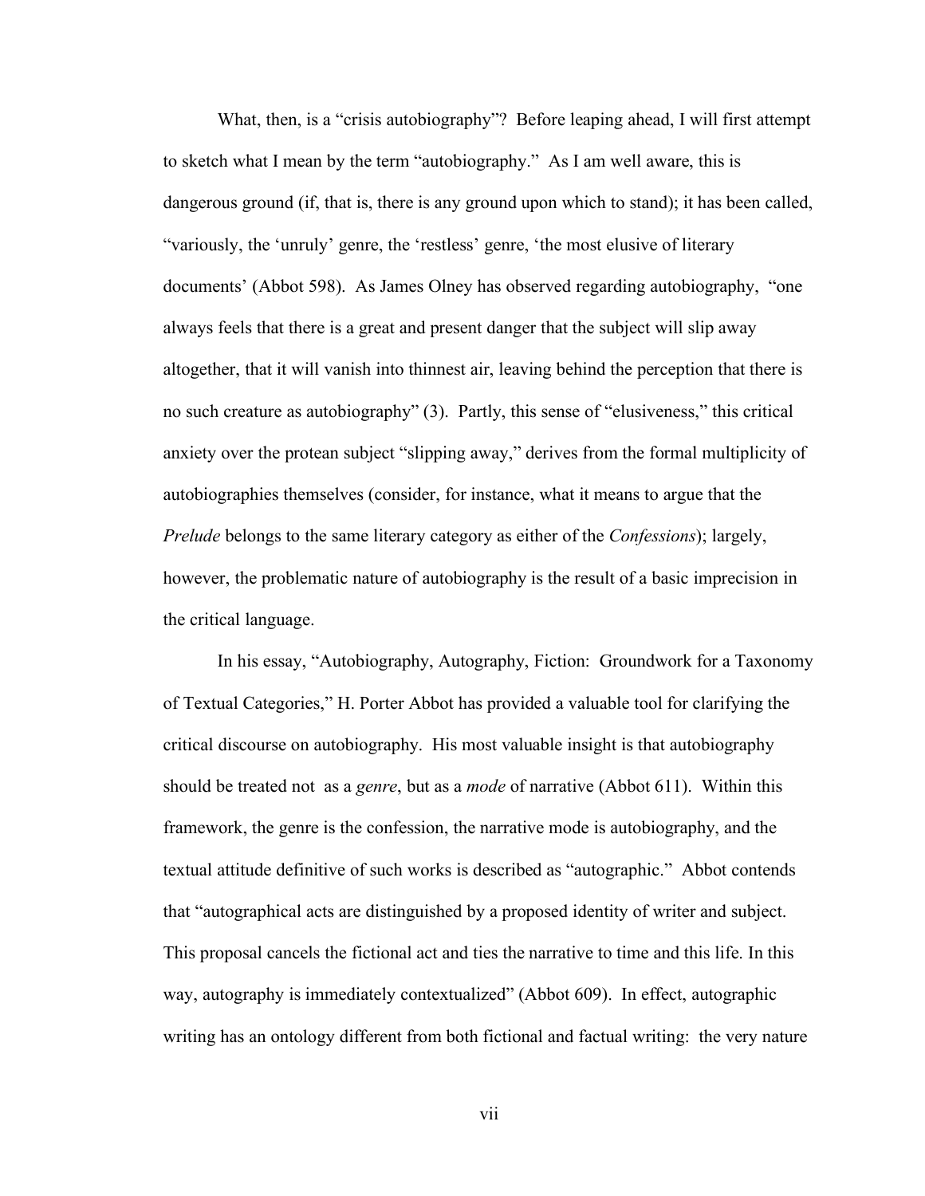What, then, is a "crisis autobiography"? Before leaping ahead, I will first attempt to sketch what I mean by the term "autobiography." As I am well aware, this is dangerous ground (if, that is, there is any ground upon which to stand); it has been called, "variously, the 'unruly' genre, the 'restless' genre, 'the most elusive of literary documents' (Abbot 598). As James Olney has observed regarding autobiography, "one always feels that there is a great and present danger that the subject will slip away altogether, that it will vanish into thinnest air, leaving behind the perception that there is no such creature as autobiography" (3). Partly, this sense of "elusiveness," this critical anxiety over the protean subject "slipping away," derives from the formal multiplicity of autobiographies themselves (consider, for instance, what it means to argue that the *Prelude* belongs to the same literary category as either of the *Confessions*); largely, however, the problematic nature of autobiography is the result of a basic imprecision in the critical language.

In his essay, "Autobiography, Autography, Fiction: Groundwork for a Taxonomy of Textual Categories," H. Porter Abbot has provided a valuable tool for clarifying the critical discourse on autobiography. His most valuable insight is that autobiography should be treated not as a *genre*, but as a *mode* of narrative (Abbot 611). Within this framework, the genre is the confession, the narrative mode is autobiography, and the textual attitude definitive of such works is described as "autographic." Abbot contends that "autographical acts are distinguished by a proposed identity of writer and subject. This proposal cancels the fictional act and ties the narrative to time and this life. In this way, autography is immediately contextualized" (Abbot 609). In effect, autographic writing has an ontology different from both fictional and factual writing: the very nature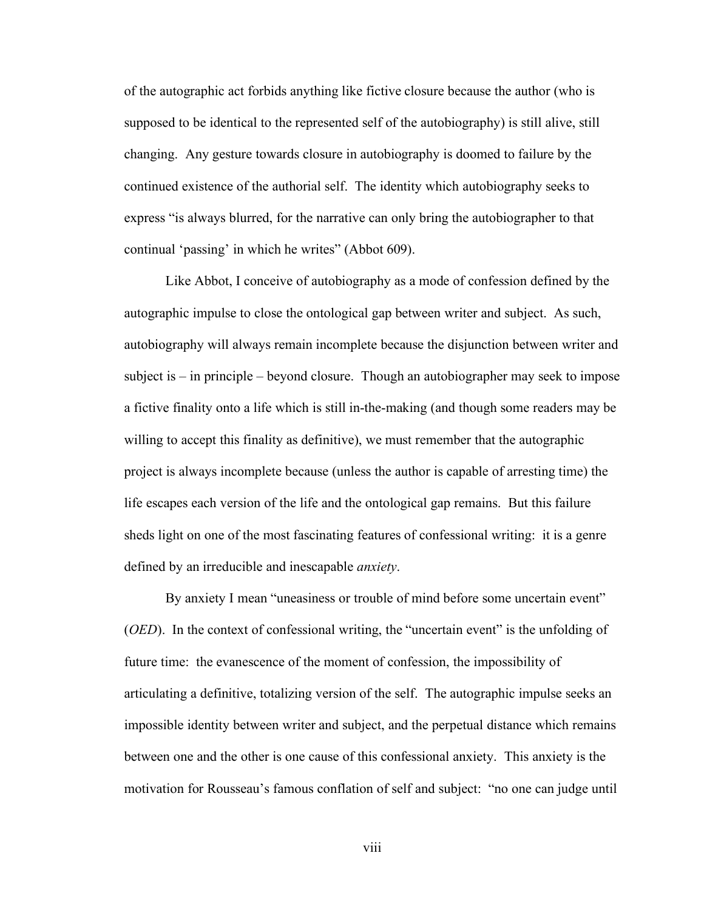of the autographic act forbids anything like fictive closure because the author (who is supposed to be identical to the represented self of the autobiography) is still alive, still changing. Any gesture towards closure in autobiography is doomed to failure by the continued existence of the authorial self. The identity which autobiography seeks to express "is always blurred, for the narrative can only bring the autobiographer to that continual 'passing' in which he writes" (Abbot 609).

Like Abbot, I conceive of autobiography as a mode of confession defined by the autographic impulse to close the ontological gap between writer and subject. As such, autobiography will always remain incomplete because the disjunction between writer and subject is – in principle – beyond closure. Though an autobiographer may seek to impose a fictive finality onto a life which is still in-the-making (and though some readers may be willing to accept this finality as definitive), we must remember that the autographic project is always incomplete because (unless the author is capable of arresting time) the life escapes each version of the life and the ontological gap remains. But this failure sheds light on one of the most fascinating features of confessional writing: it is a genre defined by an irreducible and inescapable *anxiety*.

By anxiety I mean "uneasiness or trouble of mind before some uncertain event" (*OED*). In the context of confessional writing, the "uncertain event" is the unfolding of future time: the evanescence of the moment of confession, the impossibility of articulating a definitive, totalizing version of the self. The autographic impulse seeks an impossible identity between writer and subject, and the perpetual distance which remains between one and the other is one cause of this confessional anxiety. This anxiety is the motivation for Rousseau's famous conflation of self and subject: "no one can judge until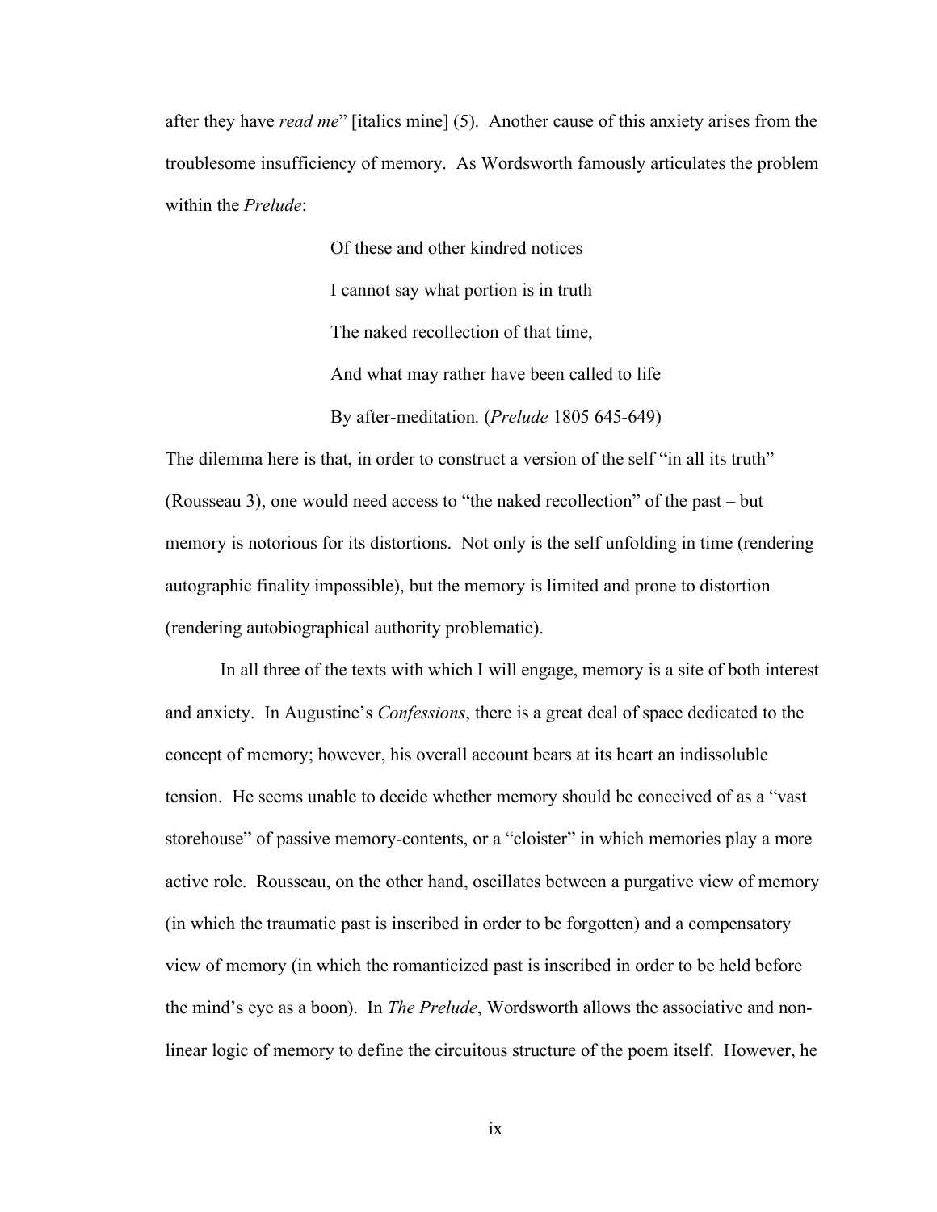after they have *read me*" [italics mine] (5). Another cause of this anxiety arises from the troublesome insufficiency of memory. As Wordsworth famously articulates the problem within the *Prelude*:

> Of these and other kindred notices
>
> I cannot say what portion is in truth
>
> The naked recollection of that time,
>
> And what may rather have been called to life
>
> By after-meditation. (*Prelude* 1805 645-649)

The dilemma here is that, in order to construct a version of the self "in all its truth" (Rousseau 3), one would need access to "the naked recollection" of the past – but memory is notorious for its distortions. Not only is the self unfolding in time (rendering autographic finality impossible), but the memory is limited and prone to distortion (rendering autobiographical authority problematic).

In all three of the texts with which I will engage, memory is a site of both interest and anxiety. In Augustine's *Confessions*, there is a great deal of space dedicated to the concept of memory; however, his overall account bears at its heart an indissoluble tension. He seems unable to decide whether memory should be conceived of as a "vast storehouse" of passive memory-contents, or a "cloister" in which memories play a more active role. Rousseau, on the other hand, oscillates between a purgative view of memory (in which the traumatic past is inscribed in order to be forgotten) and a compensatory view of memory (in which the romanticized past is inscribed in order to be held before the mind's eye as a boon). In *The Prelude*, Wordsworth allows the associative and non-linear logic of memory to define the circuitous structure of the poem itself. However, he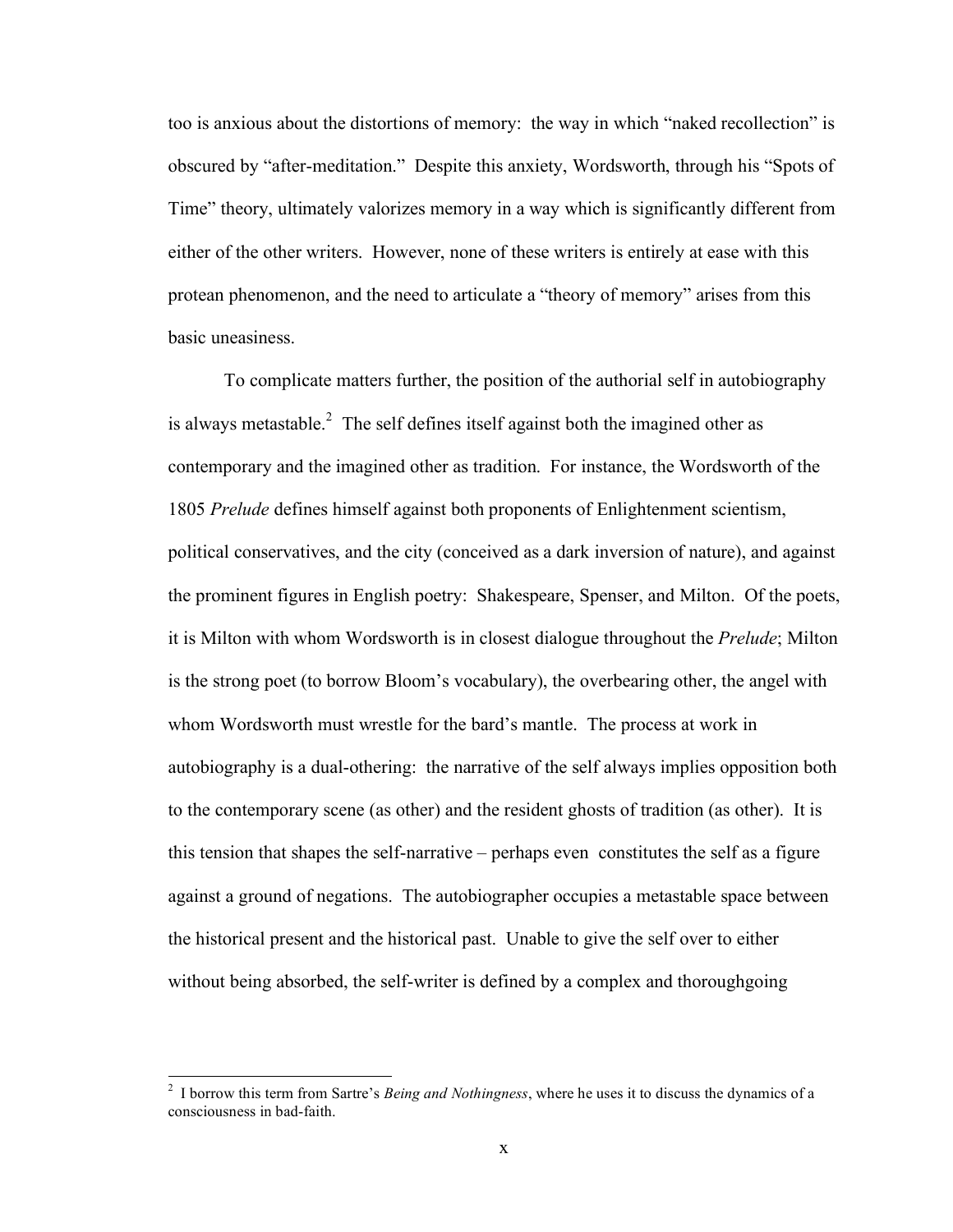too is anxious about the distortions of memory: the way in which "naked recollection" is obscured by "after-meditation." Despite this anxiety, Wordsworth, through his "Spots of Time" theory, ultimately valorizes memory in a way which is significantly different from either of the other writers. However, none of these writers is entirely at ease with this protean phenomenon, and the need to articulate a "theory of memory" arises from this basic uneasiness.

To complicate matters further, the position of the authorial self in autobiography is always metastable.[2] The self defines itself against both the imagined other as contemporary and the imagined other as tradition. For instance, the Wordsworth of the 1805 *Prelude* defines himself against both proponents of Enlightenment scientism, political conservatives, and the city (conceived as a dark inversion of nature), and against the prominent figures in English poetry: Shakespeare, Spenser, and Milton. Of the poets, it is Milton with whom Wordsworth is in closest dialogue throughout the *Prelude*; Milton is the strong poet (to borrow Bloom's vocabulary), the overbearing other, the angel with whom Wordsworth must wrestle for the bard's mantle. The process at work in autobiography is a dual-othering: the narrative of the self always implies opposition both to the contemporary scene (as other) and the resident ghosts of tradition (as other). It is this tension that shapes the self-narrative – perhaps even constitutes the self as a figure against a ground of negations. The autobiographer occupies a metastable space between the historical present and the historical past. Unable to give the self over to either without being absorbed, the self-writer is defined by a complex and thoroughgoing

[2] I borrow this term from Sartre's *Being and Nothingness*, where he uses it to discuss the dynamics of a consciousness in bad-faith.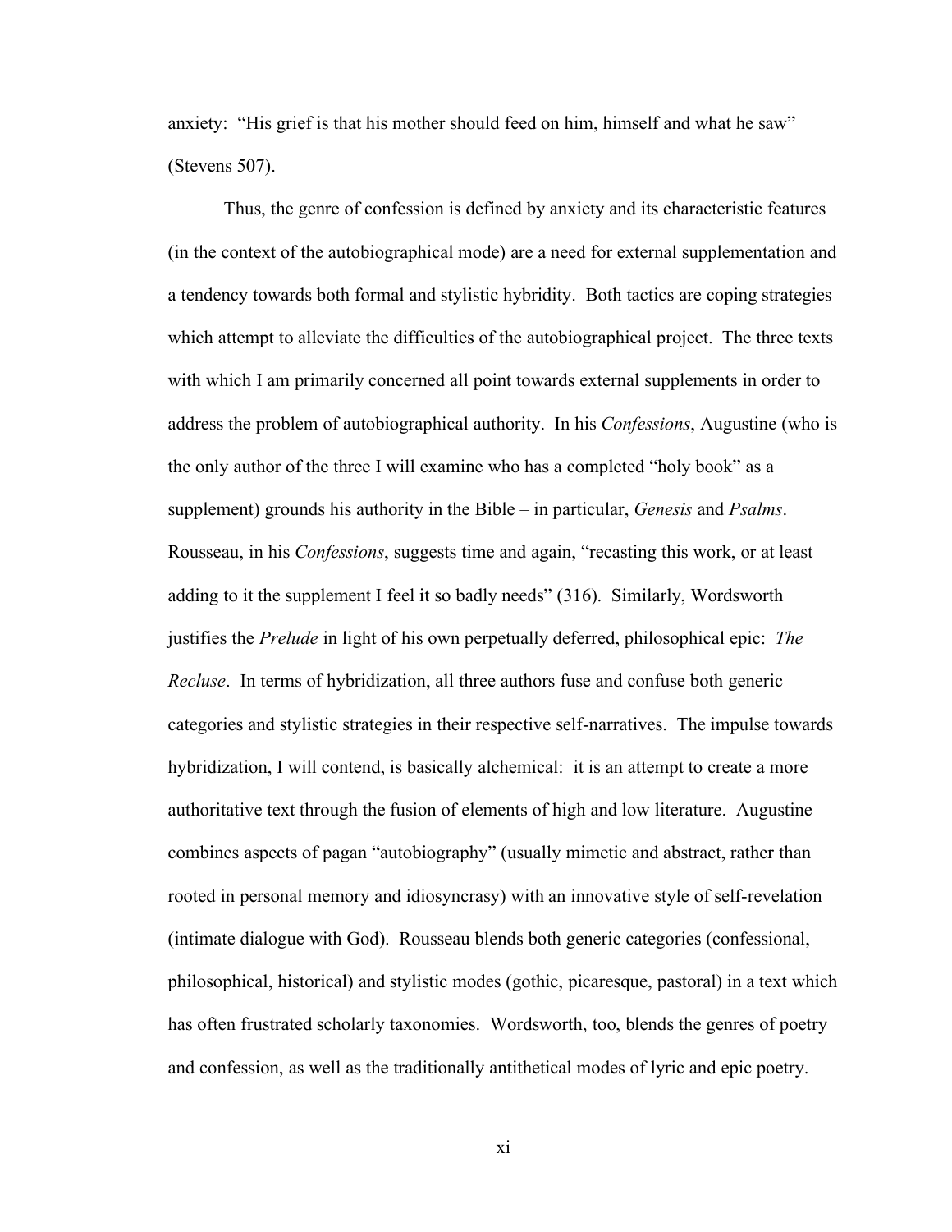anxiety: "His grief is that his mother should feed on him, himself and what he saw" (Stevens 507).

Thus, the genre of confession is defined by anxiety and its characteristic features (in the context of the autobiographical mode) are a need for external supplementation and a tendency towards both formal and stylistic hybridity. Both tactics are coping strategies which attempt to alleviate the difficulties of the autobiographical project. The three texts with which I am primarily concerned all point towards external supplements in order to address the problem of autobiographical authority. In his *Confessions*, Augustine (who is the only author of the three I will examine who has a completed "holy book" as a supplement) grounds his authority in the Bible – in particular, *Genesis* and *Psalms*. Rousseau, in his *Confessions*, suggests time and again, "recasting this work, or at least adding to it the supplement I feel it so badly needs" (316). Similarly, Wordsworth justifies the *Prelude* in light of his own perpetually deferred, philosophical epic: *The Recluse*. In terms of hybridization, all three authors fuse and confuse both generic categories and stylistic strategies in their respective self-narratives. The impulse towards hybridization, I will contend, is basically alchemical: it is an attempt to create a more authoritative text through the fusion of elements of high and low literature. Augustine combines aspects of pagan "autobiography" (usually mimetic and abstract, rather than rooted in personal memory and idiosyncrasy) with an innovative style of self-revelation (intimate dialogue with God). Rousseau blends both generic categories (confessional, philosophical, historical) and stylistic modes (gothic, picaresque, pastoral) in a text which has often frustrated scholarly taxonomies. Wordsworth, too, blends the genres of poetry and confession, as well as the traditionally antithetical modes of lyric and epic poetry.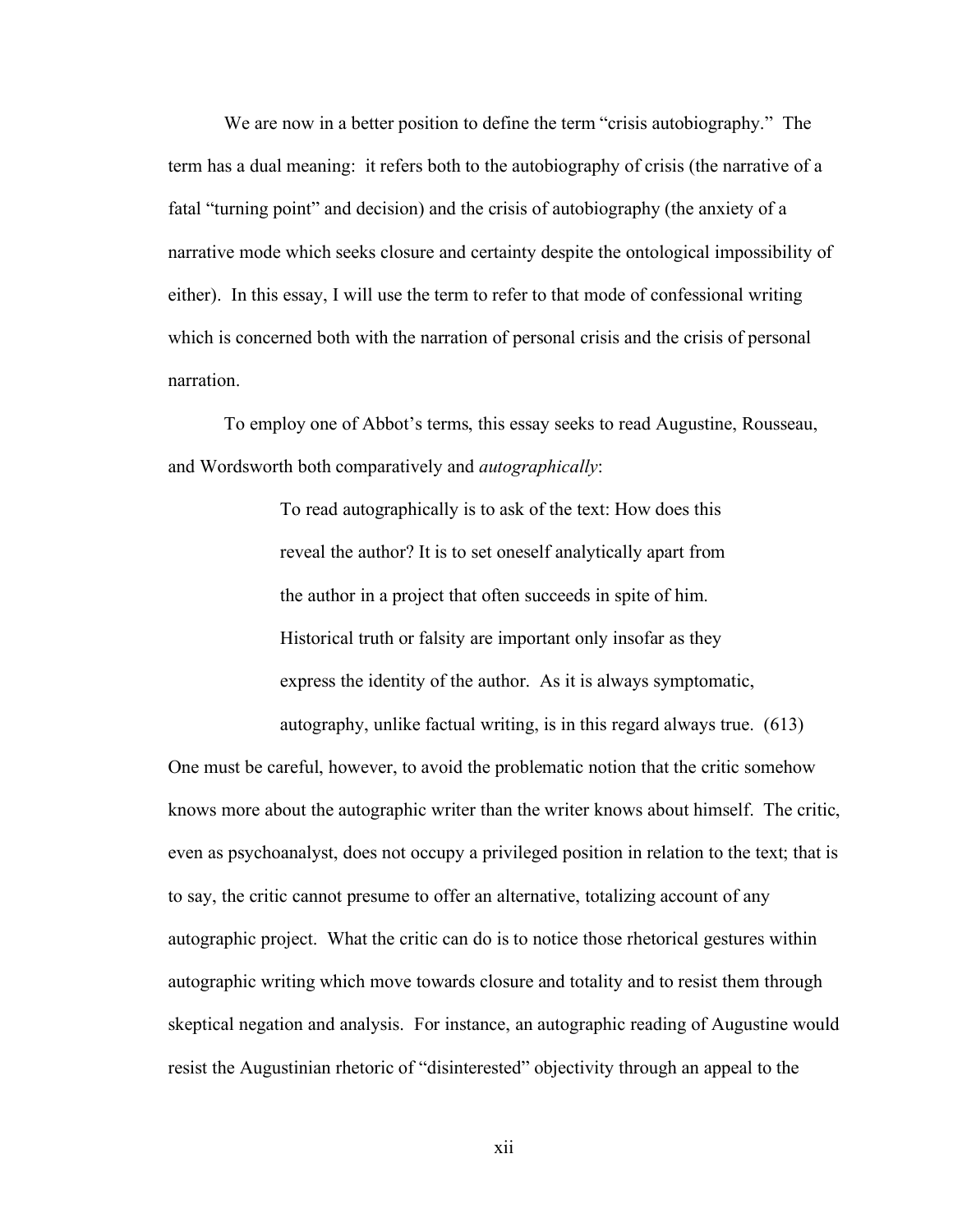We are now in a better position to define the term "crisis autobiography." The term has a dual meaning: it refers both to the autobiography of crisis (the narrative of a fatal "turning point" and decision) and the crisis of autobiography (the anxiety of a narrative mode which seeks closure and certainty despite the ontological impossibility of either). In this essay, I will use the term to refer to that mode of confessional writing which is concerned both with the narration of personal crisis and the crisis of personal narration.

To employ one of Abbot's terms, this essay seeks to read Augustine, Rousseau, and Wordsworth both comparatively and *autographically*:

> To read autographically is to ask of the text: How does this reveal the author? It is to set oneself analytically apart from the author in a project that often succeeds in spite of him. Historical truth or falsity are important only insofar as they express the identity of the author. As it is always symptomatic, autography, unlike factual writing, is in this regard always true. (613)

One must be careful, however, to avoid the problematic notion that the critic somehow knows more about the autographic writer than the writer knows about himself. The critic, even as psychoanalyst, does not occupy a privileged position in relation to the text; that is to say, the critic cannot presume to offer an alternative, totalizing account of any autographic project. What the critic can do is to notice those rhetorical gestures within autographic writing which move towards closure and totality and to resist them through skeptical negation and analysis. For instance, an autographic reading of Augustine would resist the Augustinian rhetoric of "disinterested" objectivity through an appeal to the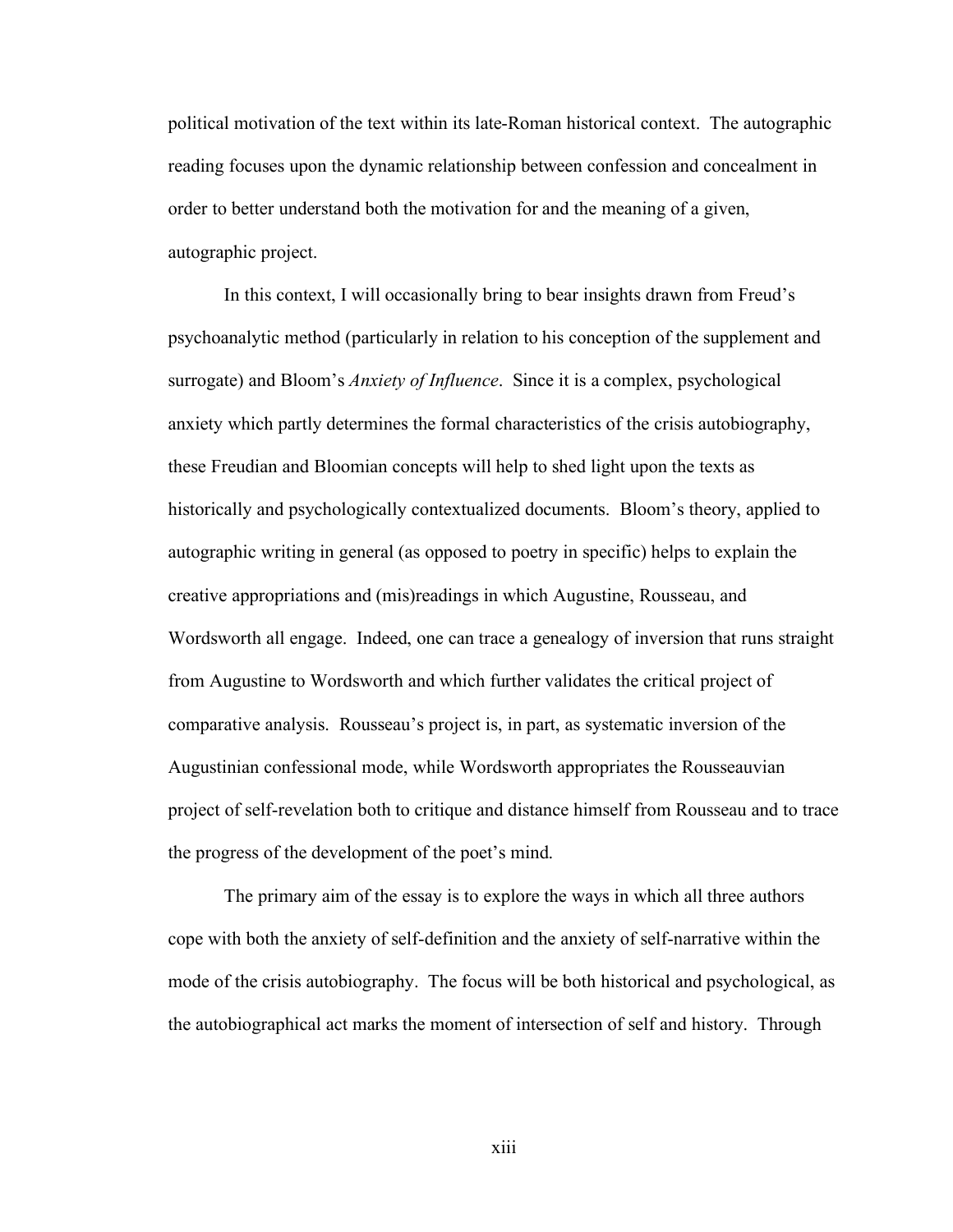political motivation of the text within its late-Roman historical context. The autographic reading focuses upon the dynamic relationship between confession and concealment in order to better understand both the motivation for and the meaning of a given, autographic project.

In this context, I will occasionally bring to bear insights drawn from Freud's psychoanalytic method (particularly in relation to his conception of the supplement and surrogate) and Bloom's *Anxiety of Influence*. Since it is a complex, psychological anxiety which partly determines the formal characteristics of the crisis autobiography, these Freudian and Bloomian concepts will help to shed light upon the texts as historically and psychologically contextualized documents. Bloom's theory, applied to autographic writing in general (as opposed to poetry in specific) helps to explain the creative appropriations and (mis)readings in which Augustine, Rousseau, and Wordsworth all engage. Indeed, one can trace a genealogy of inversion that runs straight from Augustine to Wordsworth and which further validates the critical project of comparative analysis. Rousseau's project is, in part, as systematic inversion of the Augustinian confessional mode, while Wordsworth appropriates the Rousseauvian project of self-revelation both to critique and distance himself from Rousseau and to trace the progress of the development of the poet's mind.

The primary aim of the essay is to explore the ways in which all three authors cope with both the anxiety of self-definition and the anxiety of self-narrative within the mode of the crisis autobiography. The focus will be both historical and psychological, as the autobiographical act marks the moment of intersection of self and history. Through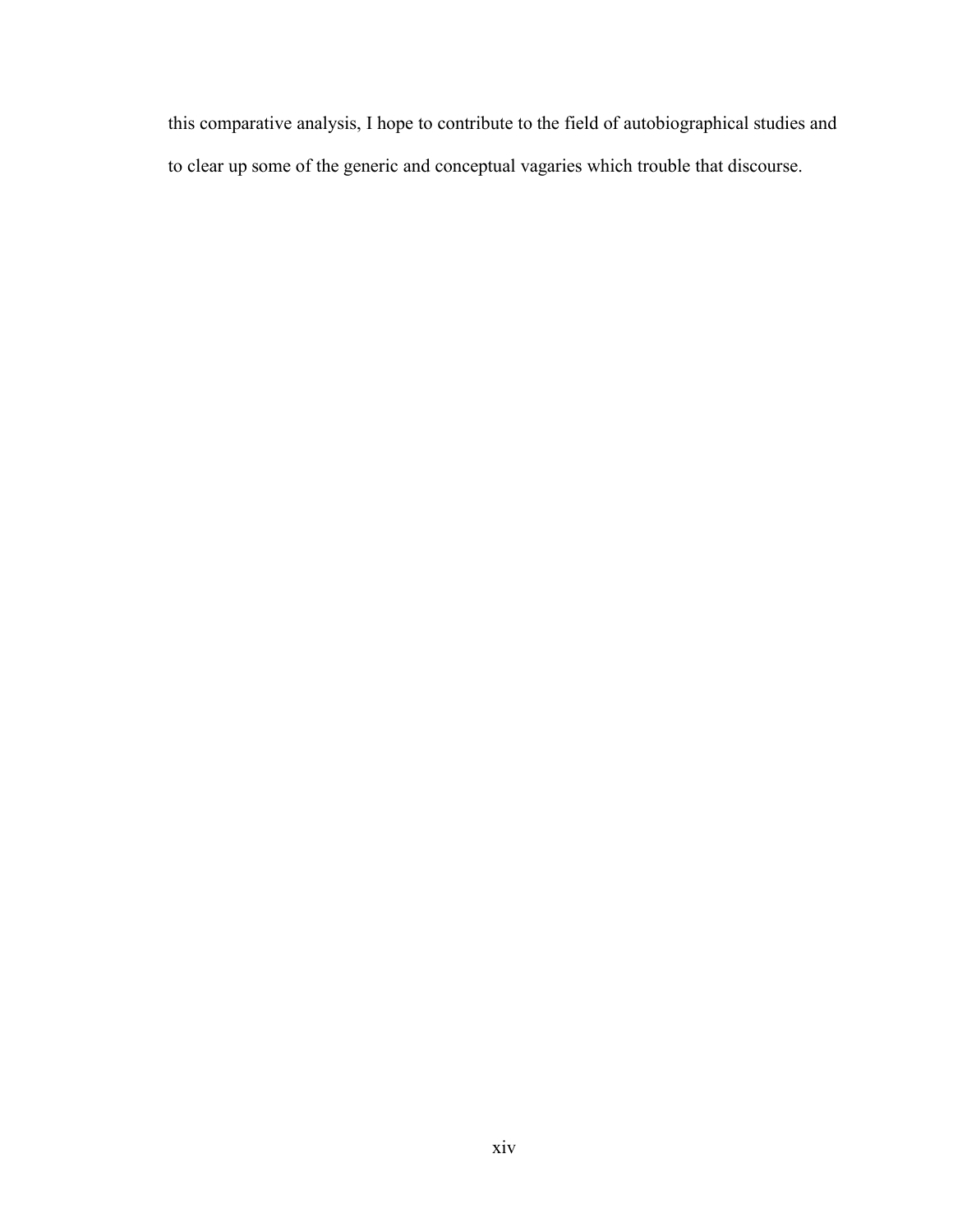this comparative analysis, I hope to contribute to the field of autobiographical studies and to clear up some of the generic and conceptual vagaries which trouble that discourse.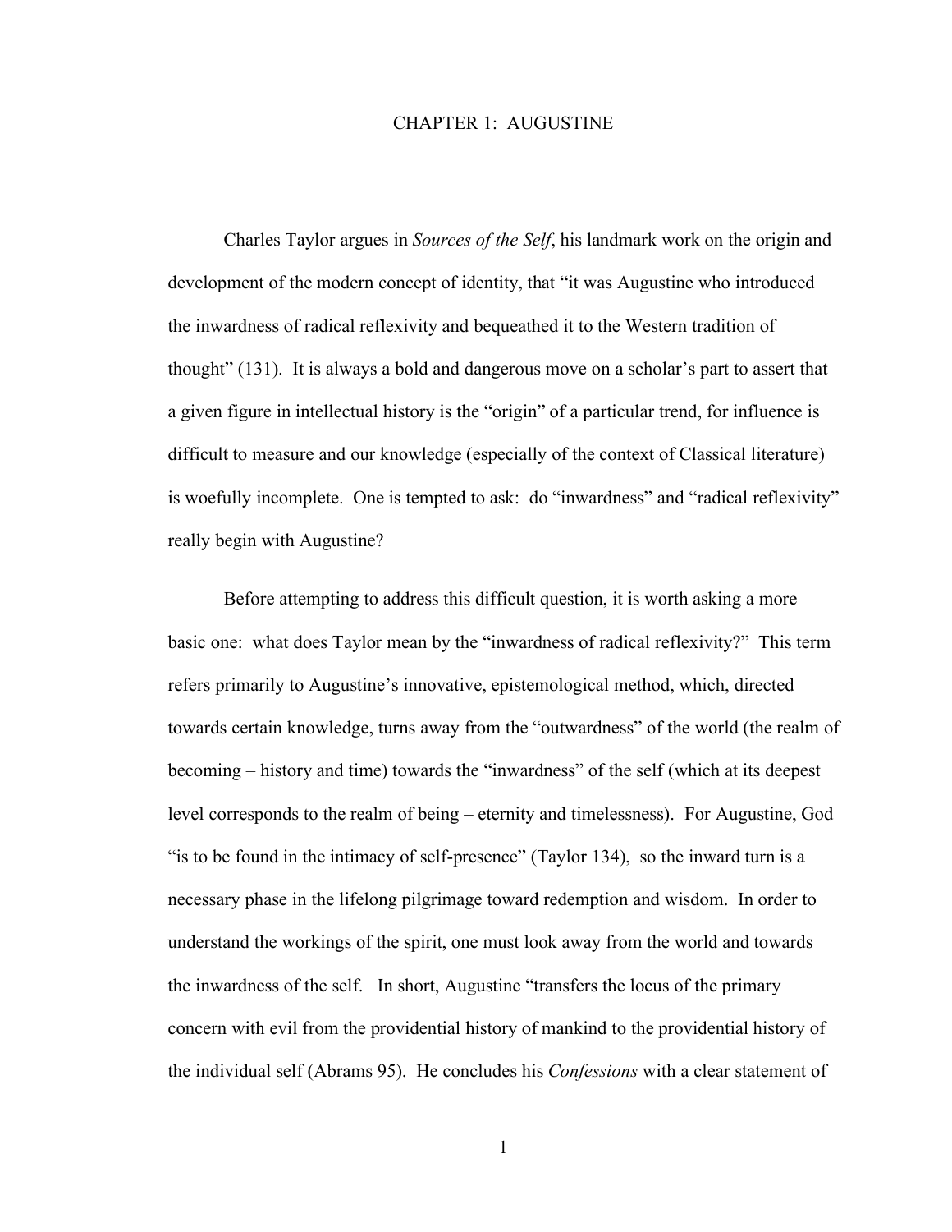# CHAPTER 1: AUGUSTINE

Charles Taylor argues in *Sources of the Self*, his landmark work on the origin and development of the modern concept of identity, that "it was Augustine who introduced the inwardness of radical reflexivity and bequeathed it to the Western tradition of thought" (131). It is always a bold and dangerous move on a scholar's part to assert that a given figure in intellectual history is the "origin" of a particular trend, for influence is difficult to measure and our knowledge (especially of the context of Classical literature) is woefully incomplete. One is tempted to ask: do "inwardness" and "radical reflexivity" really begin with Augustine?

Before attempting to address this difficult question, it is worth asking a more basic one: what does Taylor mean by the "inwardness of radical reflexivity?" This term refers primarily to Augustine's innovative, epistemological method, which, directed towards certain knowledge, turns away from the "outwardness" of the world (the realm of becoming – history and time) towards the "inwardness" of the self (which at its deepest level corresponds to the realm of being – eternity and timelessness). For Augustine, God "is to be found in the intimacy of self-presence" (Taylor 134), so the inward turn is a necessary phase in the lifelong pilgrimage toward redemption and wisdom. In order to understand the workings of the spirit, one must look away from the world and towards the inwardness of the self. In short, Augustine "transfers the locus of the primary concern with evil from the providential history of mankind to the providential history of the individual self (Abrams 95). He concludes his *Confessions* with a clear statement of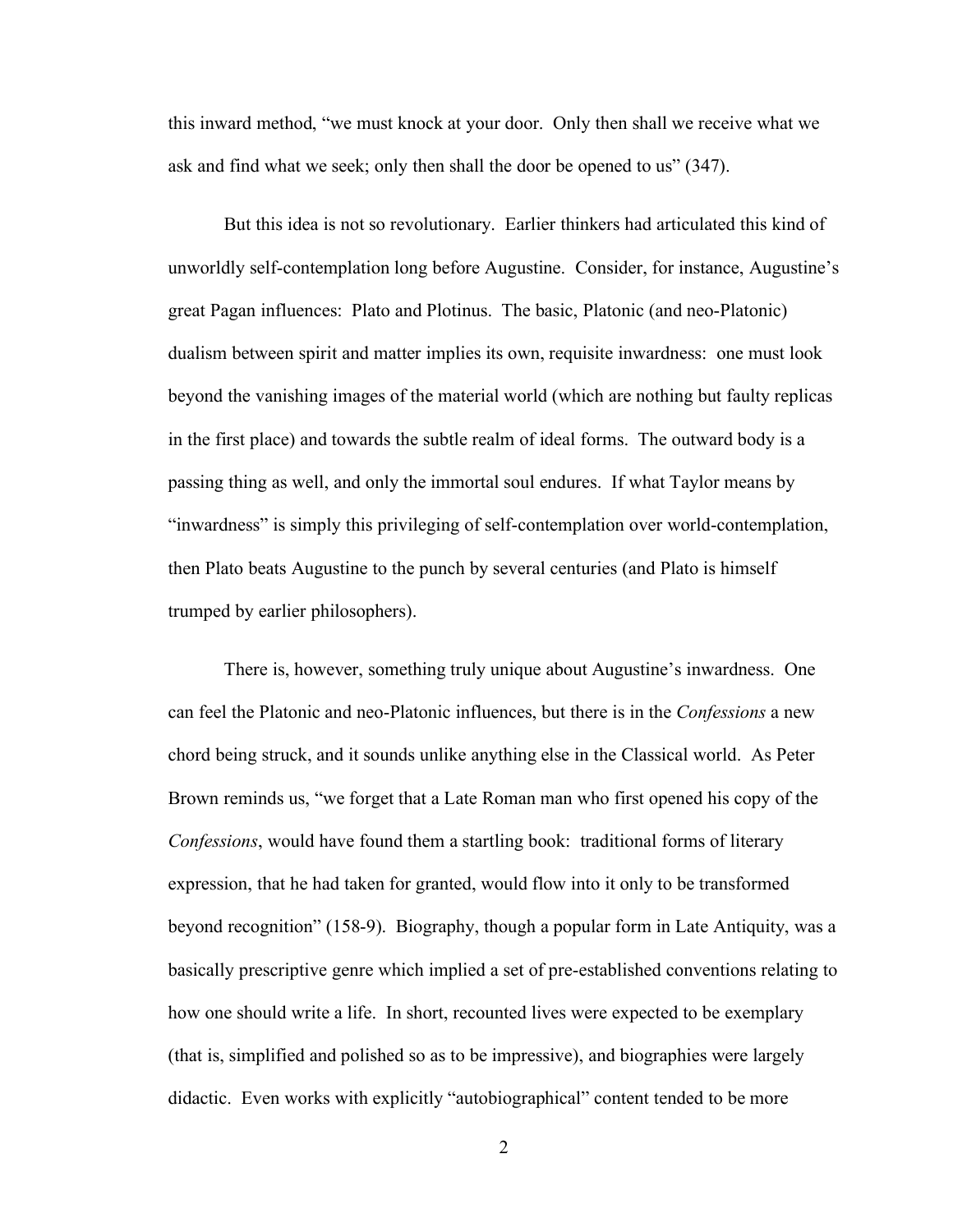this inward method, "we must knock at your door. Only then shall we receive what we ask and find what we seek; only then shall the door be opened to us" (347).

But this idea is not so revolutionary. Earlier thinkers had articulated this kind of unworldly self-contemplation long before Augustine. Consider, for instance, Augustine's great Pagan influences: Plato and Plotinus. The basic, Platonic (and neo-Platonic) dualism between spirit and matter implies its own, requisite inwardness: one must look beyond the vanishing images of the material world (which are nothing but faulty replicas in the first place) and towards the subtle realm of ideal forms. The outward body is a passing thing as well, and only the immortal soul endures. If what Taylor means by "inwardness" is simply this privileging of self-contemplation over world-contemplation, then Plato beats Augustine to the punch by several centuries (and Plato is himself trumped by earlier philosophers).

There is, however, something truly unique about Augustine's inwardness. One can feel the Platonic and neo-Platonic influences, but there is in the *Confessions* a new chord being struck, and it sounds unlike anything else in the Classical world. As Peter Brown reminds us, "we forget that a Late Roman man who first opened his copy of the *Confessions*, would have found them a startling book: traditional forms of literary expression, that he had taken for granted, would flow into it only to be transformed beyond recognition" (158-9). Biography, though a popular form in Late Antiquity, was a basically prescriptive genre which implied a set of pre-established conventions relating to how one should write a life. In short, recounted lives were expected to be exemplary (that is, simplified and polished so as to be impressive), and biographies were largely didactic. Even works with explicitly "autobiographical" content tended to be more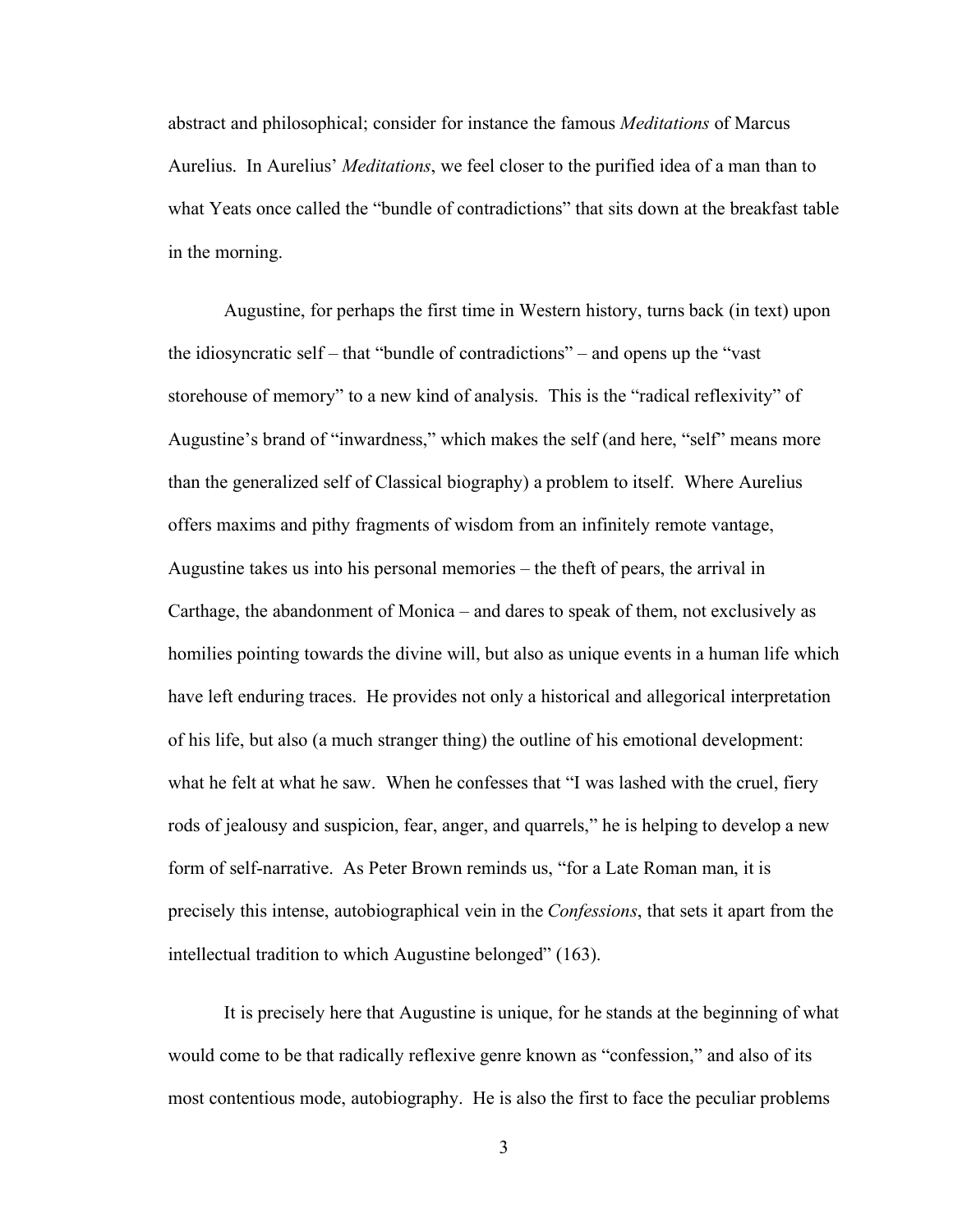abstract and philosophical; consider for instance the famous *Meditations* of Marcus Aurelius. In Aurelius' *Meditations*, we feel closer to the purified idea of a man than to what Yeats once called the "bundle of contradictions" that sits down at the breakfast table in the morning.

Augustine, for perhaps the first time in Western history, turns back (in text) upon the idiosyncratic self – that "bundle of contradictions" – and opens up the "vast storehouse of memory" to a new kind of analysis. This is the "radical reflexivity" of Augustine's brand of "inwardness," which makes the self (and here, "self" means more than the generalized self of Classical biography) a problem to itself. Where Aurelius offers maxims and pithy fragments of wisdom from an infinitely remote vantage, Augustine takes us into his personal memories – the theft of pears, the arrival in Carthage, the abandonment of Monica – and dares to speak of them, not exclusively as homilies pointing towards the divine will, but also as unique events in a human life which have left enduring traces. He provides not only a historical and allegorical interpretation of his life, but also (a much stranger thing) the outline of his emotional development: what he felt at what he saw. When he confesses that "I was lashed with the cruel, fiery rods of jealousy and suspicion, fear, anger, and quarrels," he is helping to develop a new form of self-narrative. As Peter Brown reminds us, "for a Late Roman man, it is precisely this intense, autobiographical vein in the *Confessions*, that sets it apart from the intellectual tradition to which Augustine belonged" (163).

It is precisely here that Augustine is unique, for he stands at the beginning of what would come to be that radically reflexive genre known as "confession," and also of its most contentious mode, autobiography. He is also the first to face the peculiar problems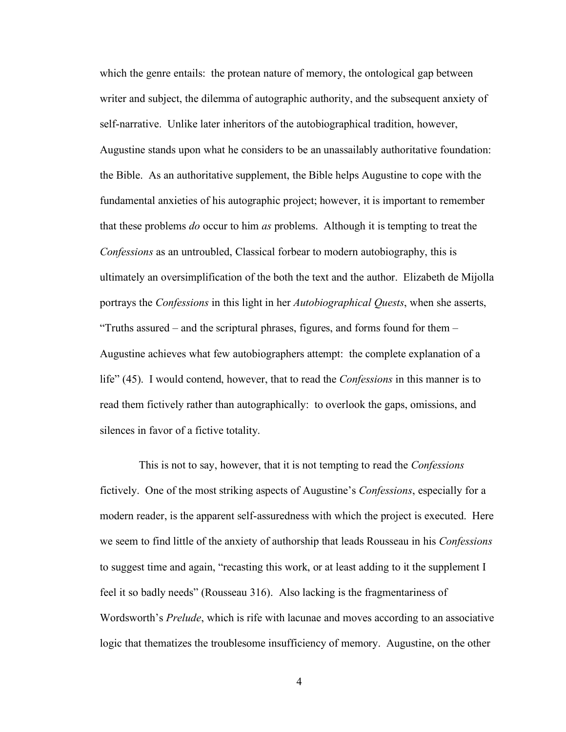which the genre entails: the protean nature of memory, the ontological gap between writer and subject, the dilemma of autographic authority, and the subsequent anxiety of self-narrative. Unlike later inheritors of the autobiographical tradition, however, Augustine stands upon what he considers to be an unassailably authoritative foundation: the Bible. As an authoritative supplement, the Bible helps Augustine to cope with the fundamental anxieties of his autographic project; however, it is important to remember that these problems *do* occur to him *as* problems. Although it is tempting to treat the *Confessions* as an untroubled, Classical forbear to modern autobiography, this is ultimately an oversimplification of the both the text and the author. Elizabeth de Mijolla portrays the *Confessions* in this light in her *Autobiographical Quests*, when she asserts, "Truths assured – and the scriptural phrases, figures, and forms found for them – Augustine achieves what few autobiographers attempt: the complete explanation of a life" (45). I would contend, however, that to read the *Confessions* in this manner is to read them fictively rather than autographically: to overlook the gaps, omissions, and silences in favor of a fictive totality.

This is not to say, however, that it is not tempting to read the *Confessions* fictively. One of the most striking aspects of Augustine's *Confessions*, especially for a modern reader, is the apparent self-assuredness with which the project is executed. Here we seem to find little of the anxiety of authorship that leads Rousseau in his *Confessions* to suggest time and again, "recasting this work, or at least adding to it the supplement I feel it so badly needs" (Rousseau 316). Also lacking is the fragmentariness of Wordsworth's *Prelude*, which is rife with lacunae and moves according to an associative logic that thematizes the troublesome insufficiency of memory. Augustine, on the other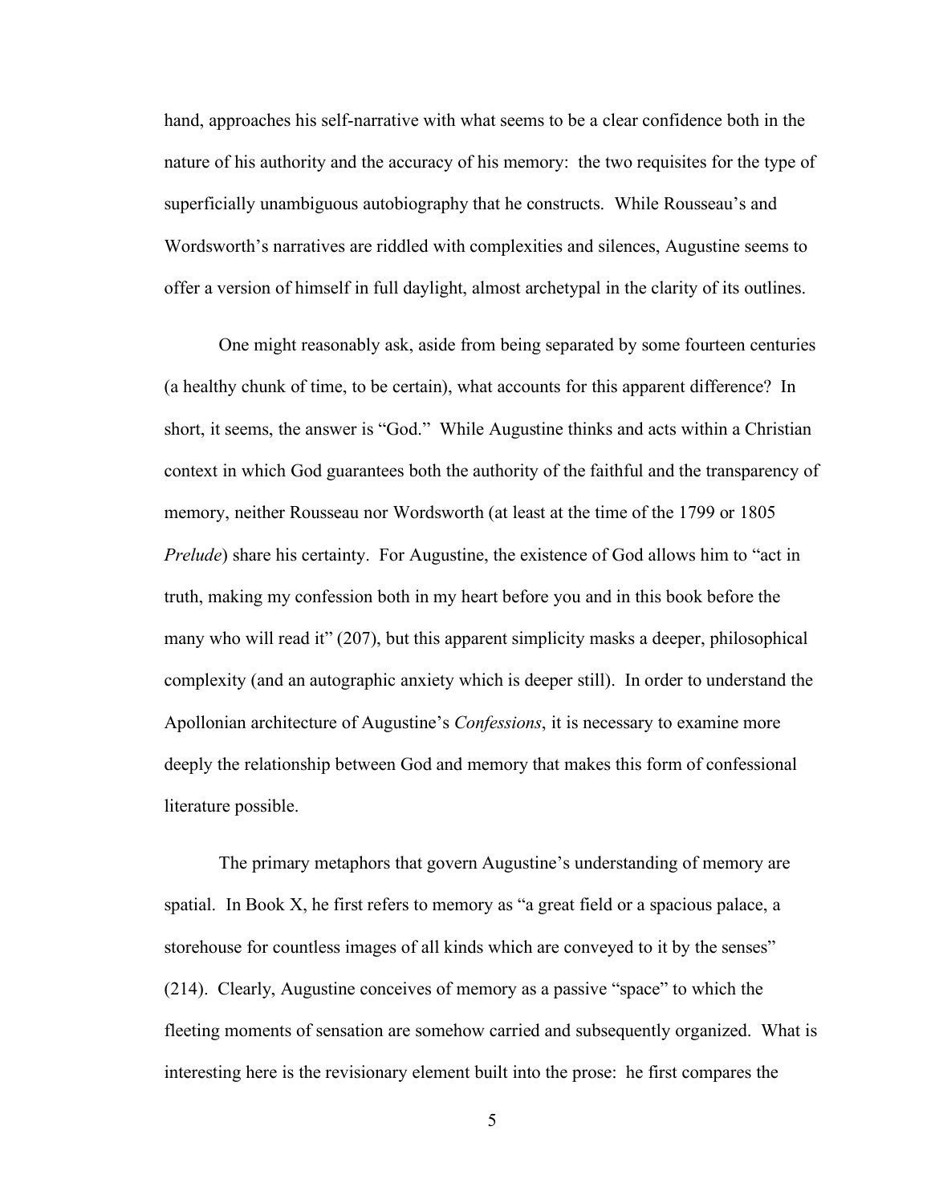hand, approaches his self-narrative with what seems to be a clear confidence both in the nature of his authority and the accuracy of his memory: the two requisites for the type of superficially unambiguous autobiography that he constructs. While Rousseau's and Wordsworth's narratives are riddled with complexities and silences, Augustine seems to offer a version of himself in full daylight, almost archetypal in the clarity of its outlines.

One might reasonably ask, aside from being separated by some fourteen centuries (a healthy chunk of time, to be certain), what accounts for this apparent difference? In short, it seems, the answer is "God." While Augustine thinks and acts within a Christian context in which God guarantees both the authority of the faithful and the transparency of memory, neither Rousseau nor Wordsworth (at least at the time of the 1799 or 1805 *Prelude*) share his certainty. For Augustine, the existence of God allows him to "act in truth, making my confession both in my heart before you and in this book before the many who will read it" (207), but this apparent simplicity masks a deeper, philosophical complexity (and an autographic anxiety which is deeper still). In order to understand the Apollonian architecture of Augustine's *Confessions*, it is necessary to examine more deeply the relationship between God and memory that makes this form of confessional literature possible.

The primary metaphors that govern Augustine's understanding of memory are spatial. In Book X, he first refers to memory as "a great field or a spacious palace, a storehouse for countless images of all kinds which are conveyed to it by the senses" (214). Clearly, Augustine conceives of memory as a passive "space" to which the fleeting moments of sensation are somehow carried and subsequently organized. What is interesting here is the revisionary element built into the prose: he first compares the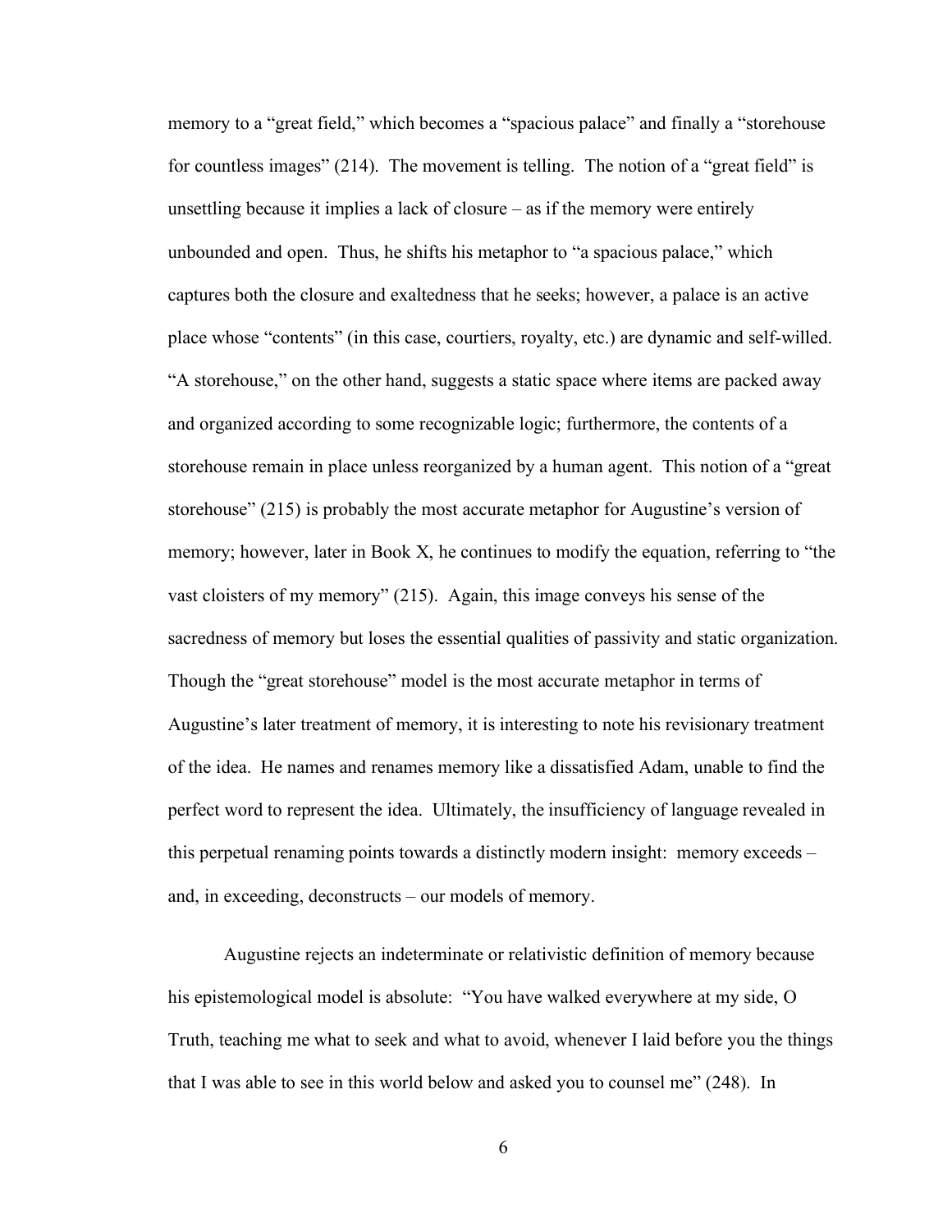memory to a "great field," which becomes a "spacious palace" and finally a "storehouse for countless images" (214). The movement is telling. The notion of a "great field" is unsettling because it implies a lack of closure – as if the memory were entirely unbounded and open. Thus, he shifts his metaphor to "a spacious palace," which captures both the closure and exaltedness that he seeks; however, a palace is an active place whose "contents" (in this case, courtiers, royalty, etc.) are dynamic and self-willed. "A storehouse," on the other hand, suggests a static space where items are packed away and organized according to some recognizable logic; furthermore, the contents of a storehouse remain in place unless reorganized by a human agent. This notion of a "great storehouse" (215) is probably the most accurate metaphor for Augustine's version of memory; however, later in Book X, he continues to modify the equation, referring to "the vast cloisters of my memory" (215). Again, this image conveys his sense of the sacredness of memory but loses the essential qualities of passivity and static organization. Though the "great storehouse" model is the most accurate metaphor in terms of Augustine's later treatment of memory, it is interesting to note his revisionary treatment of the idea. He names and renames memory like a dissatisfied Adam, unable to find the perfect word to represent the idea. Ultimately, the insufficiency of language revealed in this perpetual renaming points towards a distinctly modern insight: memory exceeds – and, in exceeding, deconstructs – our models of memory.

Augustine rejects an indeterminate or relativistic definition of memory because his epistemological model is absolute: "You have walked everywhere at my side, O Truth, teaching me what to seek and what to avoid, whenever I laid before you the things that I was able to see in this world below and asked you to counsel me" (248). In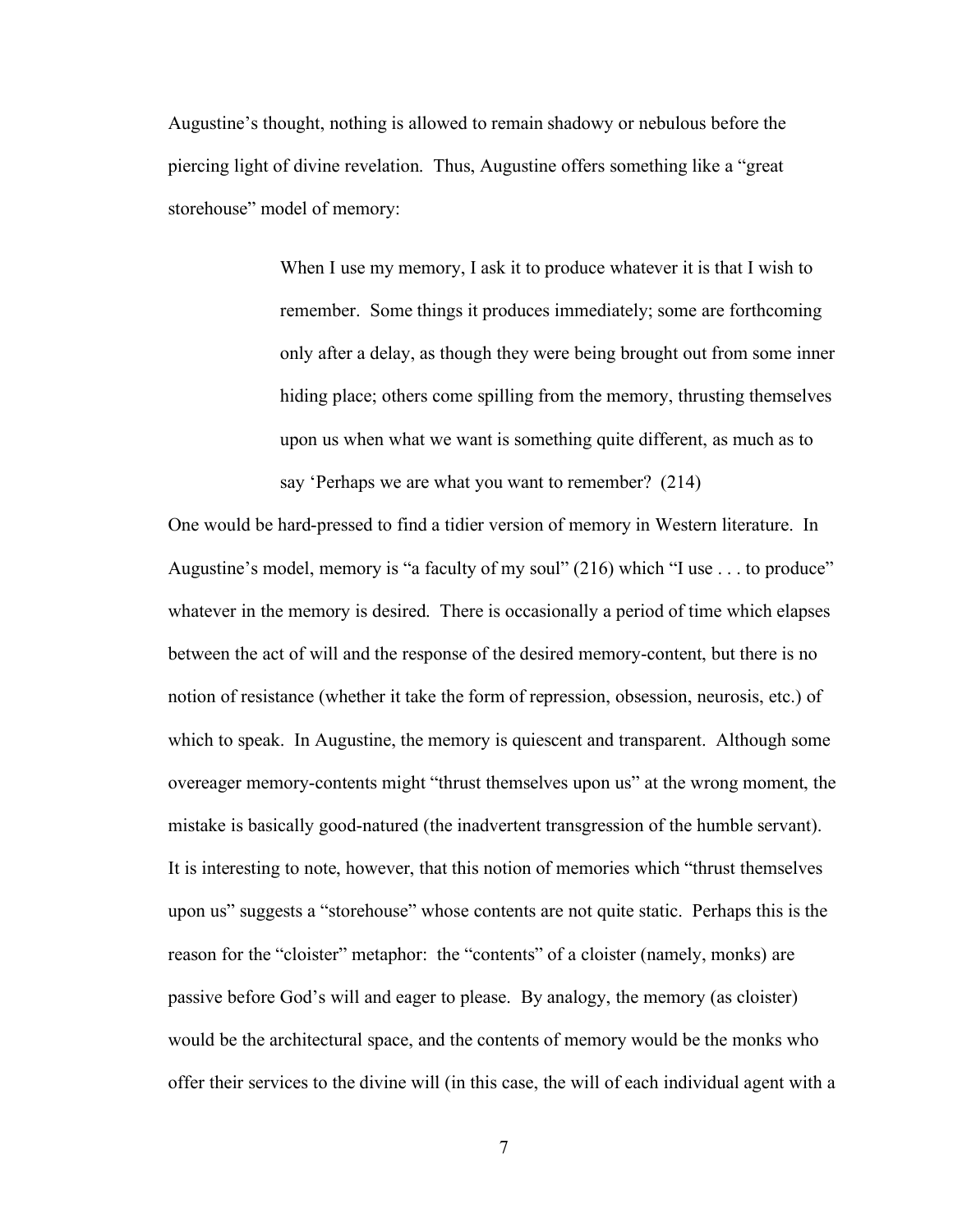Augustine's thought, nothing is allowed to remain shadowy or nebulous before the piercing light of divine revelation. Thus, Augustine offers something like a "great storehouse" model of memory:

> When I use my memory, I ask it to produce whatever it is that I wish to remember. Some things it produces immediately; some are forthcoming only after a delay, as though they were being brought out from some inner hiding place; others come spilling from the memory, thrusting themselves upon us when what we want is something quite different, as much as to say 'Perhaps we are what you want to remember? (214)

One would be hard-pressed to find a tidier version of memory in Western literature. In Augustine's model, memory is "a faculty of my soul" (216) which "I use . . . to produce" whatever in the memory is desired. There is occasionally a period of time which elapses between the act of will and the response of the desired memory-content, but there is no notion of resistance (whether it take the form of repression, obsession, neurosis, etc.) of which to speak. In Augustine, the memory is quiescent and transparent. Although some overeager memory-contents might "thrust themselves upon us" at the wrong moment, the mistake is basically good-natured (the inadvertent transgression of the humble servant). It is interesting to note, however, that this notion of memories which "thrust themselves upon us" suggests a "storehouse" whose contents are not quite static. Perhaps this is the reason for the "cloister" metaphor: the "contents" of a cloister (namely, monks) are passive before God's will and eager to please. By analogy, the memory (as cloister) would be the architectural space, and the contents of memory would be the monks who offer their services to the divine will (in this case, the will of each individual agent with a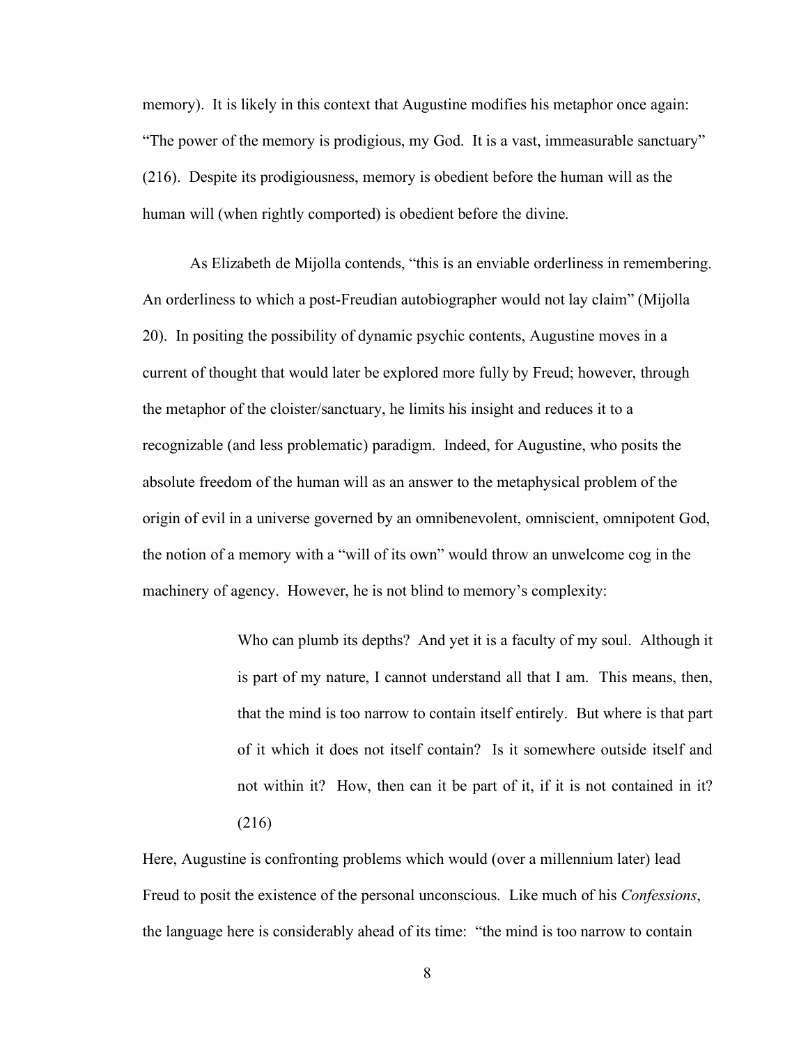memory). It is likely in this context that Augustine modifies his metaphor once again: "The power of the memory is prodigious, my God. It is a vast, immeasurable sanctuary" (216). Despite its prodigiousness, memory is obedient before the human will as the human will (when rightly comported) is obedient before the divine.

As Elizabeth de Mijolla contends, "this is an enviable orderliness in remembering. An orderliness to which a post-Freudian autobiographer would not lay claim" (Mijolla 20). In positing the possibility of dynamic psychic contents, Augustine moves in a current of thought that would later be explored more fully by Freud; however, through the metaphor of the cloister/sanctuary, he limits his insight and reduces it to a recognizable (and less problematic) paradigm. Indeed, for Augustine, who posits the absolute freedom of the human will as an answer to the metaphysical problem of the origin of evil in a universe governed by an omnibenevolent, omniscient, omnipotent God, the notion of a memory with a "will of its own" would throw an unwelcome cog in the machinery of agency. However, he is not blind to memory's complexity:

> Who can plumb its depths? And yet it is a faculty of my soul. Although it is part of my nature, I cannot understand all that I am. This means, then, that the mind is too narrow to contain itself entirely. But where is that part of it which it does not itself contain? Is it somewhere outside itself and not within it? How, then can it be part of it, if it is not contained in it? (216)

Here, Augustine is confronting problems which would (over a millennium later) lead Freud to posit the existence of the personal unconscious. Like much of his *Confessions*, the language here is considerably ahead of its time: "the mind is too narrow to contain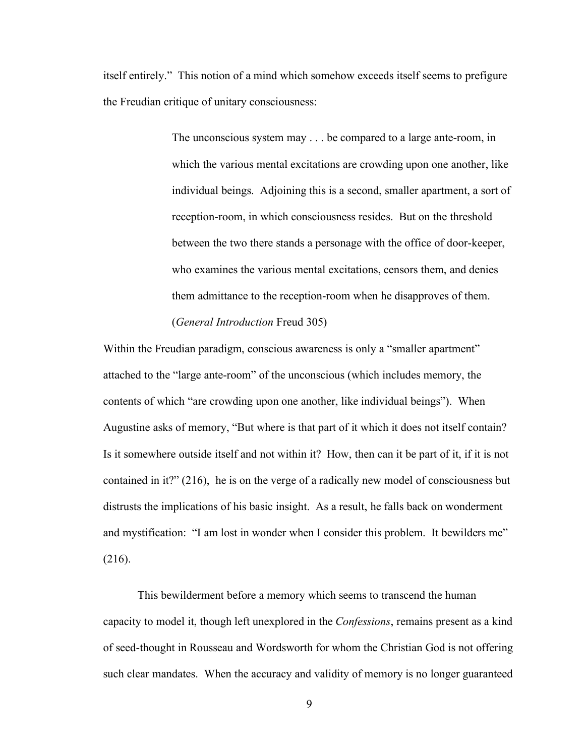itself entirely." This notion of a mind which somehow exceeds itself seems to prefigure the Freudian critique of unitary consciousness:

> The unconscious system may . . . be compared to a large ante-room, in which the various mental excitations are crowding upon one another, like individual beings. Adjoining this is a second, smaller apartment, a sort of reception-room, in which consciousness resides. But on the threshold between the two there stands a personage with the office of door-keeper, who examines the various mental excitations, censors them, and denies them admittance to the reception-room when he disapproves of them. (*General Introduction* Freud 305)

Within the Freudian paradigm, conscious awareness is only a "smaller apartment" attached to the "large ante-room" of the unconscious (which includes memory, the contents of which "are crowding upon one another, like individual beings"). When Augustine asks of memory, "But where is that part of it which it does not itself contain? Is it somewhere outside itself and not within it? How, then can it be part of it, if it is not contained in it?" (216), he is on the verge of a radically new model of consciousness but distrusts the implications of his basic insight. As a result, he falls back on wonderment and mystification: "I am lost in wonder when I consider this problem. It bewilders me" (216).

This bewilderment before a memory which seems to transcend the human capacity to model it, though left unexplored in the *Confessions*, remains present as a kind of seed-thought in Rousseau and Wordsworth for whom the Christian God is not offering such clear mandates. When the accuracy and validity of memory is no longer guaranteed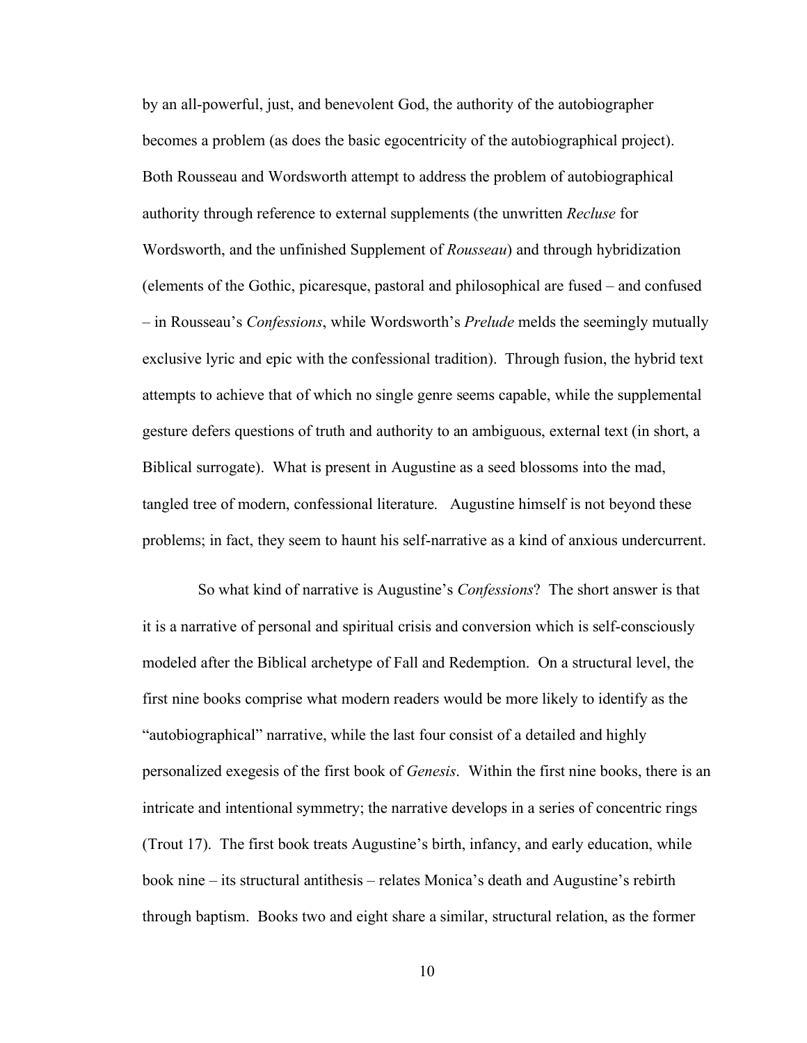by an all-powerful, just, and benevolent God, the authority of the autobiographer becomes a problem (as does the basic egocentricity of the autobiographical project). Both Rousseau and Wordsworth attempt to address the problem of autobiographical authority through reference to external supplements (the unwritten *Recluse* for Wordsworth, and the unfinished Supplement of *Rousseau*) and through hybridization (elements of the Gothic, picaresque, pastoral and philosophical are fused – and confused – in Rousseau's *Confessions*, while Wordsworth's *Prelude* melds the seemingly mutually exclusive lyric and epic with the confessional tradition). Through fusion, the hybrid text attempts to achieve that of which no single genre seems capable, while the supplemental gesture defers questions of truth and authority to an ambiguous, external text (in short, a Biblical surrogate). What is present in Augustine as a seed blossoms into the mad, tangled tree of modern, confessional literature. Augustine himself is not beyond these problems; in fact, they seem to haunt his self-narrative as a kind of anxious undercurrent.

So what kind of narrative is Augustine's *Confessions*? The short answer is that it is a narrative of personal and spiritual crisis and conversion which is self-consciously modeled after the Biblical archetype of Fall and Redemption. On a structural level, the first nine books comprise what modern readers would be more likely to identify as the "autobiographical" narrative, while the last four consist of a detailed and highly personalized exegesis of the first book of *Genesis*. Within the first nine books, there is an intricate and intentional symmetry; the narrative develops in a series of concentric rings (Trout 17). The first book treats Augustine's birth, infancy, and early education, while book nine – its structural antithesis – relates Monica's death and Augustine's rebirth through baptism. Books two and eight share a similar, structural relation, as the former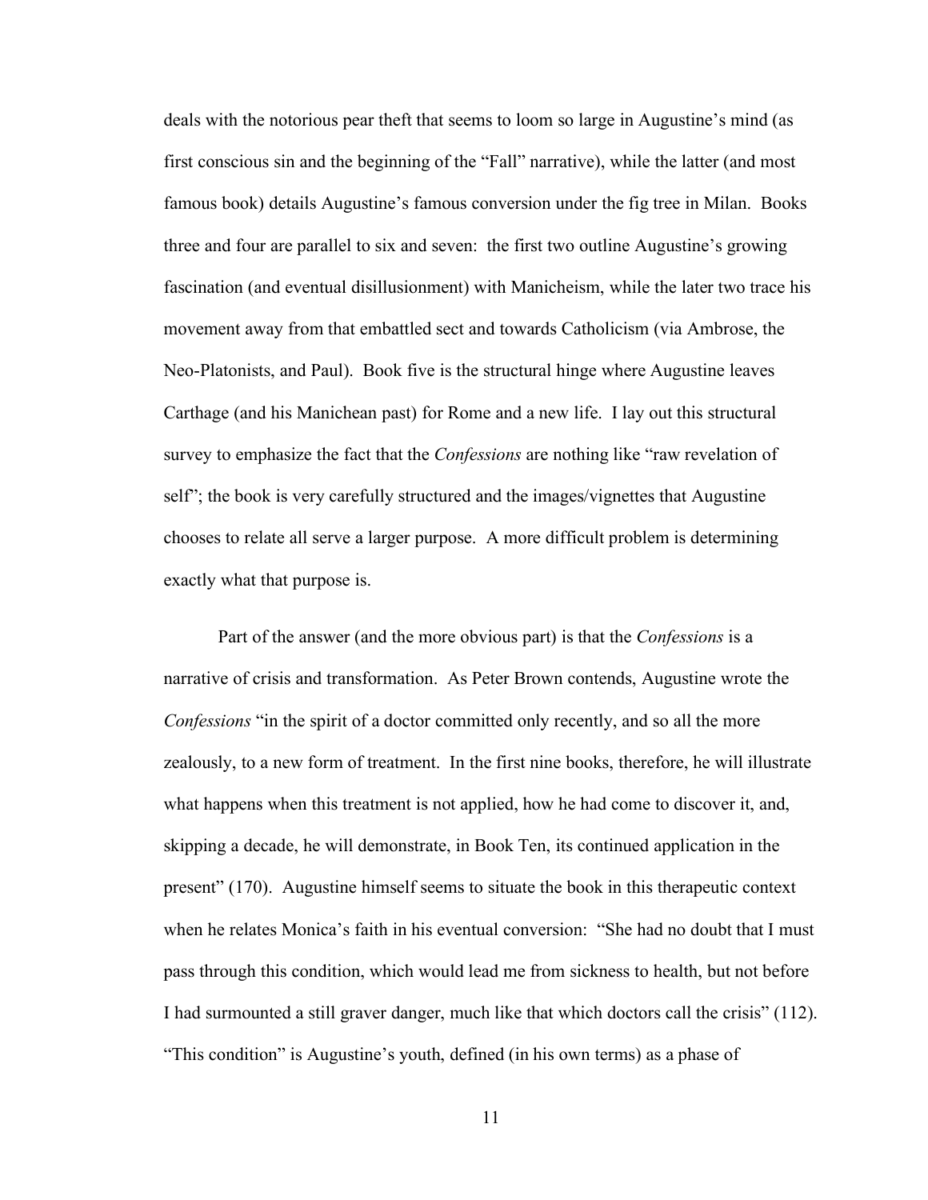deals with the notorious pear theft that seems to loom so large in Augustine's mind (as first conscious sin and the beginning of the "Fall" narrative), while the latter (and most famous book) details Augustine's famous conversion under the fig tree in Milan. Books three and four are parallel to six and seven: the first two outline Augustine's growing fascination (and eventual disillusionment) with Manicheism, while the later two trace his movement away from that embattled sect and towards Catholicism (via Ambrose, the Neo-Platonists, and Paul). Book five is the structural hinge where Augustine leaves Carthage (and his Manichean past) for Rome and a new life. I lay out this structural survey to emphasize the fact that the *Confessions* are nothing like "raw revelation of self"; the book is very carefully structured and the images/vignettes that Augustine chooses to relate all serve a larger purpose. A more difficult problem is determining exactly what that purpose is.

Part of the answer (and the more obvious part) is that the *Confessions* is a narrative of crisis and transformation. As Peter Brown contends, Augustine wrote the *Confessions* "in the spirit of a doctor committed only recently, and so all the more zealously, to a new form of treatment. In the first nine books, therefore, he will illustrate what happens when this treatment is not applied, how he had come to discover it, and, skipping a decade, he will demonstrate, in Book Ten, its continued application in the present" (170). Augustine himself seems to situate the book in this therapeutic context when he relates Monica's faith in his eventual conversion: "She had no doubt that I must pass through this condition, which would lead me from sickness to health, but not before I had surmounted a still graver danger, much like that which doctors call the crisis" (112). "This condition" is Augustine's youth, defined (in his own terms) as a phase of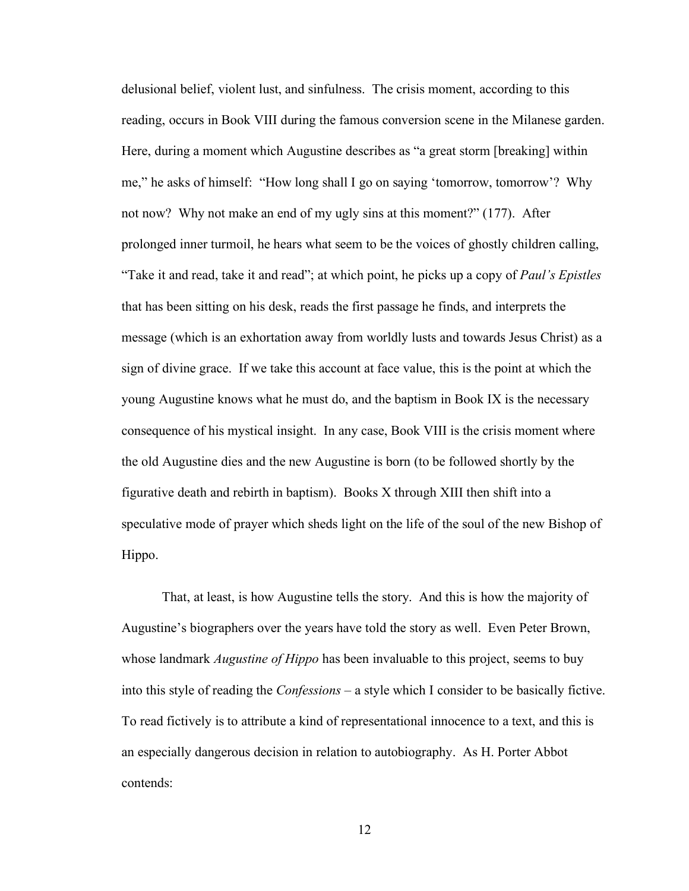delusional belief, violent lust, and sinfulness. The crisis moment, according to this reading, occurs in Book VIII during the famous conversion scene in the Milanese garden. Here, during a moment which Augustine describes as "a great storm [breaking] within me," he asks of himself: "How long shall I go on saying 'tomorrow, tomorrow'? Why not now? Why not make an end of my ugly sins at this moment?" (177). After prolonged inner turmoil, he hears what seem to be the voices of ghostly children calling, "Take it and read, take it and read"; at which point, he picks up a copy of *Paul's Epistles* that has been sitting on his desk, reads the first passage he finds, and interprets the message (which is an exhortation away from worldly lusts and towards Jesus Christ) as a sign of divine grace. If we take this account at face value, this is the point at which the young Augustine knows what he must do, and the baptism in Book IX is the necessary consequence of his mystical insight. In any case, Book VIII is the crisis moment where the old Augustine dies and the new Augustine is born (to be followed shortly by the figurative death and rebirth in baptism). Books X through XIII then shift into a speculative mode of prayer which sheds light on the life of the soul of the new Bishop of Hippo.

That, at least, is how Augustine tells the story. And this is how the majority of Augustine's biographers over the years have told the story as well. Even Peter Brown, whose landmark *Augustine of Hippo* has been invaluable to this project, seems to buy into this style of reading the *Confessions* – a style which I consider to be basically fictive. To read fictively is to attribute a kind of representational innocence to a text, and this is an especially dangerous decision in relation to autobiography. As H. Porter Abbot contends: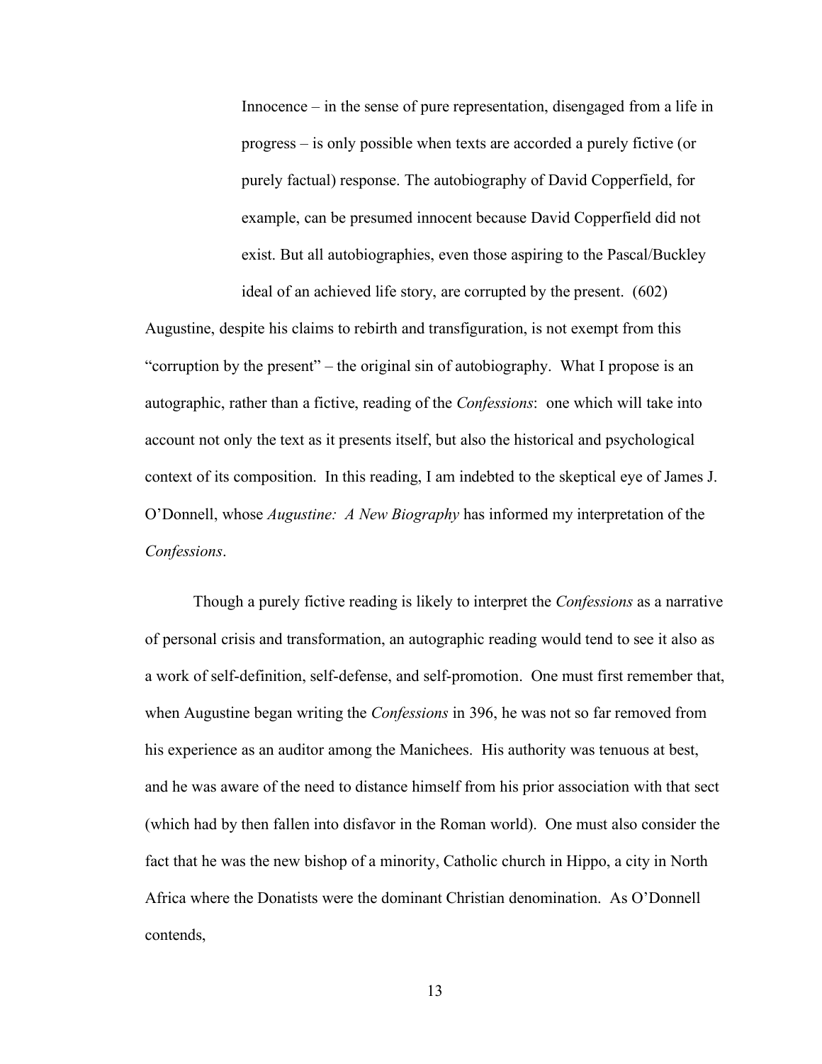> Innocence – in the sense of pure representation, disengaged from a life in progress – is only possible when texts are accorded a purely fictive (or purely factual) response. The autobiography of David Copperfield, for example, can be presumed innocent because David Copperfield did not exist. But all autobiographies, even those aspiring to the Pascal/Buckley ideal of an achieved life story, are corrupted by the present. (602)

Augustine, despite his claims to rebirth and transfiguration, is not exempt from this "corruption by the present" – the original sin of autobiography. What I propose is an autographic, rather than a fictive, reading of the *Confessions*: one which will take into account not only the text as it presents itself, but also the historical and psychological context of its composition. In this reading, I am indebted to the skeptical eye of James J. O'Donnell, whose *Augustine: A New Biography* has informed my interpretation of the *Confessions*.

Though a purely fictive reading is likely to interpret the *Confessions* as a narrative of personal crisis and transformation, an autographic reading would tend to see it also as a work of self-definition, self-defense, and self-promotion. One must first remember that, when Augustine began writing the *Confessions* in 396, he was not so far removed from his experience as an auditor among the Manichees. His authority was tenuous at best, and he was aware of the need to distance himself from his prior association with that sect (which had by then fallen into disfavor in the Roman world). One must also consider the fact that he was the new bishop of a minority, Catholic church in Hippo, a city in North Africa where the Donatists were the dominant Christian denomination. As O'Donnell contends,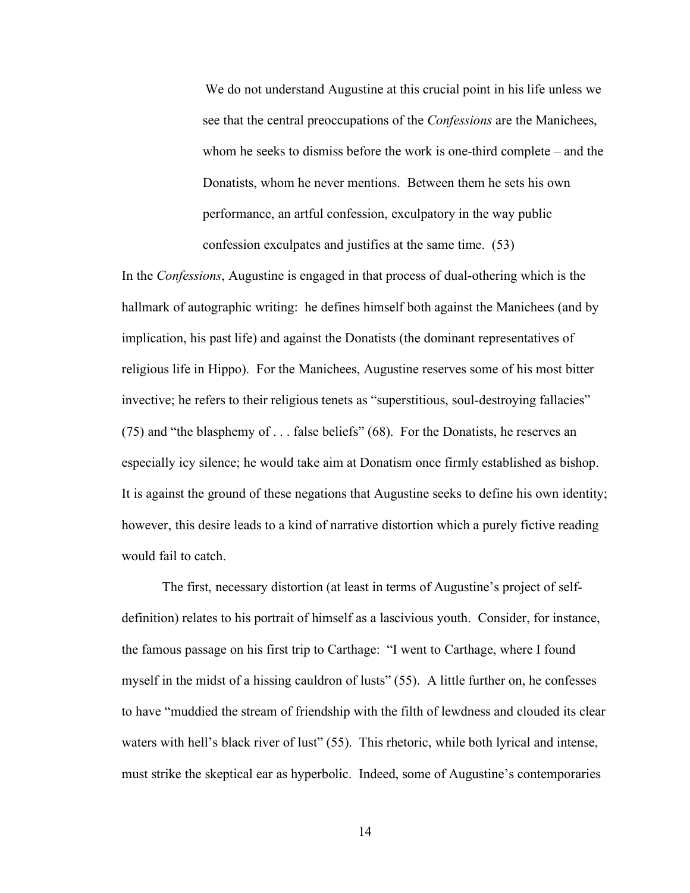> We do not understand Augustine at this crucial point in his life unless we see that the central preoccupations of the *Confessions* are the Manichees, whom he seeks to dismiss before the work is one-third complete – and the Donatists, whom he never mentions. Between them he sets his own performance, an artful confession, exculpatory in the way public confession exculpates and justifies at the same time. (53)

In the *Confessions*, Augustine is engaged in that process of dual-othering which is the hallmark of autographic writing: he defines himself both against the Manichees (and by implication, his past life) and against the Donatists (the dominant representatives of religious life in Hippo). For the Manichees, Augustine reserves some of his most bitter invective; he refers to their religious tenets as "superstitious, soul-destroying fallacies" (75) and "the blasphemy of . . . false beliefs" (68). For the Donatists, he reserves an especially icy silence; he would take aim at Donatism once firmly established as bishop. It is against the ground of these negations that Augustine seeks to define his own identity; however, this desire leads to a kind of narrative distortion which a purely fictive reading would fail to catch.

The first, necessary distortion (at least in terms of Augustine's project of self-definition) relates to his portrait of himself as a lascivious youth. Consider, for instance, the famous passage on his first trip to Carthage: "I went to Carthage, where I found myself in the midst of a hissing cauldron of lusts" (55). A little further on, he confesses to have "muddied the stream of friendship with the filth of lewdness and clouded its clear waters with hell's black river of lust" (55). This rhetoric, while both lyrical and intense, must strike the skeptical ear as hyperbolic. Indeed, some of Augustine's contemporaries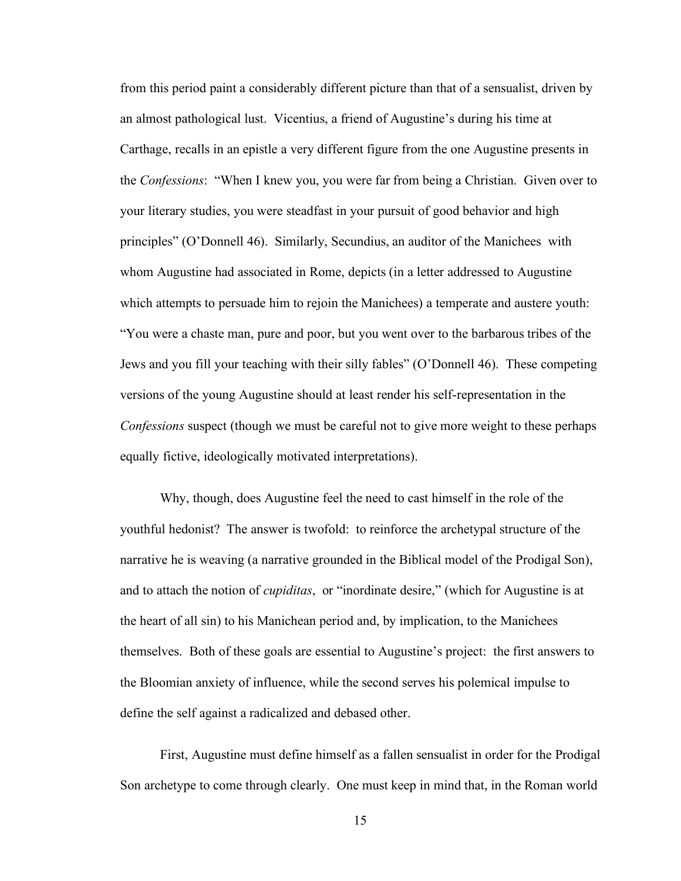from this period paint a considerably different picture than that of a sensualist, driven by an almost pathological lust. Vicentius, a friend of Augustine's during his time at Carthage, recalls in an epistle a very different figure from the one Augustine presents in the *Confessions*: "When I knew you, you were far from being a Christian. Given over to your literary studies, you were steadfast in your pursuit of good behavior and high principles" (O'Donnell 46). Similarly, Secundius, an auditor of the Manichees with whom Augustine had associated in Rome, depicts (in a letter addressed to Augustine which attempts to persuade him to rejoin the Manichees) a temperate and austere youth: "You were a chaste man, pure and poor, but you went over to the barbarous tribes of the Jews and you fill your teaching with their silly fables" (O'Donnell 46). These competing versions of the young Augustine should at least render his self-representation in the *Confessions* suspect (though we must be careful not to give more weight to these perhaps equally fictive, ideologically motivated interpretations).

Why, though, does Augustine feel the need to cast himself in the role of the youthful hedonist? The answer is twofold: to reinforce the archetypal structure of the narrative he is weaving (a narrative grounded in the Biblical model of the Prodigal Son), and to attach the notion of *cupiditas*, or "inordinate desire," (which for Augustine is at the heart of all sin) to his Manichean period and, by implication, to the Manichees themselves. Both of these goals are essential to Augustine's project: the first answers to the Bloomian anxiety of influence, while the second serves his polemical impulse to define the self against a radicalized and debased other.

First, Augustine must define himself as a fallen sensualist in order for the Prodigal Son archetype to come through clearly. One must keep in mind that, in the Roman world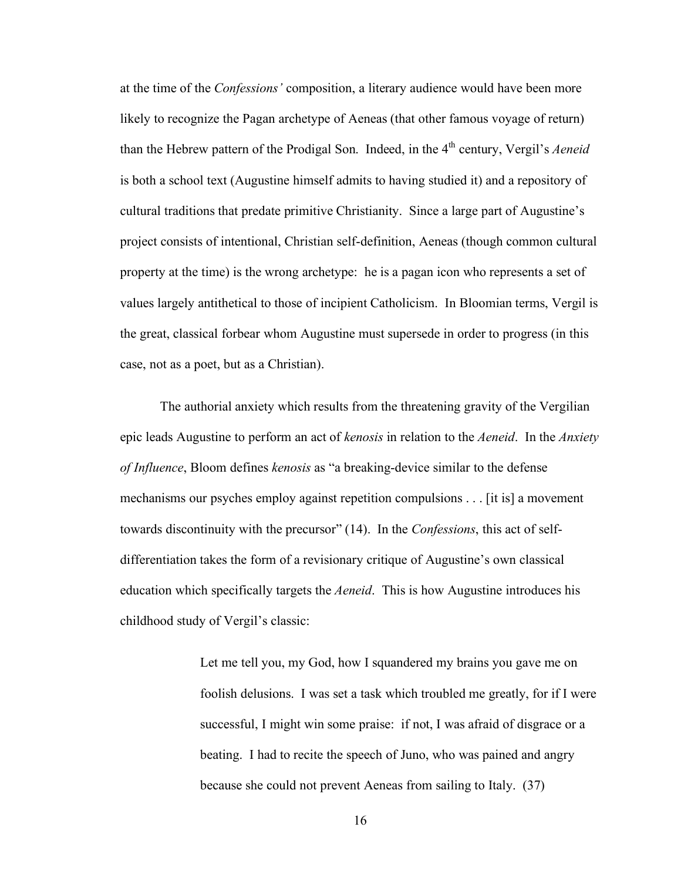at the time of the *Confessions'* composition, a literary audience would have been more likely to recognize the Pagan archetype of Aeneas (that other famous voyage of return) than the Hebrew pattern of the Prodigal Son. Indeed, in the 4th century, Vergil's *Aeneid* is both a school text (Augustine himself admits to having studied it) and a repository of cultural traditions that predate primitive Christianity. Since a large part of Augustine's project consists of intentional, Christian self-definition, Aeneas (though common cultural property at the time) is the wrong archetype: he is a pagan icon who represents a set of values largely antithetical to those of incipient Catholicism. In Bloomian terms, Vergil is the great, classical forbear whom Augustine must supersede in order to progress (in this case, not as a poet, but as a Christian).

The authorial anxiety which results from the threatening gravity of the Vergilian epic leads Augustine to perform an act of *kenosis* in relation to the *Aeneid*. In the *Anxiety of Influence*, Bloom defines *kenosis* as "a breaking-device similar to the defense mechanisms our psyches employ against repetition compulsions . . . [it is] a movement towards discontinuity with the precursor" (14). In the *Confessions*, this act of self-differentiation takes the form of a revisionary critique of Augustine's own classical education which specifically targets the *Aeneid*. This is how Augustine introduces his childhood study of Vergil's classic:

> Let me tell you, my God, how I squandered my brains you gave me on foolish delusions. I was set a task which troubled me greatly, for if I were successful, I might win some praise: if not, I was afraid of disgrace or a beating. I had to recite the speech of Juno, who was pained and angry because she could not prevent Aeneas from sailing to Italy. (37)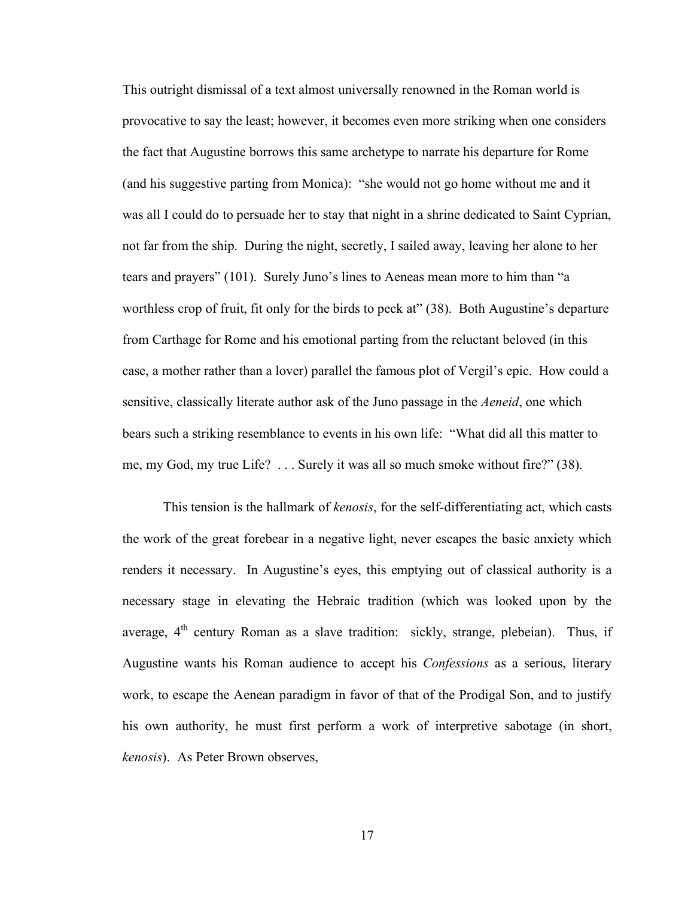This outright dismissal of a text almost universally renowned in the Roman world is provocative to say the least; however, it becomes even more striking when one considers the fact that Augustine borrows this same archetype to narrate his departure for Rome (and his suggestive parting from Monica): "she would not go home without me and it was all I could do to persuade her to stay that night in a shrine dedicated to Saint Cyprian, not far from the ship. During the night, secretly, I sailed away, leaving her alone to her tears and prayers" (101). Surely Juno's lines to Aeneas mean more to him than "a worthless crop of fruit, fit only for the birds to peck at" (38). Both Augustine's departure from Carthage for Rome and his emotional parting from the reluctant beloved (in this case, a mother rather than a lover) parallel the famous plot of Vergil's epic. How could a sensitive, classically literate author ask of the Juno passage in the *Aeneid*, one which bears such a striking resemblance to events in his own life: "What did all this matter to me, my God, my true Life? . . . Surely it was all so much smoke without fire?" (38).

This tension is the hallmark of *kenosis*, for the self-differentiating act, which casts the work of the great forebear in a negative light, never escapes the basic anxiety which renders it necessary. In Augustine's eyes, this emptying out of classical authority is a necessary stage in elevating the Hebraic tradition (which was looked upon by the average, 4th century Roman as a slave tradition: sickly, strange, plebeian). Thus, if Augustine wants his Roman audience to accept his *Confessions* as a serious, literary work, to escape the Aenean paradigm in favor of that of the Prodigal Son, and to justify his own authority, he must first perform a work of interpretive sabotage (in short, *kenosis*). As Peter Brown observes,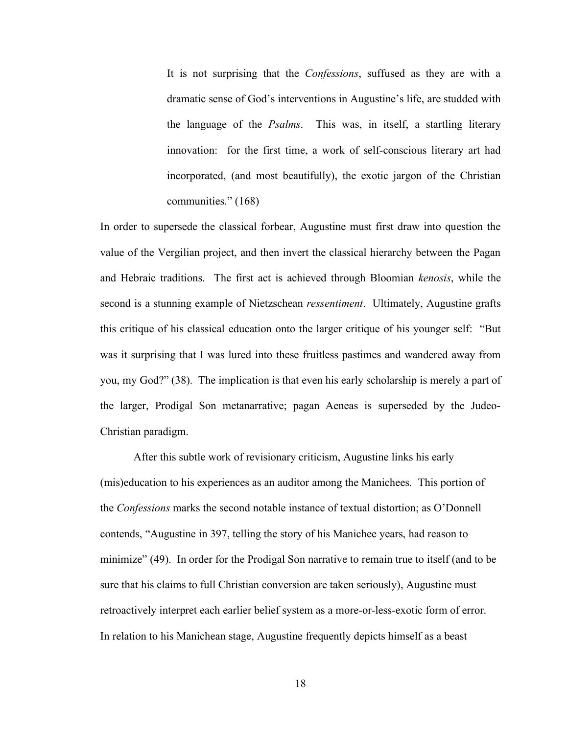> It is not surprising that the *Confessions*, suffused as they are with a dramatic sense of God's interventions in Augustine's life, are studded with the language of the *Psalms*. This was, in itself, a startling literary innovation: for the first time, a work of self-conscious literary art had incorporated, (and most beautifully), the exotic jargon of the Christian communities." (168)

In order to supersede the classical forbear, Augustine must first draw into question the value of the Vergilian project, and then invert the classical hierarchy between the Pagan and Hebraic traditions. The first act is achieved through Bloomian *kenosis*, while the second is a stunning example of Nietzschean *ressentiment*. Ultimately, Augustine grafts this critique of his classical education onto the larger critique of his younger self: "But was it surprising that I was lured into these fruitless pastimes and wandered away from you, my God?" (38). The implication is that even his early scholarship is merely a part of the larger, Prodigal Son metanarrative; pagan Aeneas is superseded by the Judeo-Christian paradigm.

After this subtle work of revisionary criticism, Augustine links his early (mis)education to his experiences as an auditor among the Manichees. This portion of the *Confessions* marks the second notable instance of textual distortion; as O'Donnell contends, "Augustine in 397, telling the story of his Manichee years, had reason to minimize" (49). In order for the Prodigal Son narrative to remain true to itself (and to be sure that his claims to full Christian conversion are taken seriously), Augustine must retroactively interpret each earlier belief system as a more-or-less-exotic form of error. In relation to his Manichean stage, Augustine frequently depicts himself as a beast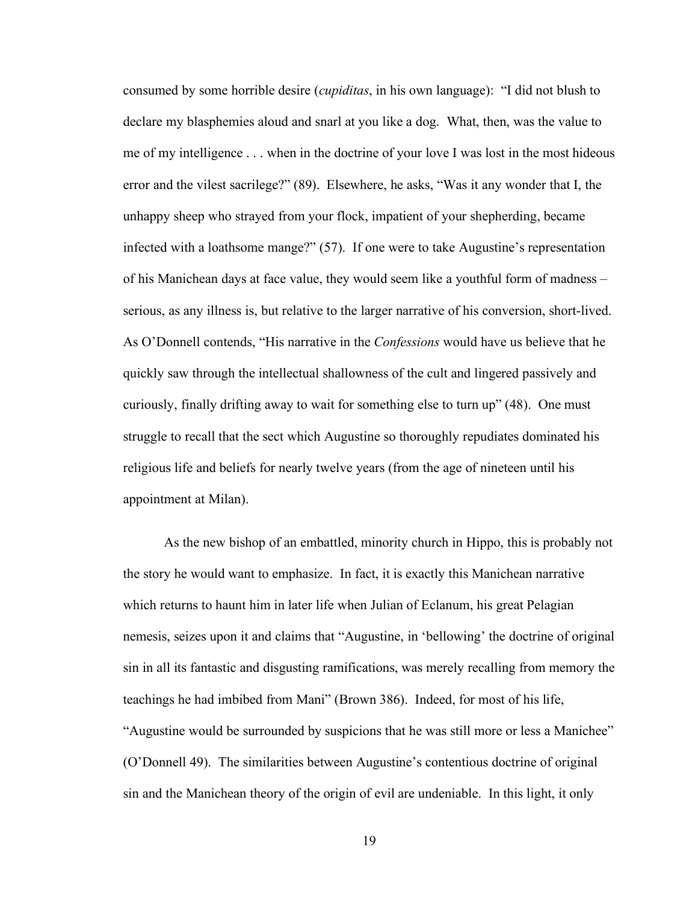consumed by some horrible desire (*cupiditas*, in his own language): "I did not blush to declare my blasphemies aloud and snarl at you like a dog. What, then, was the value to me of my intelligence . . . when in the doctrine of your love I was lost in the most hideous error and the vilest sacrilege?" (89). Elsewhere, he asks, "Was it any wonder that I, the unhappy sheep who strayed from your flock, impatient of your shepherding, became infected with a loathsome mange?" (57). If one were to take Augustine's representation of his Manichean days at face value, they would seem like a youthful form of madness – serious, as any illness is, but relative to the larger narrative of his conversion, short-lived. As O'Donnell contends, "His narrative in the *Confessions* would have us believe that he quickly saw through the intellectual shallowness of the cult and lingered passively and curiously, finally drifting away to wait for something else to turn up" (48). One must struggle to recall that the sect which Augustine so thoroughly repudiates dominated his religious life and beliefs for nearly twelve years (from the age of nineteen until his appointment at Milan).

As the new bishop of an embattled, minority church in Hippo, this is probably not the story he would want to emphasize. In fact, it is exactly this Manichean narrative which returns to haunt him in later life when Julian of Eclanum, his great Pelagian nemesis, seizes upon it and claims that "Augustine, in 'bellowing' the doctrine of original sin in all its fantastic and disgusting ramifications, was merely recalling from memory the teachings he had imbibed from Mani" (Brown 386). Indeed, for most of his life, "Augustine would be surrounded by suspicions that he was still more or less a Manichee" (O'Donnell 49). The similarities between Augustine's contentious doctrine of original sin and the Manichean theory of the origin of evil are undeniable. In this light, it only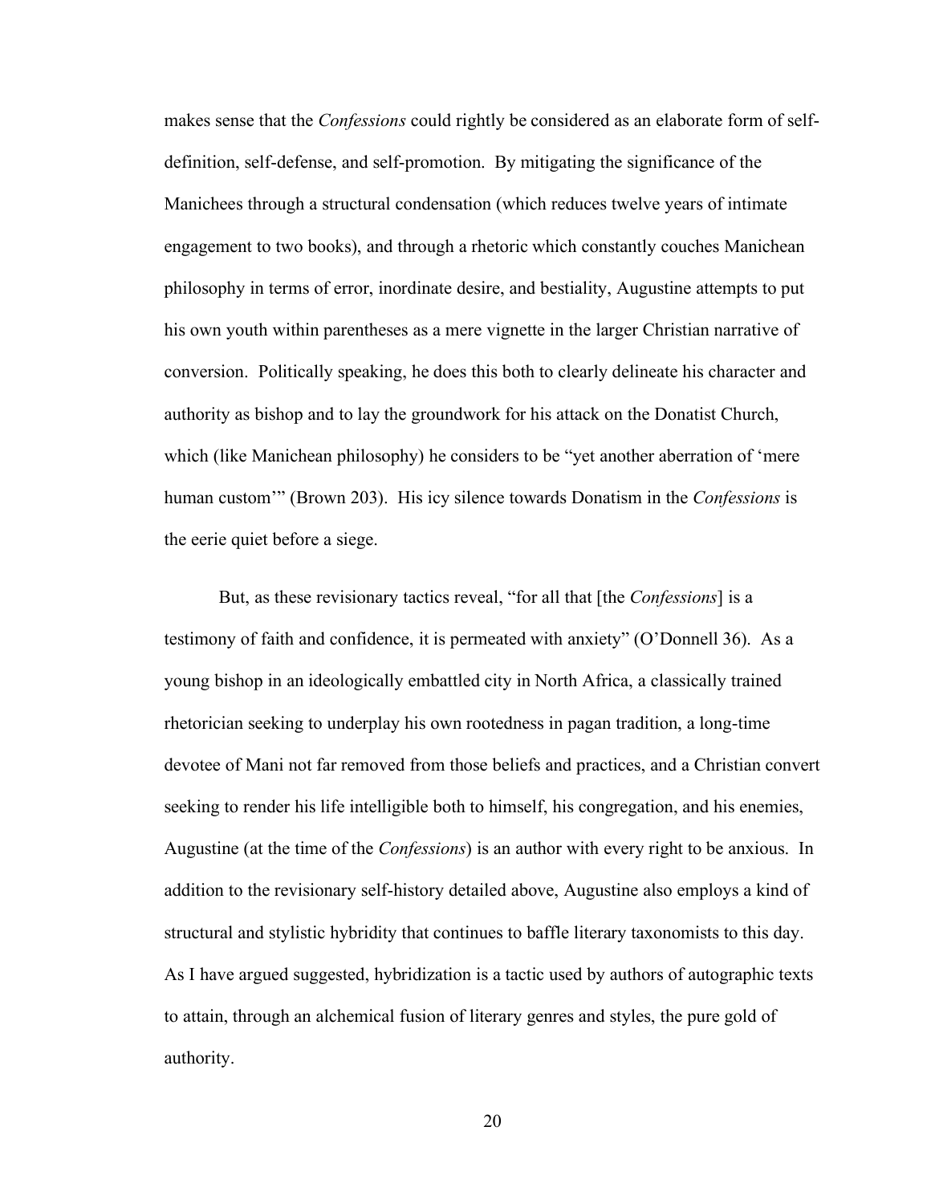makes sense that the *Confessions* could rightly be considered as an elaborate form of self-definition, self-defense, and self-promotion. By mitigating the significance of the Manichees through a structural condensation (which reduces twelve years of intimate engagement to two books), and through a rhetoric which constantly couches Manichean philosophy in terms of error, inordinate desire, and bestiality, Augustine attempts to put his own youth within parentheses as a mere vignette in the larger Christian narrative of conversion. Politically speaking, he does this both to clearly delineate his character and authority as bishop and to lay the groundwork for his attack on the Donatist Church, which (like Manichean philosophy) he considers to be "yet another aberration of 'mere human custom'" (Brown 203). His icy silence towards Donatism in the *Confessions* is the eerie quiet before a siege.

But, as these revisionary tactics reveal, "for all that [the *Confessions*] is a testimony of faith and confidence, it is permeated with anxiety" (O'Donnell 36). As a young bishop in an ideologically embattled city in North Africa, a classically trained rhetorician seeking to underplay his own rootedness in pagan tradition, a long-time devotee of Mani not far removed from those beliefs and practices, and a Christian convert seeking to render his life intelligible both to himself, his congregation, and his enemies, Augustine (at the time of the *Confessions*) is an author with every right to be anxious. In addition to the revisionary self-history detailed above, Augustine also employs a kind of structural and stylistic hybridity that continues to baffle literary taxonomists to this day. As I have argued suggested, hybridization is a tactic used by authors of autographic texts to attain, through an alchemical fusion of literary genres and styles, the pure gold of authority.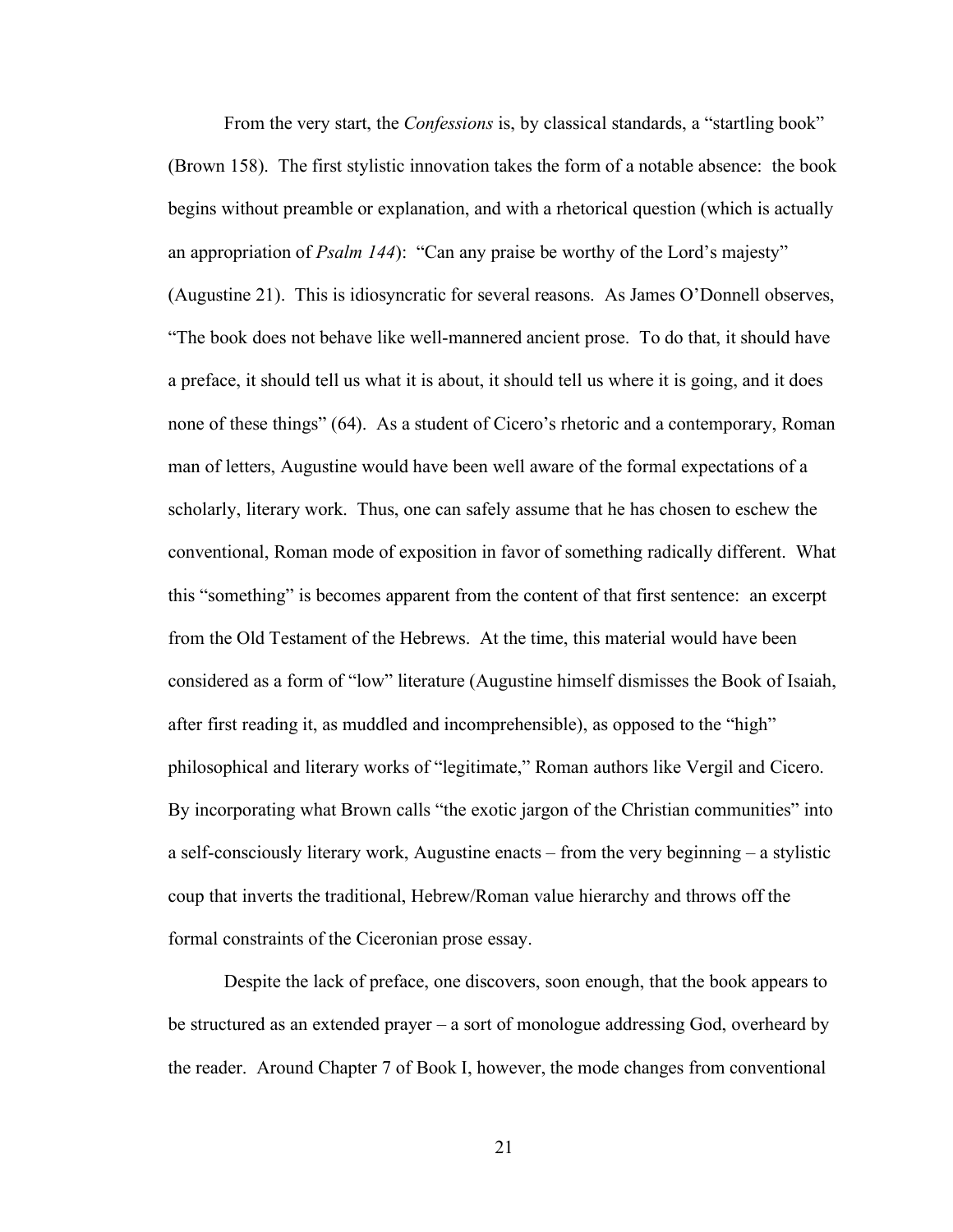From the very start, the *Confessions* is, by classical standards, a "startling book" (Brown 158). The first stylistic innovation takes the form of a notable absence: the book begins without preamble or explanation, and with a rhetorical question (which is actually an appropriation of *Psalm 144*): "Can any praise be worthy of the Lord's majesty" (Augustine 21). This is idiosyncratic for several reasons. As James O'Donnell observes, "The book does not behave like well-mannered ancient prose. To do that, it should have a preface, it should tell us what it is about, it should tell us where it is going, and it does none of these things" (64). As a student of Cicero's rhetoric and a contemporary, Roman man of letters, Augustine would have been well aware of the formal expectations of a scholarly, literary work. Thus, one can safely assume that he has chosen to eschew the conventional, Roman mode of exposition in favor of something radically different. What this "something" is becomes apparent from the content of that first sentence: an excerpt from the Old Testament of the Hebrews. At the time, this material would have been considered as a form of "low" literature (Augustine himself dismisses the Book of Isaiah, after first reading it, as muddled and incomprehensible), as opposed to the "high" philosophical and literary works of "legitimate," Roman authors like Vergil and Cicero. By incorporating what Brown calls "the exotic jargon of the Christian communities" into a self-consciously literary work, Augustine enacts – from the very beginning – a stylistic coup that inverts the traditional, Hebrew/Roman value hierarchy and throws off the formal constraints of the Ciceronian prose essay.

Despite the lack of preface, one discovers, soon enough, that the book appears to be structured as an extended prayer – a sort of monologue addressing God, overheard by the reader. Around Chapter 7 of Book I, however, the mode changes from conventional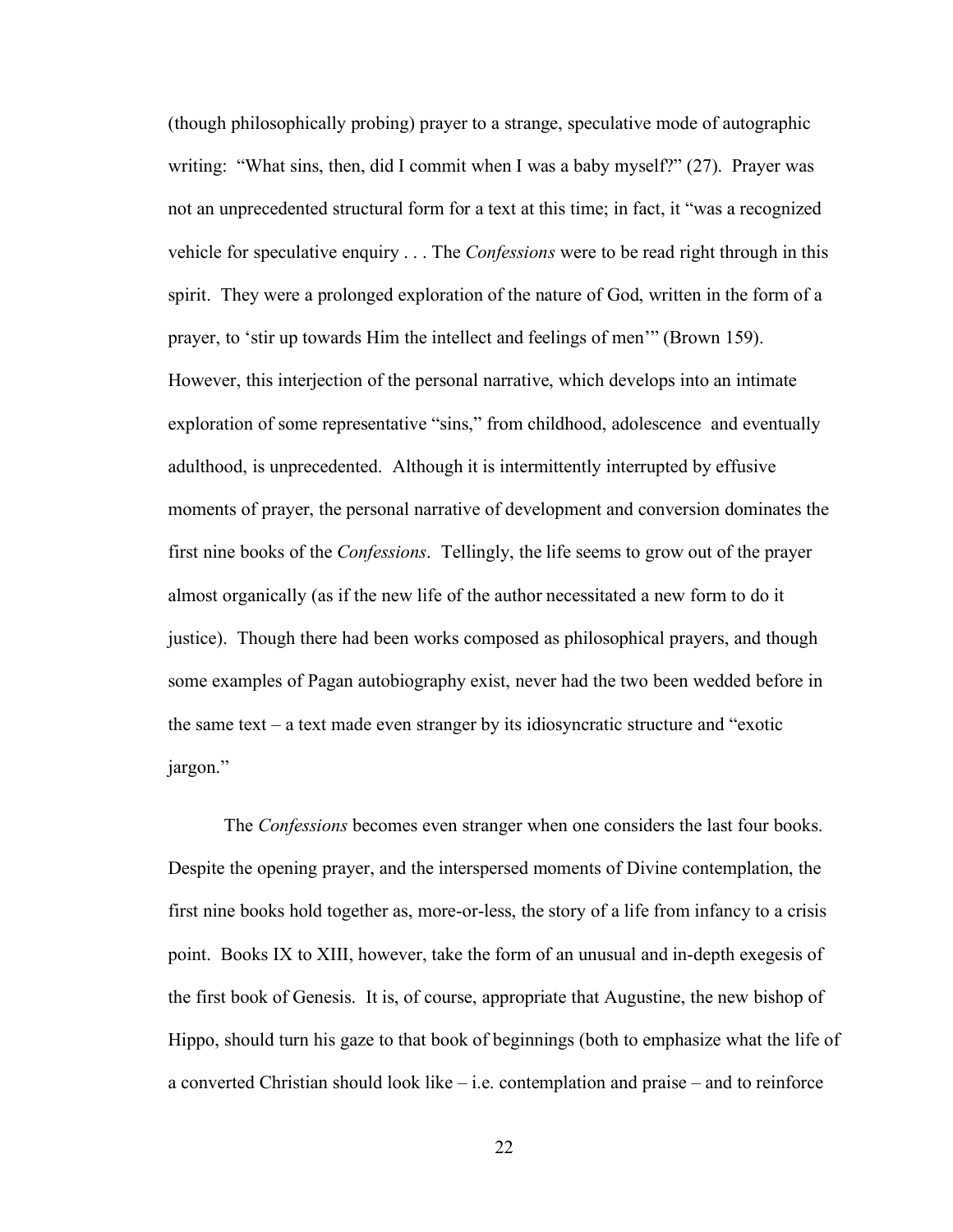(though philosophically probing) prayer to a strange, speculative mode of autographic writing: "What sins, then, did I commit when I was a baby myself?" (27). Prayer was not an unprecedented structural form for a text at this time; in fact, it "was a recognized vehicle for speculative enquiry . . . The *Confessions* were to be read right through in this spirit. They were a prolonged exploration of the nature of God, written in the form of a prayer, to 'stir up towards Him the intellect and feelings of men'" (Brown 159). However, this interjection of the personal narrative, which develops into an intimate exploration of some representative "sins," from childhood, adolescence and eventually adulthood, is unprecedented. Although it is intermittently interrupted by effusive moments of prayer, the personal narrative of development and conversion dominates the first nine books of the *Confessions*. Tellingly, the life seems to grow out of the prayer almost organically (as if the new life of the author necessitated a new form to do it justice). Though there had been works composed as philosophical prayers, and though some examples of Pagan autobiography exist, never had the two been wedded before in the same text – a text made even stranger by its idiosyncratic structure and "exotic jargon."

The *Confessions* becomes even stranger when one considers the last four books. Despite the opening prayer, and the interspersed moments of Divine contemplation, the first nine books hold together as, more-or-less, the story of a life from infancy to a crisis point. Books IX to XIII, however, take the form of an unusual and in-depth exegesis of the first book of Genesis. It is, of course, appropriate that Augustine, the new bishop of Hippo, should turn his gaze to that book of beginnings (both to emphasize what the life of a converted Christian should look like – i.e. contemplation and praise – and to reinforce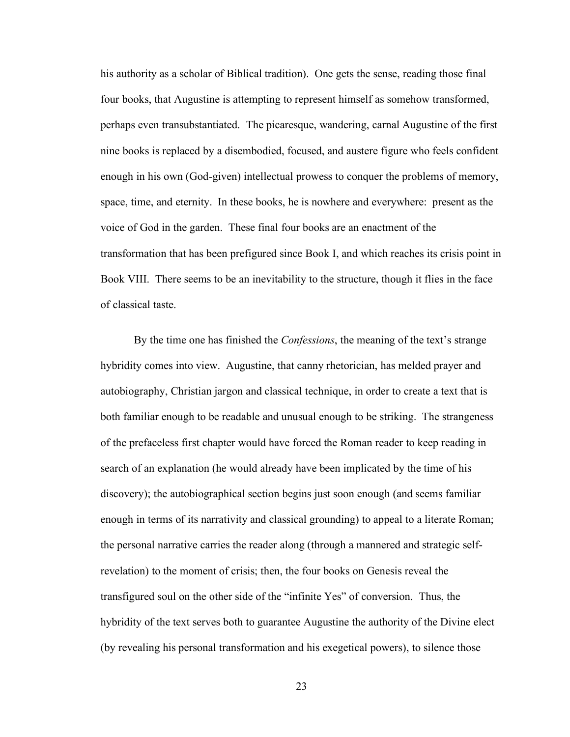his authority as a scholar of Biblical tradition). One gets the sense, reading those final four books, that Augustine is attempting to represent himself as somehow transformed, perhaps even transubstantiated. The picaresque, wandering, carnal Augustine of the first nine books is replaced by a disembodied, focused, and austere figure who feels confident enough in his own (God-given) intellectual prowess to conquer the problems of memory, space, time, and eternity. In these books, he is nowhere and everywhere: present as the voice of God in the garden. These final four books are an enactment of the transformation that has been prefigured since Book I, and which reaches its crisis point in Book VIII. There seems to be an inevitability to the structure, though it flies in the face of classical taste.

By the time one has finished the *Confessions*, the meaning of the text's strange hybridity comes into view. Augustine, that canny rhetorician, has melded prayer and autobiography, Christian jargon and classical technique, in order to create a text that is both familiar enough to be readable and unusual enough to be striking. The strangeness of the prefaceless first chapter would have forced the Roman reader to keep reading in search of an explanation (he would already have been implicated by the time of his discovery); the autobiographical section begins just soon enough (and seems familiar enough in terms of its narrativity and classical grounding) to appeal to a literate Roman; the personal narrative carries the reader along (through a mannered and strategic self-revelation) to the moment of crisis; then, the four books on Genesis reveal the transfigured soul on the other side of the "infinite Yes" of conversion. Thus, the hybridity of the text serves both to guarantee Augustine the authority of the Divine elect (by revealing his personal transformation and his exegetical powers), to silence those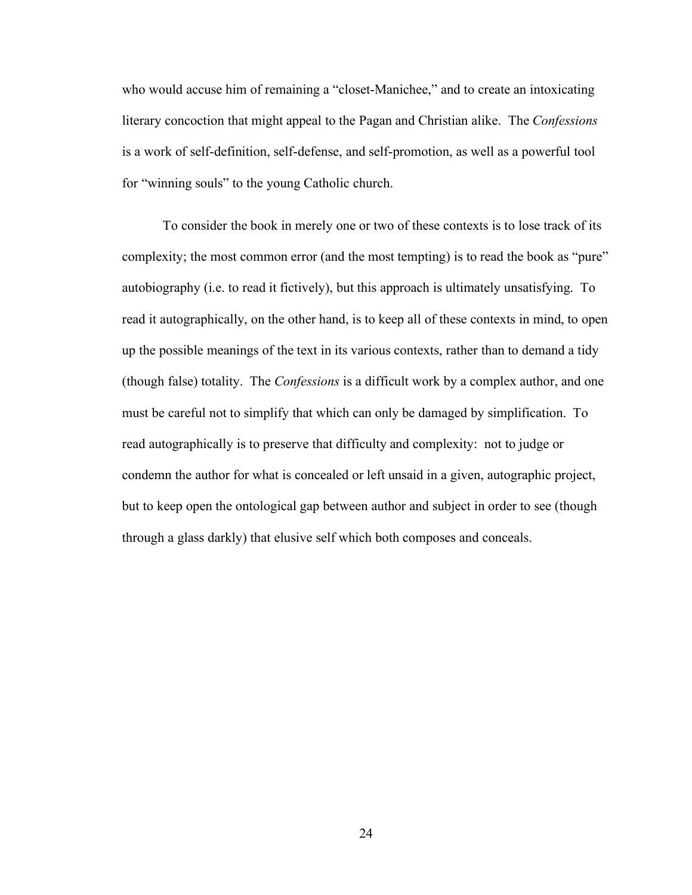who would accuse him of remaining a "closet-Manichee," and to create an intoxicating literary concoction that might appeal to the Pagan and Christian alike. The *Confessions* is a work of self-definition, self-defense, and self-promotion, as well as a powerful tool for "winning souls" to the young Catholic church.

To consider the book in merely one or two of these contexts is to lose track of its complexity; the most common error (and the most tempting) is to read the book as "pure" autobiography (i.e. to read it fictively), but this approach is ultimately unsatisfying. To read it autographically, on the other hand, is to keep all of these contexts in mind, to open up the possible meanings of the text in its various contexts, rather than to demand a tidy (though false) totality. The *Confessions* is a difficult work by a complex author, and one must be careful not to simplify that which can only be damaged by simplification. To read autographically is to preserve that difficulty and complexity: not to judge or condemn the author for what is concealed or left unsaid in a given, autographic project, but to keep open the ontological gap between author and subject in order to see (though through a glass darkly) that elusive self which both composes and conceals.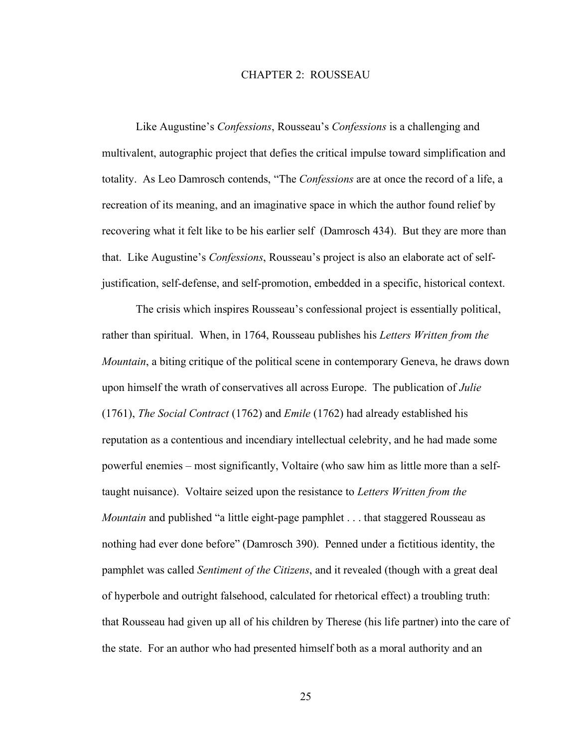# CHAPTER 2: ROUSSEAU

Like Augustine's *Confessions*, Rousseau's *Confessions* is a challenging and multivalent, autographic project that defies the critical impulse toward simplification and totality. As Leo Damrosch contends, "The *Confessions* are at once the record of a life, a recreation of its meaning, and an imaginative space in which the author found relief by recovering what it felt like to be his earlier self (Damrosch 434). But they are more than that. Like Augustine's *Confessions*, Rousseau's project is also an elaborate act of self-justification, self-defense, and self-promotion, embedded in a specific, historical context.

The crisis which inspires Rousseau's confessional project is essentially political, rather than spiritual. When, in 1764, Rousseau publishes his *Letters Written from the Mountain*, a biting critique of the political scene in contemporary Geneva, he draws down upon himself the wrath of conservatives all across Europe. The publication of *Julie* (1761), *The Social Contract* (1762) and *Emile* (1762) had already established his reputation as a contentious and incendiary intellectual celebrity, and he had made some powerful enemies – most significantly, Voltaire (who saw him as little more than a self-taught nuisance). Voltaire seized upon the resistance to *Letters Written from the Mountain* and published "a little eight-page pamphlet . . . that staggered Rousseau as nothing had ever done before" (Damrosch 390). Penned under a fictitious identity, the pamphlet was called *Sentiment of the Citizens*, and it revealed (though with a great deal of hyperbole and outright falsehood, calculated for rhetorical effect) a troubling truth: that Rousseau had given up all of his children by Therese (his life partner) into the care of the state. For an author who had presented himself both as a moral authority and an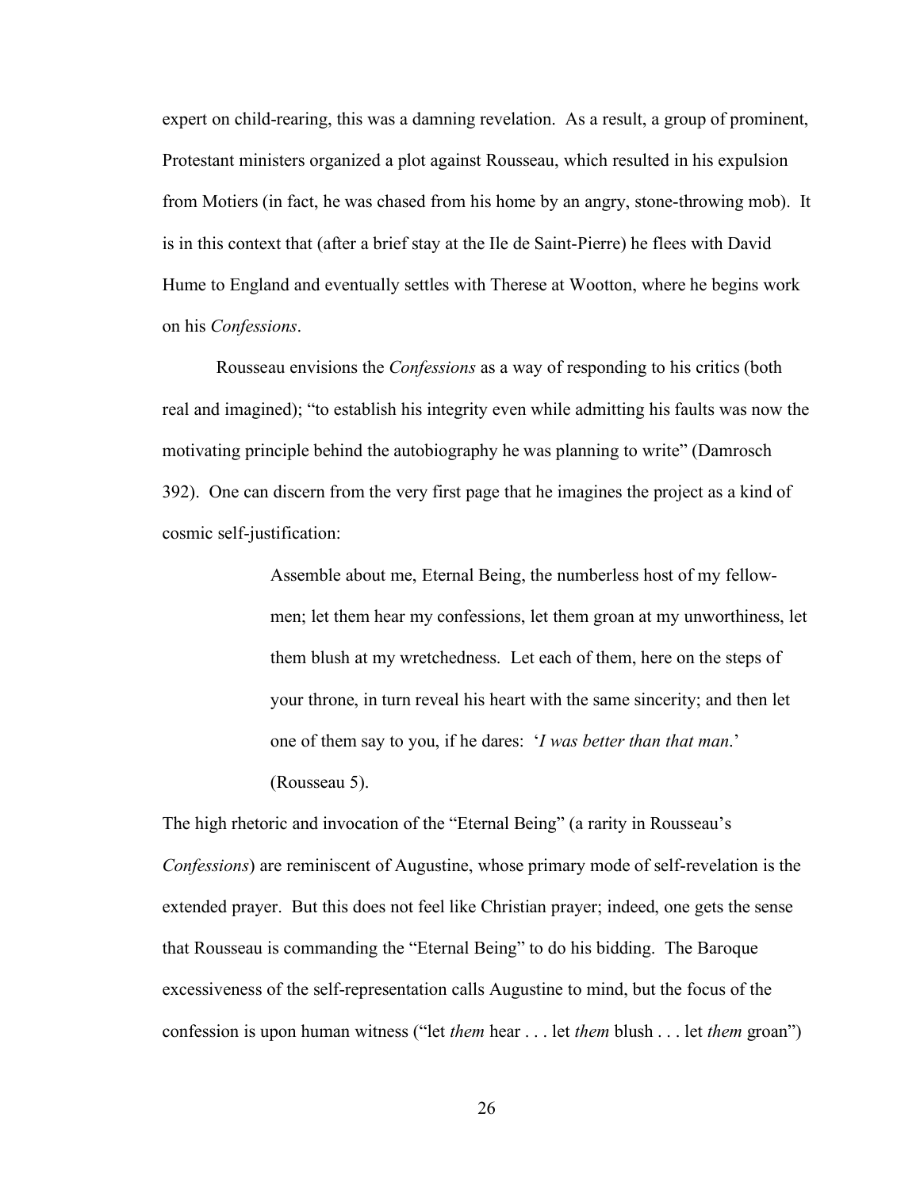expert on child-rearing, this was a damning revelation. As a result, a group of prominent, Protestant ministers organized a plot against Rousseau, which resulted in his expulsion from Motiers (in fact, he was chased from his home by an angry, stone-throwing mob). It is in this context that (after a brief stay at the Ile de Saint-Pierre) he flees with David Hume to England and eventually settles with Therese at Wootton, where he begins work on his *Confessions*.

Rousseau envisions the *Confessions* as a way of responding to his critics (both real and imagined); "to establish his integrity even while admitting his faults was now the motivating principle behind the autobiography he was planning to write" (Damrosch 392). One can discern from the very first page that he imagines the project as a kind of cosmic self-justification:

> Assemble about me, Eternal Being, the numberless host of my fellow-men; let them hear my confessions, let them groan at my unworthiness, let them blush at my wretchedness. Let each of them, here on the steps of your throne, in turn reveal his heart with the same sincerity; and then let one of them say to you, if he dares: '*I was better than that man*.' (Rousseau 5).

The high rhetoric and invocation of the "Eternal Being" (a rarity in Rousseau's *Confessions*) are reminiscent of Augustine, whose primary mode of self-revelation is the extended prayer. But this does not feel like Christian prayer; indeed, one gets the sense that Rousseau is commanding the "Eternal Being" to do his bidding. The Baroque excessiveness of the self-representation calls Augustine to mind, but the focus of the confession is upon human witness ("let *them* hear . . . let *them* blush . . . let *them* groan")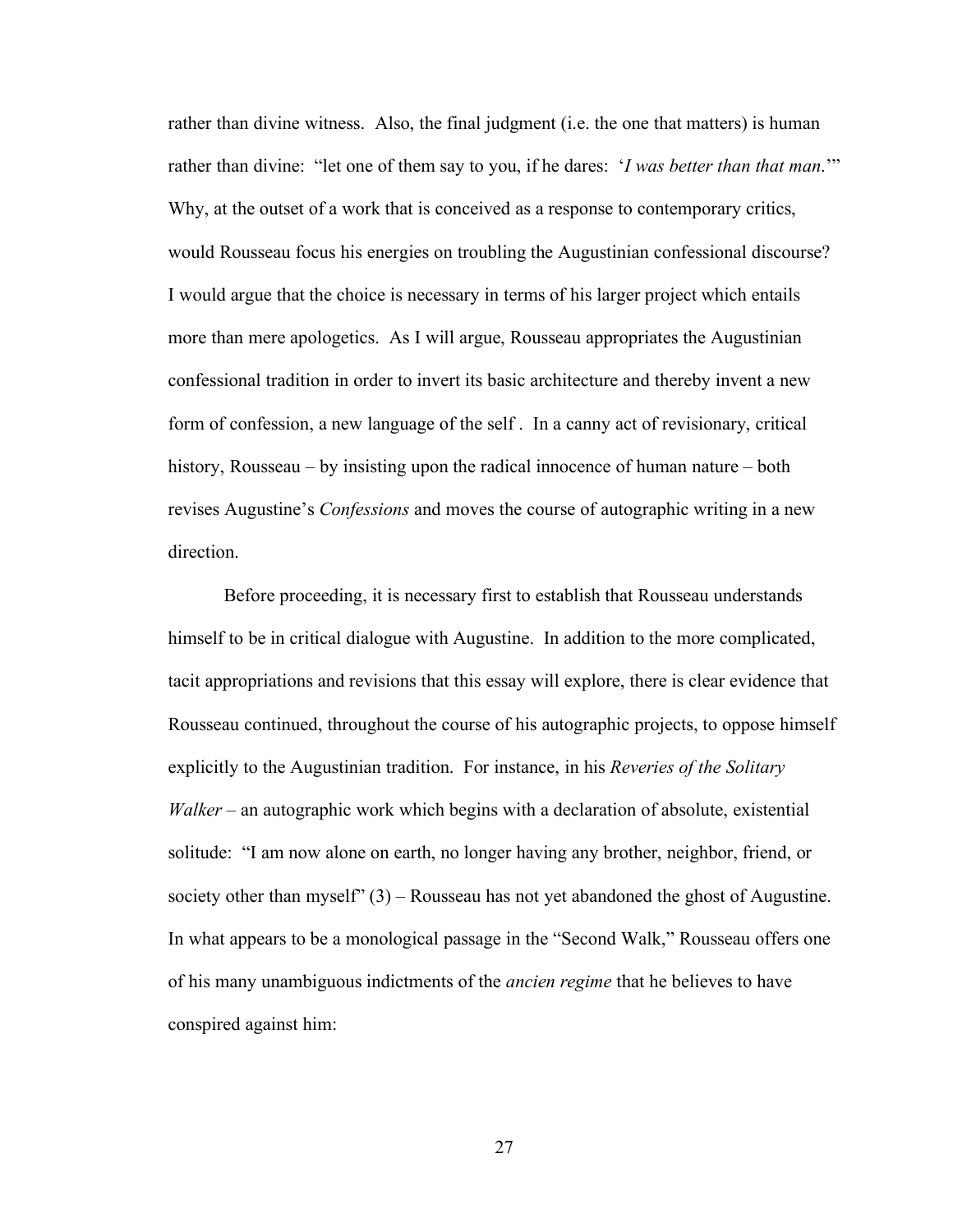rather than divine witness. Also, the final judgment (i.e. the one that matters) is human rather than divine: "let one of them say to you, if he dares: '*I was better than that man*.'" Why, at the outset of a work that is conceived as a response to contemporary critics, would Rousseau focus his energies on troubling the Augustinian confessional discourse? I would argue that the choice is necessary in terms of his larger project which entails more than mere apologetics. As I will argue, Rousseau appropriates the Augustinian confessional tradition in order to invert its basic architecture and thereby invent a new form of confession, a new language of the self . In a canny act of revisionary, critical history, Rousseau – by insisting upon the radical innocence of human nature – both revises Augustine's *Confessions* and moves the course of autographic writing in a new direction.

Before proceeding, it is necessary first to establish that Rousseau understands himself to be in critical dialogue with Augustine. In addition to the more complicated, tacit appropriations and revisions that this essay will explore, there is clear evidence that Rousseau continued, throughout the course of his autographic projects, to oppose himself explicitly to the Augustinian tradition. For instance, in his *Reveries of the Solitary Walker* – an autographic work which begins with a declaration of absolute, existential solitude: "I am now alone on earth, no longer having any brother, neighbor, friend, or society other than myself" (3) – Rousseau has not yet abandoned the ghost of Augustine. In what appears to be a monological passage in the "Second Walk," Rousseau offers one of his many unambiguous indictments of the *ancien regime* that he believes to have conspired against him: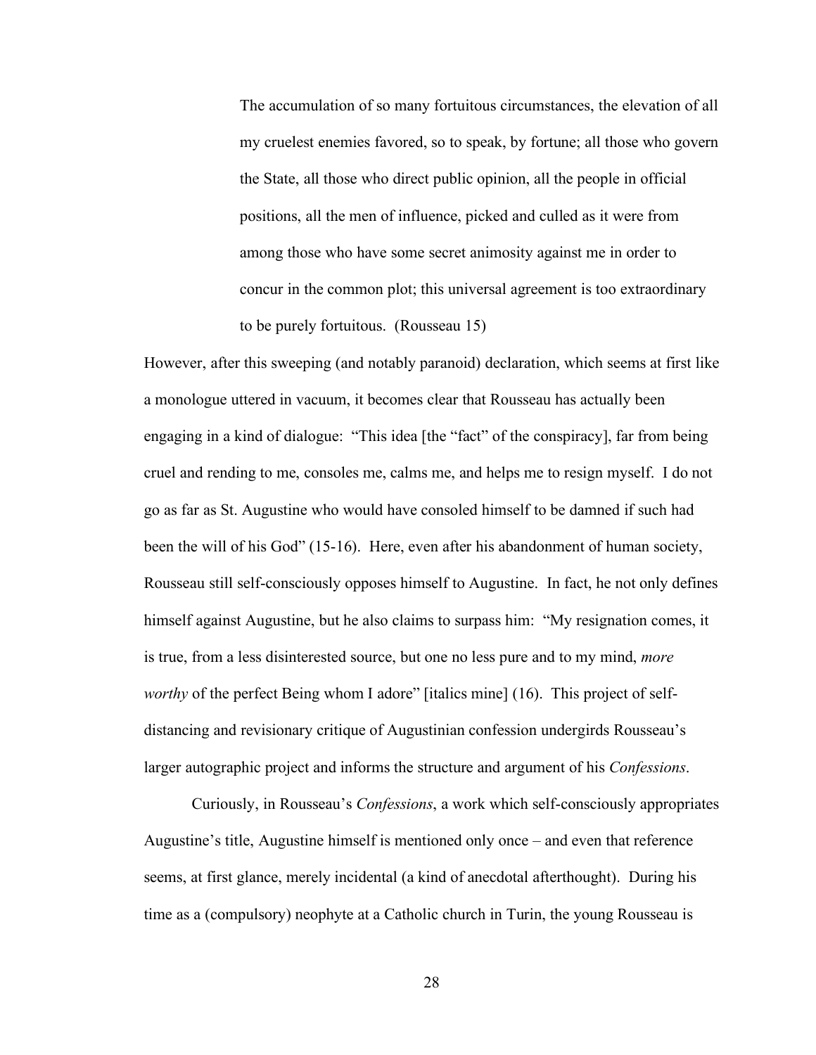> The accumulation of so many fortuitous circumstances, the elevation of all my cruelest enemies favored, so to speak, by fortune; all those who govern the State, all those who direct public opinion, all the people in official positions, all the men of influence, picked and culled as it were from among those who have some secret animosity against me in order to concur in the common plot; this universal agreement is too extraordinary to be purely fortuitous. (Rousseau 15)

However, after this sweeping (and notably paranoid) declaration, which seems at first like a monologue uttered in vacuum, it becomes clear that Rousseau has actually been engaging in a kind of dialogue: "This idea [the "fact" of the conspiracy], far from being cruel and rending to me, consoles me, calms me, and helps me to resign myself. I do not go as far as St. Augustine who would have consoled himself to be damned if such had been the will of his God" (15-16). Here, even after his abandonment of human society, Rousseau still self-consciously opposes himself to Augustine. In fact, he not only defines himself against Augustine, but he also claims to surpass him: "My resignation comes, it is true, from a less disinterested source, but one no less pure and to my mind, *more worthy* of the perfect Being whom I adore" [italics mine] (16). This project of self-distancing and revisionary critique of Augustinian confession undergirds Rousseau's larger autographic project and informs the structure and argument of his *Confessions*.

Curiously, in Rousseau's *Confessions*, a work which self-consciously appropriates Augustine's title, Augustine himself is mentioned only once – and even that reference seems, at first glance, merely incidental (a kind of anecdotal afterthought). During his time as a (compulsory) neophyte at a Catholic church in Turin, the young Rousseau is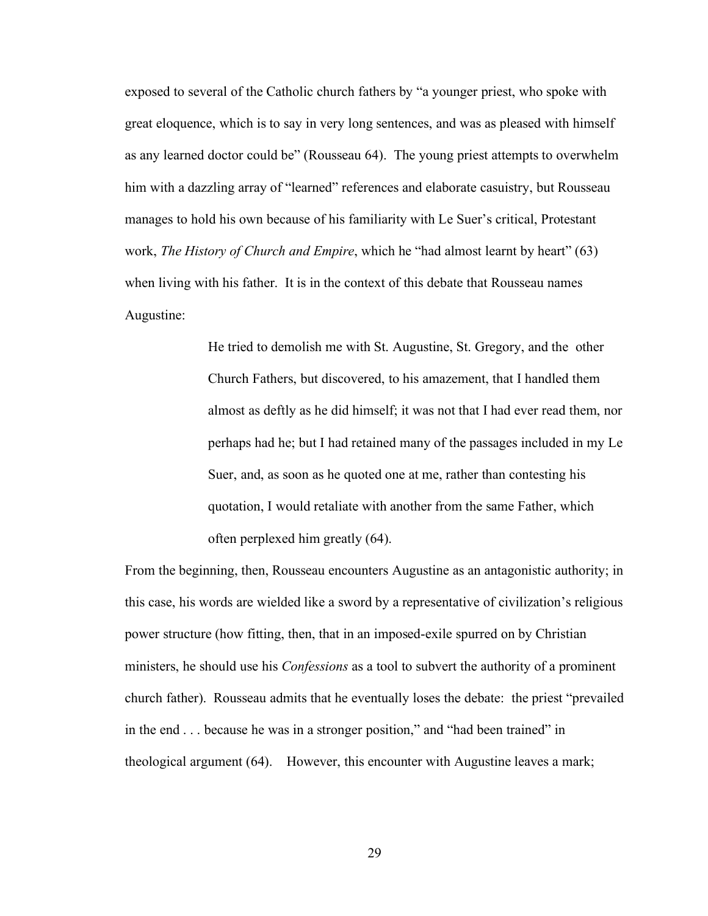exposed to several of the Catholic church fathers by "a younger priest, who spoke with great eloquence, which is to say in very long sentences, and was as pleased with himself as any learned doctor could be" (Rousseau 64). The young priest attempts to overwhelm him with a dazzling array of "learned" references and elaborate casuistry, but Rousseau manages to hold his own because of his familiarity with Le Suer's critical, Protestant work, *The History of Church and Empire*, which he "had almost learnt by heart" (63) when living with his father. It is in the context of this debate that Rousseau names Augustine:

> He tried to demolish me with St. Augustine, St. Gregory, and the other Church Fathers, but discovered, to his amazement, that I handled them almost as deftly as he did himself; it was not that I had ever read them, nor perhaps had he; but I had retained many of the passages included in my Le Suer, and, as soon as he quoted one at me, rather than contesting his quotation, I would retaliate with another from the same Father, which often perplexed him greatly (64).

From the beginning, then, Rousseau encounters Augustine as an antagonistic authority; in this case, his words are wielded like a sword by a representative of civilization's religious power structure (how fitting, then, that in an imposed-exile spurred on by Christian ministers, he should use his *Confessions* as a tool to subvert the authority of a prominent church father). Rousseau admits that he eventually loses the debate: the priest "prevailed in the end . . . because he was in a stronger position," and "had been trained" in theological argument (64). However, this encounter with Augustine leaves a mark;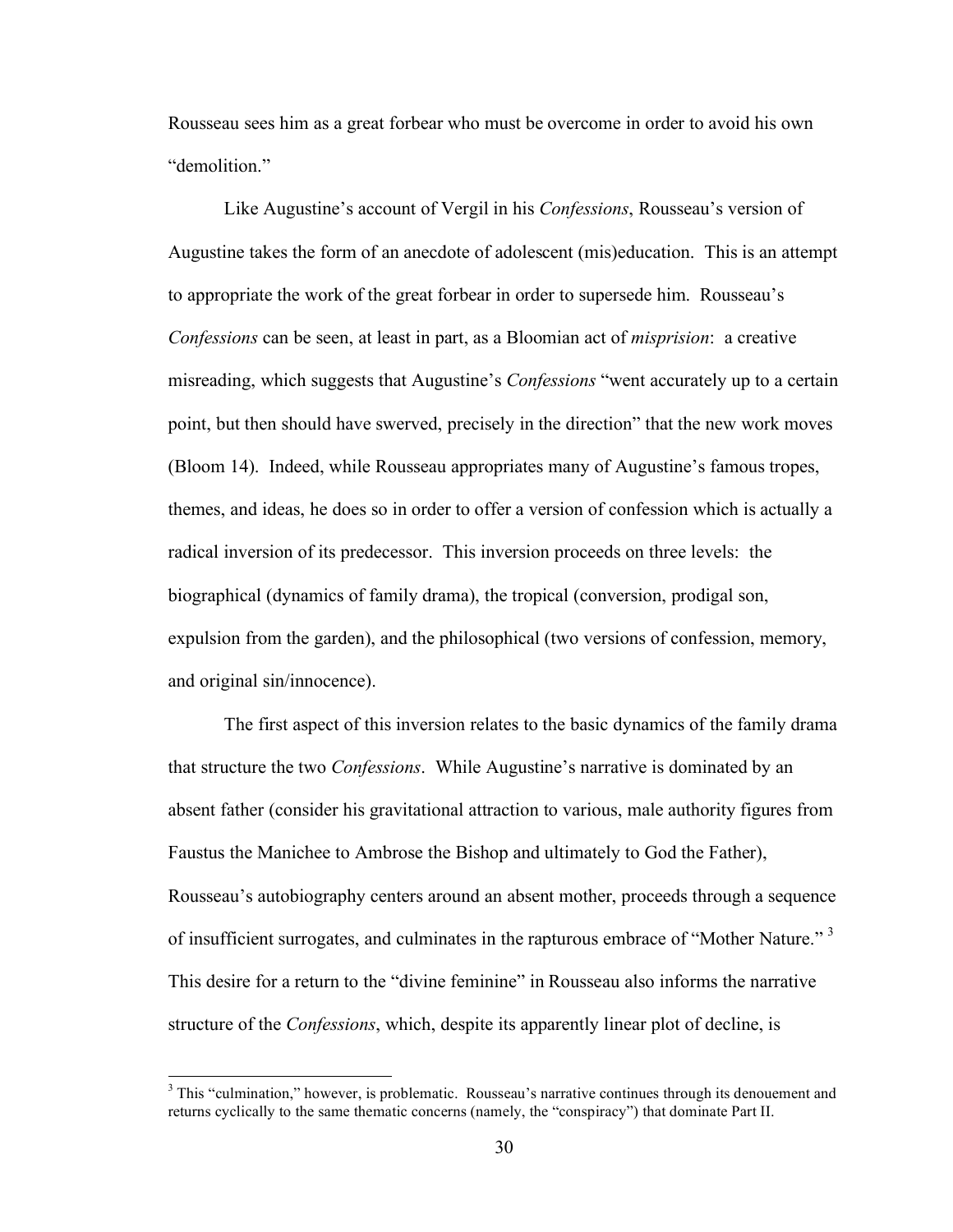Rousseau sees him as a great forbear who must be overcome in order to avoid his own "demolition."

Like Augustine's account of Vergil in his *Confessions*, Rousseau's version of Augustine takes the form of an anecdote of adolescent (mis)education. This is an attempt to appropriate the work of the great forbear in order to supersede him. Rousseau's *Confessions* can be seen, at least in part, as a Bloomian act of *misprision*: a creative misreading, which suggests that Augustine's *Confessions* "went accurately up to a certain point, but then should have swerved, precisely in the direction" that the new work moves (Bloom 14). Indeed, while Rousseau appropriates many of Augustine's famous tropes, themes, and ideas, he does so in order to offer a version of confession which is actually a radical inversion of its predecessor. This inversion proceeds on three levels: the biographical (dynamics of family drama), the tropical (conversion, prodigal son, expulsion from the garden), and the philosophical (two versions of confession, memory, and original sin/innocence).

The first aspect of this inversion relates to the basic dynamics of the family drama that structure the two *Confessions*. While Augustine's narrative is dominated by an absent father (consider his gravitational attraction to various, male authority figures from Faustus the Manichee to Ambrose the Bishop and ultimately to God the Father), Rousseau's autobiography centers around an absent mother, proceeds through a sequence of insufficient surrogates, and culminates in the rapturous embrace of "Mother Nature." [3] This desire for a return to the "divine feminine" in Rousseau also informs the narrative structure of the *Confessions*, which, despite its apparently linear plot of decline, is

---

[3] This "culmination," however, is problematic. Rousseau's narrative continues through its denouement and returns cyclically to the same thematic concerns (namely, the "conspiracy") that dominate Part II.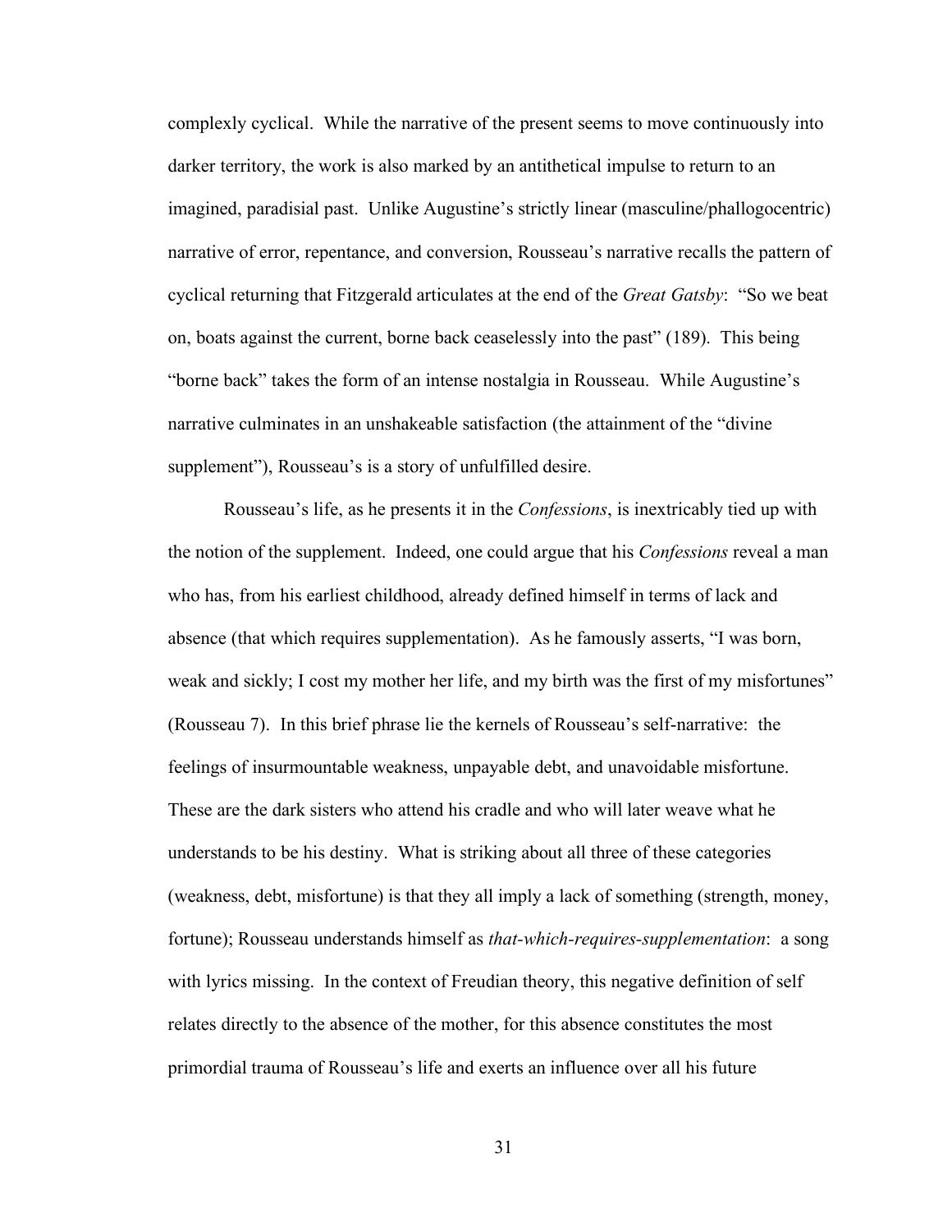complexly cyclical. While the narrative of the present seems to move continuously into darker territory, the work is also marked by an antithetical impulse to return to an imagined, paradisial past. Unlike Augustine's strictly linear (masculine/phallogocentric) narrative of error, repentance, and conversion, Rousseau's narrative recalls the pattern of cyclical returning that Fitzgerald articulates at the end of the *Great Gatsby*: "So we beat on, boats against the current, borne back ceaselessly into the past" (189). This being "borne back" takes the form of an intense nostalgia in Rousseau. While Augustine's narrative culminates in an unshakeable satisfaction (the attainment of the "divine supplement"), Rousseau's is a story of unfulfilled desire.

Rousseau's life, as he presents it in the *Confessions*, is inextricably tied up with the notion of the supplement. Indeed, one could argue that his *Confessions* reveal a man who has, from his earliest childhood, already defined himself in terms of lack and absence (that which requires supplementation). As he famously asserts, "I was born, weak and sickly; I cost my mother her life, and my birth was the first of my misfortunes" (Rousseau 7). In this brief phrase lie the kernels of Rousseau's self-narrative: the feelings of insurmountable weakness, unpayable debt, and unavoidable misfortune. These are the dark sisters who attend his cradle and who will later weave what he understands to be his destiny. What is striking about all three of these categories (weakness, debt, misfortune) is that they all imply a lack of something (strength, money, fortune); Rousseau understands himself as *that-which-requires-supplementation*: a song with lyrics missing. In the context of Freudian theory, this negative definition of self relates directly to the absence of the mother, for this absence constitutes the most primordial trauma of Rousseau's life and exerts an influence over all his future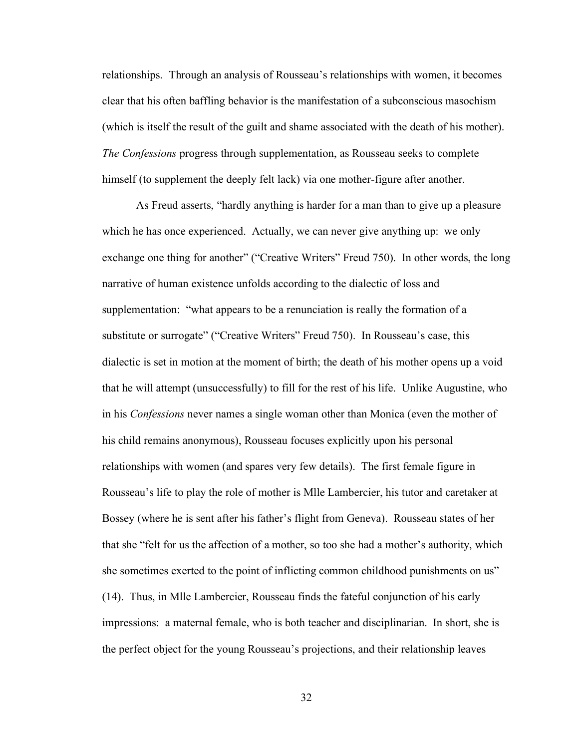relationships. Through an analysis of Rousseau's relationships with women, it becomes clear that his often baffling behavior is the manifestation of a subconscious masochism (which is itself the result of the guilt and shame associated with the death of his mother). *The Confessions* progress through supplementation, as Rousseau seeks to complete himself (to supplement the deeply felt lack) via one mother-figure after another.

As Freud asserts, "hardly anything is harder for a man than to give up a pleasure which he has once experienced. Actually, we can never give anything up: we only exchange one thing for another" ("Creative Writers" Freud 750). In other words, the long narrative of human existence unfolds according to the dialectic of loss and supplementation: "what appears to be a renunciation is really the formation of a substitute or surrogate" ("Creative Writers" Freud 750). In Rousseau's case, this dialectic is set in motion at the moment of birth; the death of his mother opens up a void that he will attempt (unsuccessfully) to fill for the rest of his life. Unlike Augustine, who in his *Confessions* never names a single woman other than Monica (even the mother of his child remains anonymous), Rousseau focuses explicitly upon his personal relationships with women (and spares very few details). The first female figure in Rousseau's life to play the role of mother is Mlle Lambercier, his tutor and caretaker at Bossey (where he is sent after his father's flight from Geneva). Rousseau states of her that she "felt for us the affection of a mother, so too she had a mother's authority, which she sometimes exerted to the point of inflicting common childhood punishments on us" (14). Thus, in Mlle Lambercier, Rousseau finds the fateful conjunction of his early impressions: a maternal female, who is both teacher and disciplinarian. In short, she is the perfect object for the young Rousseau's projections, and their relationship leaves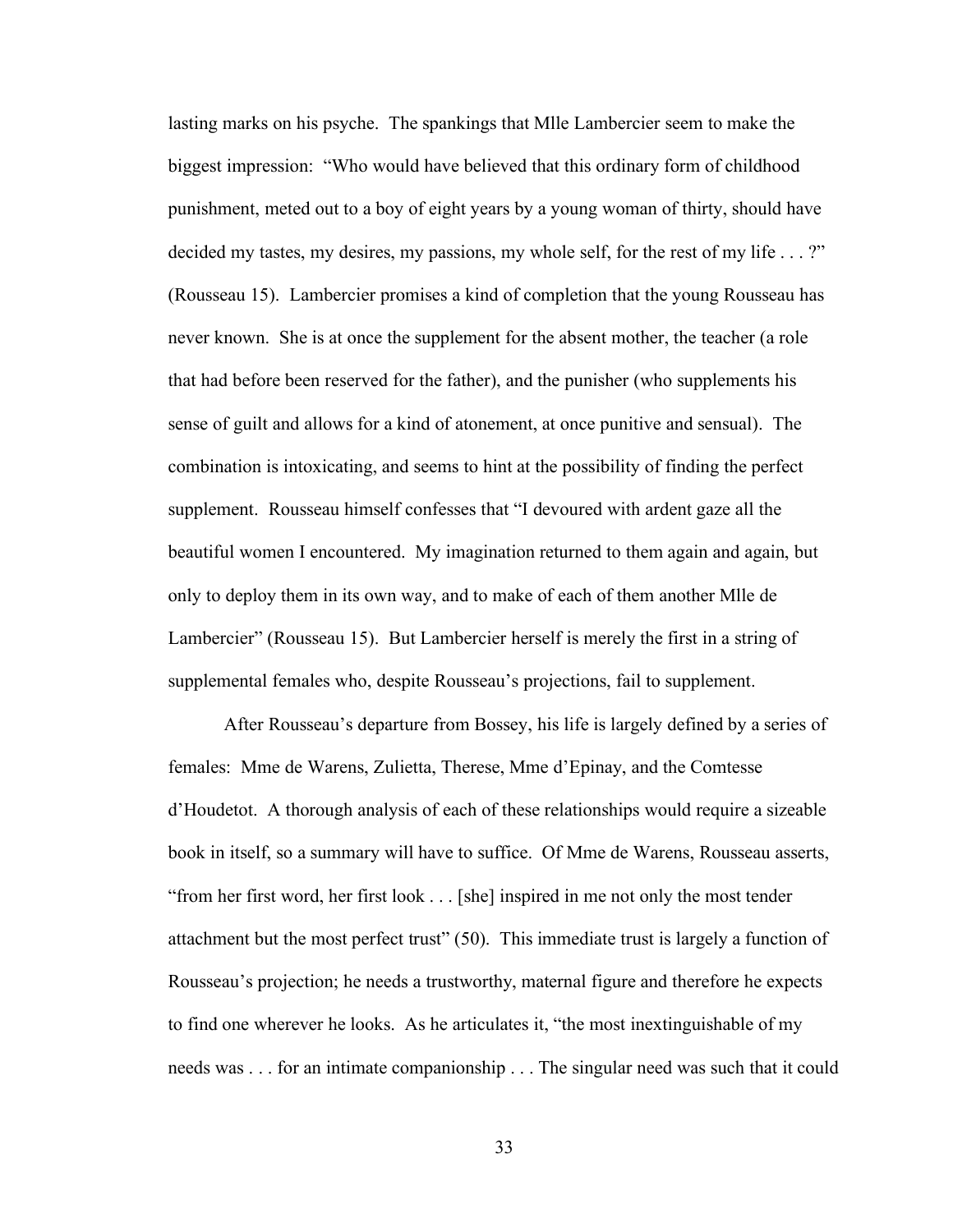lasting marks on his psyche. The spankings that Mlle Lambercier seem to make the biggest impression: "Who would have believed that this ordinary form of childhood punishment, meted out to a boy of eight years by a young woman of thirty, should have decided my tastes, my desires, my passions, my whole self, for the rest of my life . . . ?" (Rousseau 15). Lambercier promises a kind of completion that the young Rousseau has never known. She is at once the supplement for the absent mother, the teacher (a role that had before been reserved for the father), and the punisher (who supplements his sense of guilt and allows for a kind of atonement, at once punitive and sensual). The combination is intoxicating, and seems to hint at the possibility of finding the perfect supplement. Rousseau himself confesses that "I devoured with ardent gaze all the beautiful women I encountered. My imagination returned to them again and again, but only to deploy them in its own way, and to make of each of them another Mlle de Lambercier" (Rousseau 15). But Lambercier herself is merely the first in a string of supplemental females who, despite Rousseau's projections, fail to supplement.

After Rousseau's departure from Bossey, his life is largely defined by a series of females: Mme de Warens, Zulietta, Therese, Mme d'Epinay, and the Comtesse d'Houdetot. A thorough analysis of each of these relationships would require a sizeable book in itself, so a summary will have to suffice. Of Mme de Warens, Rousseau asserts, "from her first word, her first look . . . [she] inspired in me not only the most tender attachment but the most perfect trust" (50). This immediate trust is largely a function of Rousseau's projection; he needs a trustworthy, maternal figure and therefore he expects to find one wherever he looks. As he articulates it, "the most inextinguishable of my needs was . . . for an intimate companionship . . . The singular need was such that it could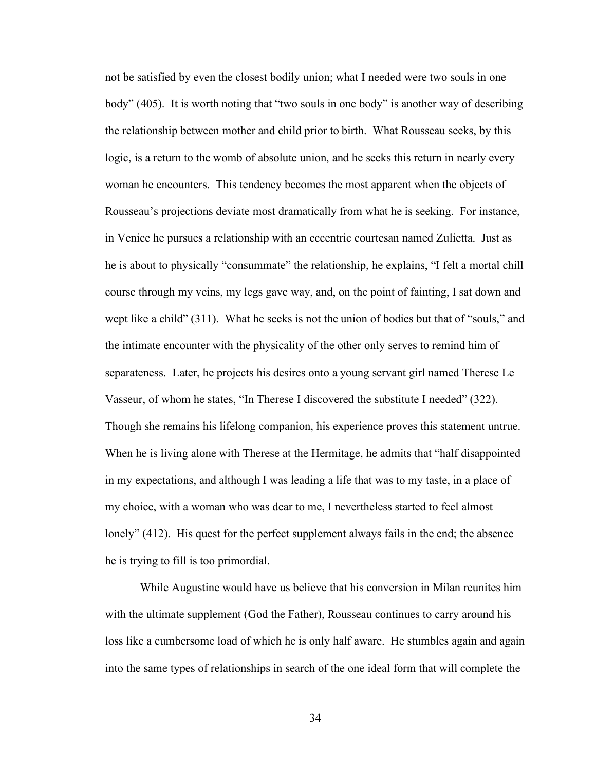not be satisfied by even the closest bodily union; what I needed were two souls in one body" (405). It is worth noting that "two souls in one body" is another way of describing the relationship between mother and child prior to birth. What Rousseau seeks, by this logic, is a return to the womb of absolute union, and he seeks this return in nearly every woman he encounters. This tendency becomes the most apparent when the objects of Rousseau's projections deviate most dramatically from what he is seeking. For instance, in Venice he pursues a relationship with an eccentric courtesan named Zulietta. Just as he is about to physically "consummate" the relationship, he explains, "I felt a mortal chill course through my veins, my legs gave way, and, on the point of fainting, I sat down and wept like a child" (311). What he seeks is not the union of bodies but that of "souls," and the intimate encounter with the physicality of the other only serves to remind him of separateness. Later, he projects his desires onto a young servant girl named Therese Le Vasseur, of whom he states, "In Therese I discovered the substitute I needed" (322). Though she remains his lifelong companion, his experience proves this statement untrue. When he is living alone with Therese at the Hermitage, he admits that "half disappointed in my expectations, and although I was leading a life that was to my taste, in a place of my choice, with a woman who was dear to me, I nevertheless started to feel almost lonely" (412). His quest for the perfect supplement always fails in the end; the absence he is trying to fill is too primordial.

While Augustine would have us believe that his conversion in Milan reunites him with the ultimate supplement (God the Father), Rousseau continues to carry around his loss like a cumbersome load of which he is only half aware. He stumbles again and again into the same types of relationships in search of the one ideal form that will complete the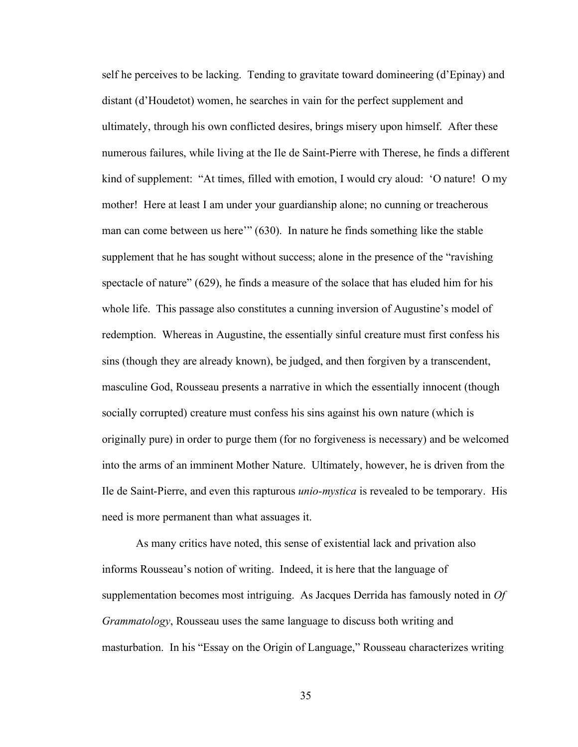self he perceives to be lacking. Tending to gravitate toward domineering (d'Epinay) and distant (d'Houdetot) women, he searches in vain for the perfect supplement and ultimately, through his own conflicted desires, brings misery upon himself. After these numerous failures, while living at the Ile de Saint-Pierre with Therese, he finds a different kind of supplement: "At times, filled with emotion, I would cry aloud: 'O nature! O my mother! Here at least I am under your guardianship alone; no cunning or treacherous man can come between us here'" (630). In nature he finds something like the stable supplement that he has sought without success; alone in the presence of the "ravishing spectacle of nature" (629), he finds a measure of the solace that has eluded him for his whole life. This passage also constitutes a cunning inversion of Augustine's model of redemption. Whereas in Augustine, the essentially sinful creature must first confess his sins (though they are already known), be judged, and then forgiven by a transcendent, masculine God, Rousseau presents a narrative in which the essentially innocent (though socially corrupted) creature must confess his sins against his own nature (which is originally pure) in order to purge them (for no forgiveness is necessary) and be welcomed into the arms of an imminent Mother Nature. Ultimately, however, he is driven from the Ile de Saint-Pierre, and even this rapturous *unio-mystica* is revealed to be temporary. His need is more permanent than what assuages it.

As many critics have noted, this sense of existential lack and privation also informs Rousseau's notion of writing. Indeed, it is here that the language of supplementation becomes most intriguing. As Jacques Derrida has famously noted in *Of Grammatology*, Rousseau uses the same language to discuss both writing and masturbation. In his "Essay on the Origin of Language," Rousseau characterizes writing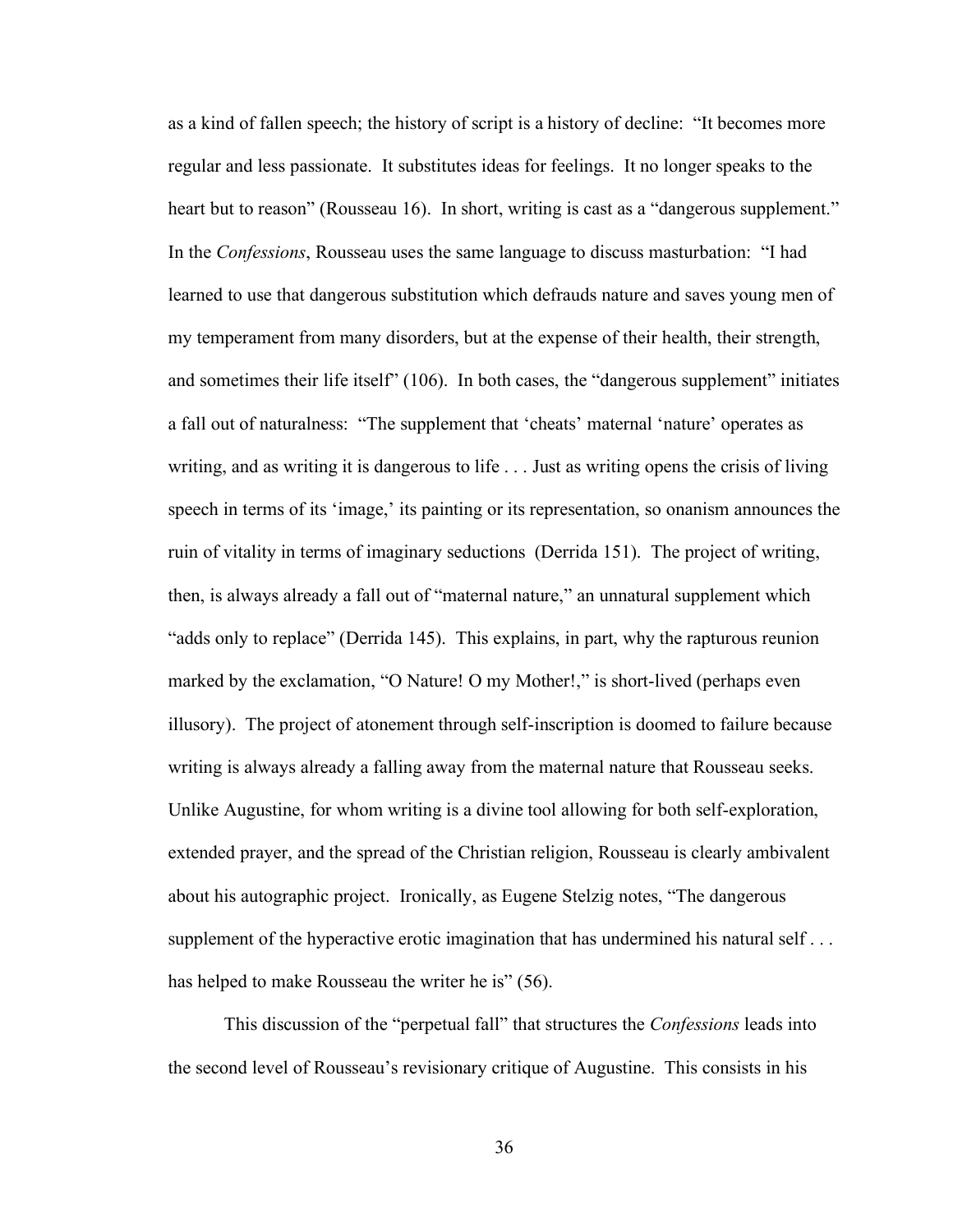as a kind of fallen speech; the history of script is a history of decline: "It becomes more regular and less passionate. It substitutes ideas for feelings. It no longer speaks to the heart but to reason" (Rousseau 16). In short, writing is cast as a "dangerous supplement." In the *Confessions*, Rousseau uses the same language to discuss masturbation: "I had learned to use that dangerous substitution which defrauds nature and saves young men of my temperament from many disorders, but at the expense of their health, their strength, and sometimes their life itself" (106). In both cases, the "dangerous supplement" initiates a fall out of naturalness: "The supplement that 'cheats' maternal 'nature' operates as writing, and as writing it is dangerous to life . . . Just as writing opens the crisis of living speech in terms of its 'image,' its painting or its representation, so onanism announces the ruin of vitality in terms of imaginary seductions (Derrida 151). The project of writing, then, is always already a fall out of "maternal nature," an unnatural supplement which "adds only to replace" (Derrida 145). This explains, in part, why the rapturous reunion marked by the exclamation, "O Nature! O my Mother!," is short-lived (perhaps even illusory). The project of atonement through self-inscription is doomed to failure because writing is always already a falling away from the maternal nature that Rousseau seeks. Unlike Augustine, for whom writing is a divine tool allowing for both self-exploration, extended prayer, and the spread of the Christian religion, Rousseau is clearly ambivalent about his autographic project. Ironically, as Eugene Stelzig notes, "The dangerous supplement of the hyperactive erotic imagination that has undermined his natural self . . . has helped to make Rousseau the writer he is" (56).

This discussion of the "perpetual fall" that structures the *Confessions* leads into the second level of Rousseau's revisionary critique of Augustine. This consists in his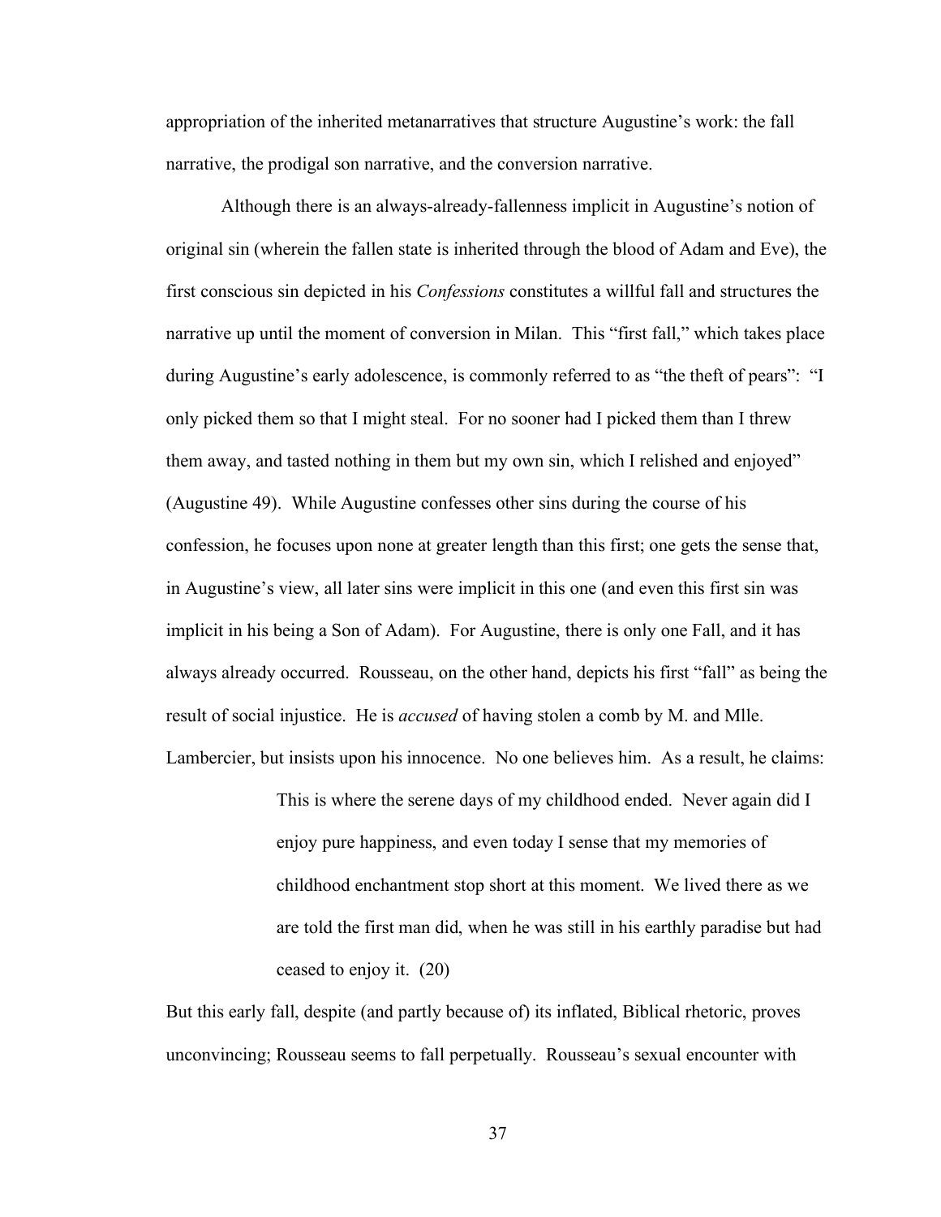appropriation of the inherited metanarratives that structure Augustine's work: the fall narrative, the prodigal son narrative, and the conversion narrative.

Although there is an always-already-fallenness implicit in Augustine's notion of original sin (wherein the fallen state is inherited through the blood of Adam and Eve), the first conscious sin depicted in his *Confessions* constitutes a willful fall and structures the narrative up until the moment of conversion in Milan. This "first fall," which takes place during Augustine's early adolescence, is commonly referred to as "the theft of pears": "I only picked them so that I might steal. For no sooner had I picked them than I threw them away, and tasted nothing in them but my own sin, which I relished and enjoyed" (Augustine 49). While Augustine confesses other sins during the course of his confession, he focuses upon none at greater length than this first; one gets the sense that, in Augustine's view, all later sins were implicit in this one (and even this first sin was implicit in his being a Son of Adam). For Augustine, there is only one Fall, and it has always already occurred. Rousseau, on the other hand, depicts his first "fall" as being the result of social injustice. He is *accused* of having stolen a comb by M. and Mlle. Lambercier, but insists upon his innocence. No one believes him. As a result, he claims:

> This is where the serene days of my childhood ended. Never again did I enjoy pure happiness, and even today I sense that my memories of childhood enchantment stop short at this moment. We lived there as we are told the first man did, when he was still in his earthly paradise but had ceased to enjoy it. (20)

But this early fall, despite (and partly because of) its inflated, Biblical rhetoric, proves unconvincing; Rousseau seems to fall perpetually. Rousseau's sexual encounter with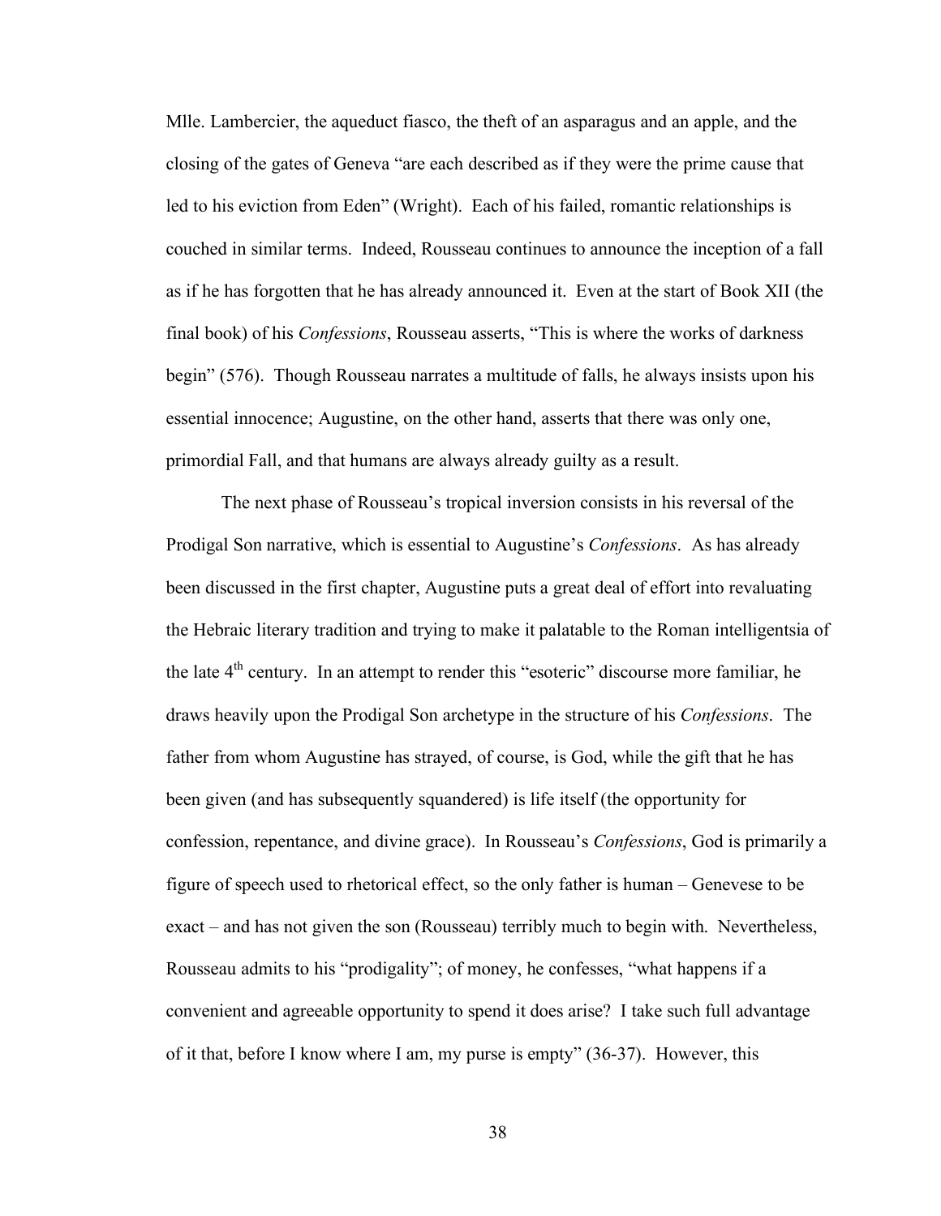Mlle. Lambercier, the aqueduct fiasco, the theft of an asparagus and an apple, and the closing of the gates of Geneva "are each described as if they were the prime cause that led to his eviction from Eden" (Wright). Each of his failed, romantic relationships is couched in similar terms. Indeed, Rousseau continues to announce the inception of a fall as if he has forgotten that he has already announced it. Even at the start of Book XII (the final book) of his *Confessions*, Rousseau asserts, "This is where the works of darkness begin" (576). Though Rousseau narrates a multitude of falls, he always insists upon his essential innocence; Augustine, on the other hand, asserts that there was only one, primordial Fall, and that humans are always already guilty as a result.

The next phase of Rousseau's tropical inversion consists in his reversal of the Prodigal Son narrative, which is essential to Augustine's *Confessions*. As has already been discussed in the first chapter, Augustine puts a great deal of effort into revaluating the Hebraic literary tradition and trying to make it palatable to the Roman intelligentsia of the late 4th century. In an attempt to render this "esoteric" discourse more familiar, he draws heavily upon the Prodigal Son archetype in the structure of his *Confessions*. The father from whom Augustine has strayed, of course, is God, while the gift that he has been given (and has subsequently squandered) is life itself (the opportunity for confession, repentance, and divine grace). In Rousseau's *Confessions*, God is primarily a figure of speech used to rhetorical effect, so the only father is human – Genevese to be exact – and has not given the son (Rousseau) terribly much to begin with. Nevertheless, Rousseau admits to his "prodigality"; of money, he confesses, "what happens if a convenient and agreeable opportunity to spend it does arise? I take such full advantage of it that, before I know where I am, my purse is empty" (36-37). However, this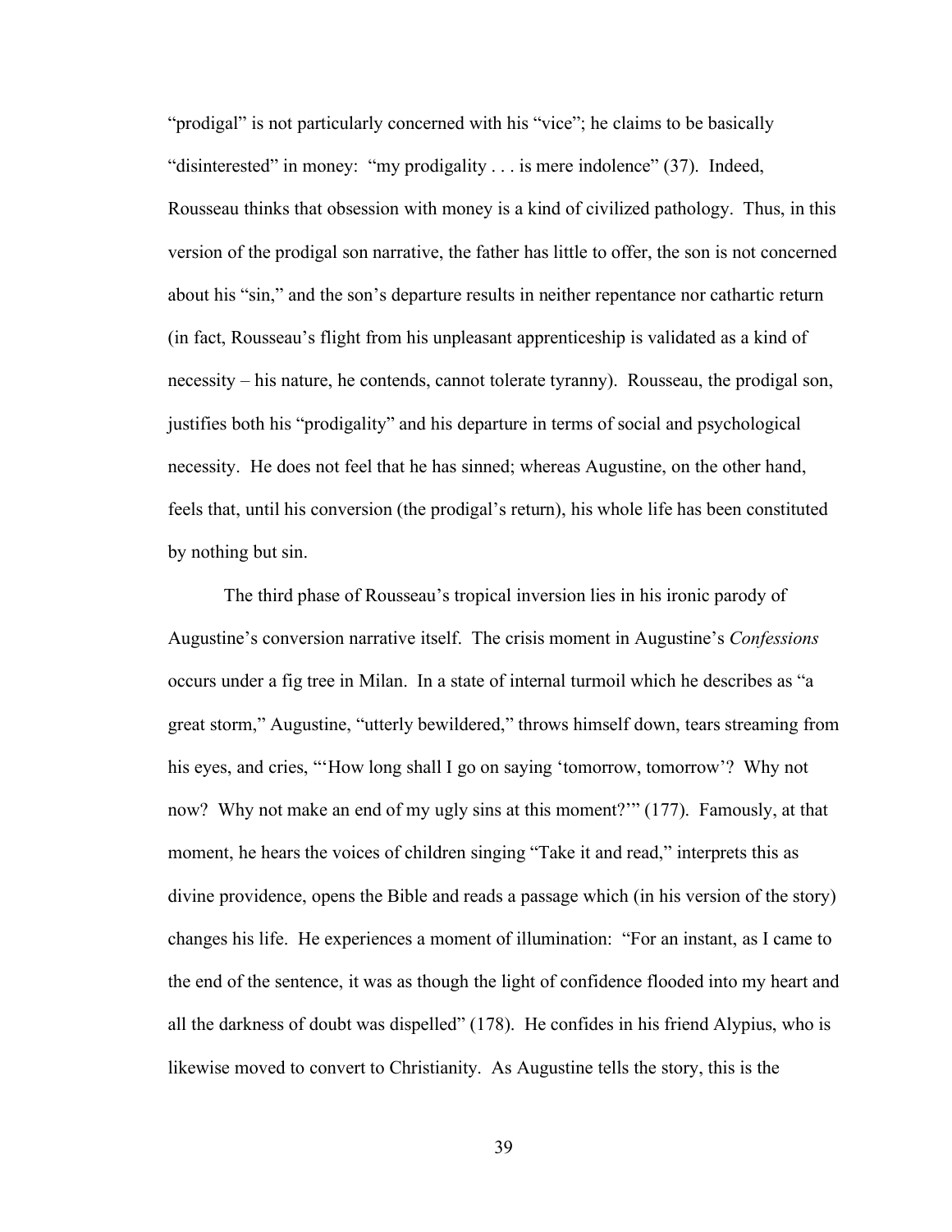"prodigal" is not particularly concerned with his "vice"; he claims to be basically "disinterested" in money: "my prodigality . . . is mere indolence" (37). Indeed, Rousseau thinks that obsession with money is a kind of civilized pathology. Thus, in this version of the prodigal son narrative, the father has little to offer, the son is not concerned about his "sin," and the son's departure results in neither repentance nor cathartic return (in fact, Rousseau's flight from his unpleasant apprenticeship is validated as a kind of necessity – his nature, he contends, cannot tolerate tyranny). Rousseau, the prodigal son, justifies both his "prodigality" and his departure in terms of social and psychological necessity. He does not feel that he has sinned; whereas Augustine, on the other hand, feels that, until his conversion (the prodigal's return), his whole life has been constituted by nothing but sin.

The third phase of Rousseau's tropical inversion lies in his ironic parody of Augustine's conversion narrative itself. The crisis moment in Augustine's *Confessions* occurs under a fig tree in Milan. In a state of internal turmoil which he describes as "a great storm," Augustine, "utterly bewildered," throws himself down, tears streaming from his eyes, and cries, "'How long shall I go on saying 'tomorrow, tomorrow'? Why not now? Why not make an end of my ugly sins at this moment?'" (177). Famously, at that moment, he hears the voices of children singing "Take it and read," interprets this as divine providence, opens the Bible and reads a passage which (in his version of the story) changes his life. He experiences a moment of illumination: "For an instant, as I came to the end of the sentence, it was as though the light of confidence flooded into my heart and all the darkness of doubt was dispelled" (178). He confides in his friend Alypius, who is likewise moved to convert to Christianity. As Augustine tells the story, this is the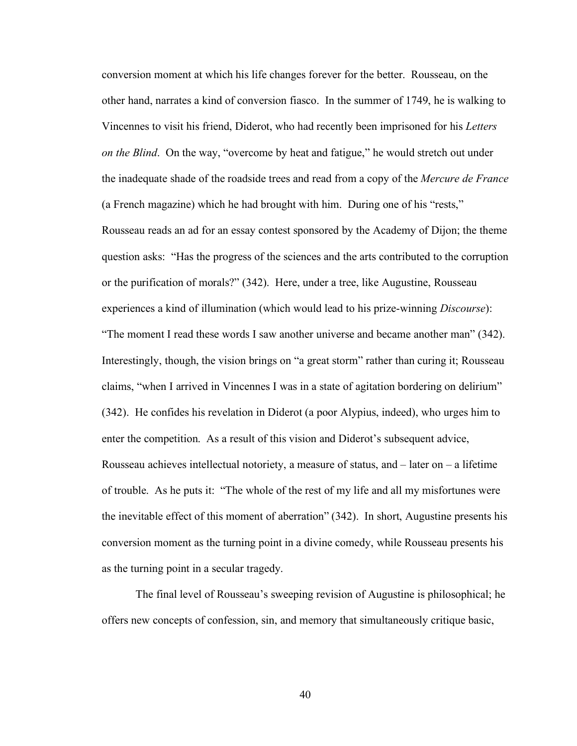conversion moment at which his life changes forever for the better. Rousseau, on the other hand, narrates a kind of conversion fiasco. In the summer of 1749, he is walking to Vincennes to visit his friend, Diderot, who had recently been imprisoned for his *Letters on the Blind*. On the way, "overcome by heat and fatigue," he would stretch out under the inadequate shade of the roadside trees and read from a copy of the *Mercure de France* (a French magazine) which he had brought with him. During one of his "rests," Rousseau reads an ad for an essay contest sponsored by the Academy of Dijon; the theme question asks: "Has the progress of the sciences and the arts contributed to the corruption or the purification of morals?" (342). Here, under a tree, like Augustine, Rousseau experiences a kind of illumination (which would lead to his prize-winning *Discourse*): "The moment I read these words I saw another universe and became another man" (342). Interestingly, though, the vision brings on "a great storm" rather than curing it; Rousseau claims, "when I arrived in Vincennes I was in a state of agitation bordering on delirium" (342). He confides his revelation in Diderot (a poor Alypius, indeed), who urges him to enter the competition. As a result of this vision and Diderot's subsequent advice, Rousseau achieves intellectual notoriety, a measure of status, and – later on – a lifetime of trouble. As he puts it: "The whole of the rest of my life and all my misfortunes were the inevitable effect of this moment of aberration" (342). In short, Augustine presents his conversion moment as the turning point in a divine comedy, while Rousseau presents his as the turning point in a secular tragedy.

The final level of Rousseau's sweeping revision of Augustine is philosophical; he offers new concepts of confession, sin, and memory that simultaneously critique basic,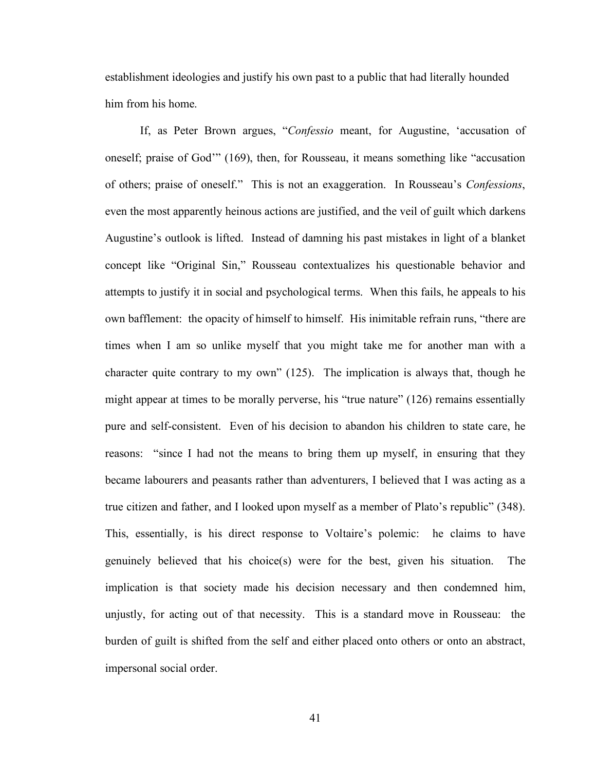establishment ideologies and justify his own past to a public that had literally hounded him from his home.

If, as Peter Brown argues, "*Confessio* meant, for Augustine, 'accusation of oneself; praise of God'" (169), then, for Rousseau, it means something like "accusation of others; praise of oneself." This is not an exaggeration. In Rousseau's *Confessions*, even the most apparently heinous actions are justified, and the veil of guilt which darkens Augustine's outlook is lifted. Instead of damning his past mistakes in light of a blanket concept like "Original Sin," Rousseau contextualizes his questionable behavior and attempts to justify it in social and psychological terms. When this fails, he appeals to his own bafflement: the opacity of himself to himself. His inimitable refrain runs, "there are times when I am so unlike myself that you might take me for another man with a character quite contrary to my own" (125). The implication is always that, though he might appear at times to be morally perverse, his "true nature" (126) remains essentially pure and self-consistent. Even of his decision to abandon his children to state care, he reasons: "since I had not the means to bring them up myself, in ensuring that they became labourers and peasants rather than adventurers, I believed that I was acting as a true citizen and father, and I looked upon myself as a member of Plato's republic" (348). This, essentially, is his direct response to Voltaire's polemic: he claims to have genuinely believed that his choice(s) were for the best, given his situation. The implication is that society made his decision necessary and then condemned him, unjustly, for acting out of that necessity. This is a standard move in Rousseau: the burden of guilt is shifted from the self and either placed onto others or onto an abstract, impersonal social order.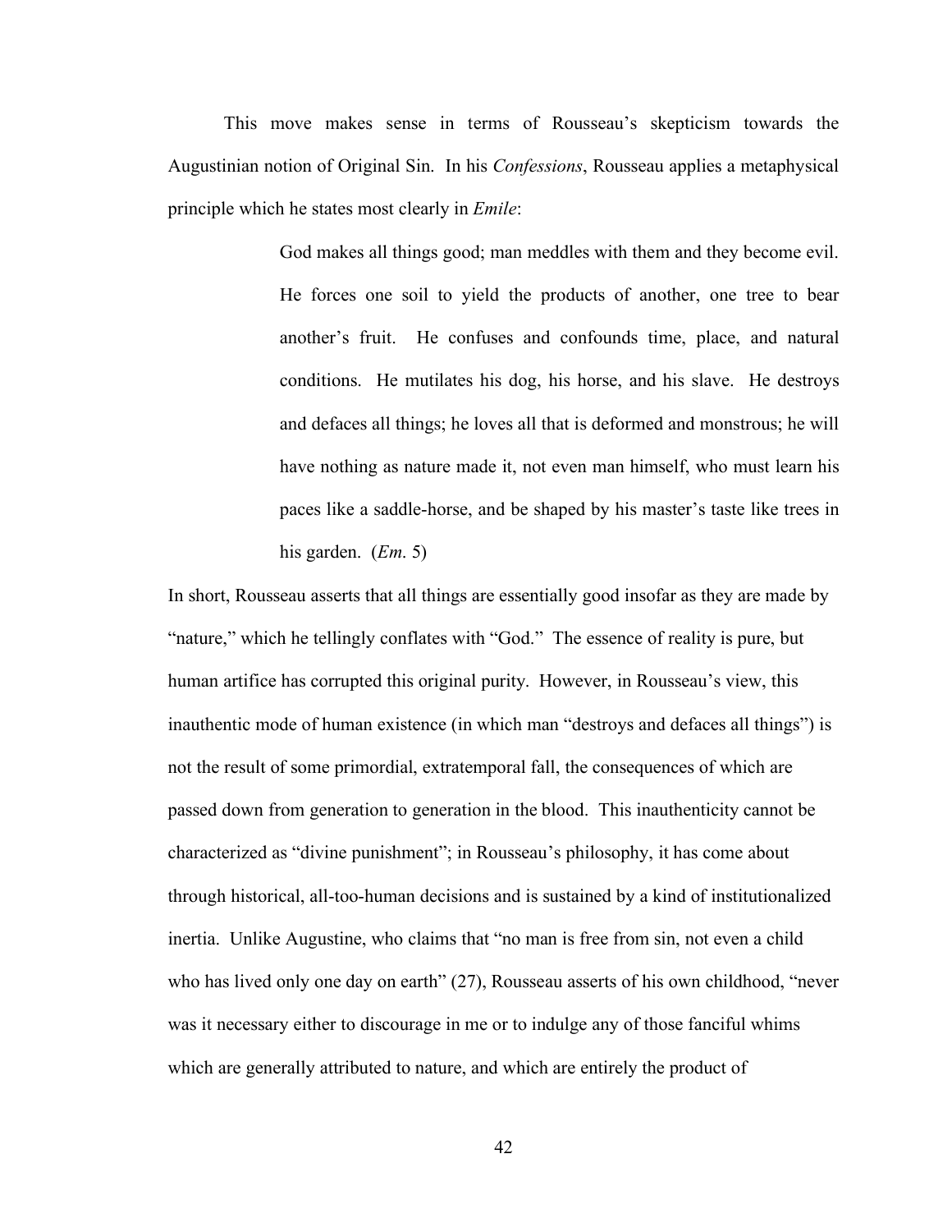This move makes sense in terms of Rousseau's skepticism towards the Augustinian notion of Original Sin. In his *Confessions*, Rousseau applies a metaphysical principle which he states most clearly in *Emile*:

> God makes all things good; man meddles with them and they become evil. He forces one soil to yield the products of another, one tree to bear another's fruit. He confuses and confounds time, place, and natural conditions. He mutilates his dog, his horse, and his slave. He destroys and defaces all things; he loves all that is deformed and monstrous; he will have nothing as nature made it, not even man himself, who must learn his paces like a saddle-horse, and be shaped by his master's taste like trees in his garden. (*Em*. 5)

In short, Rousseau asserts that all things are essentially good insofar as they are made by "nature," which he tellingly conflates with "God." The essence of reality is pure, but human artifice has corrupted this original purity. However, in Rousseau's view, this inauthentic mode of human existence (in which man "destroys and defaces all things") is not the result of some primordial, extratemporal fall, the consequences of which are passed down from generation to generation in the blood. This inauthenticity cannot be characterized as "divine punishment"; in Rousseau's philosophy, it has come about through historical, all-too-human decisions and is sustained by a kind of institutionalized inertia. Unlike Augustine, who claims that "no man is free from sin, not even a child who has lived only one day on earth" (27), Rousseau asserts of his own childhood, "never was it necessary either to discourage in me or to indulge any of those fanciful whims which are generally attributed to nature, and which are entirely the product of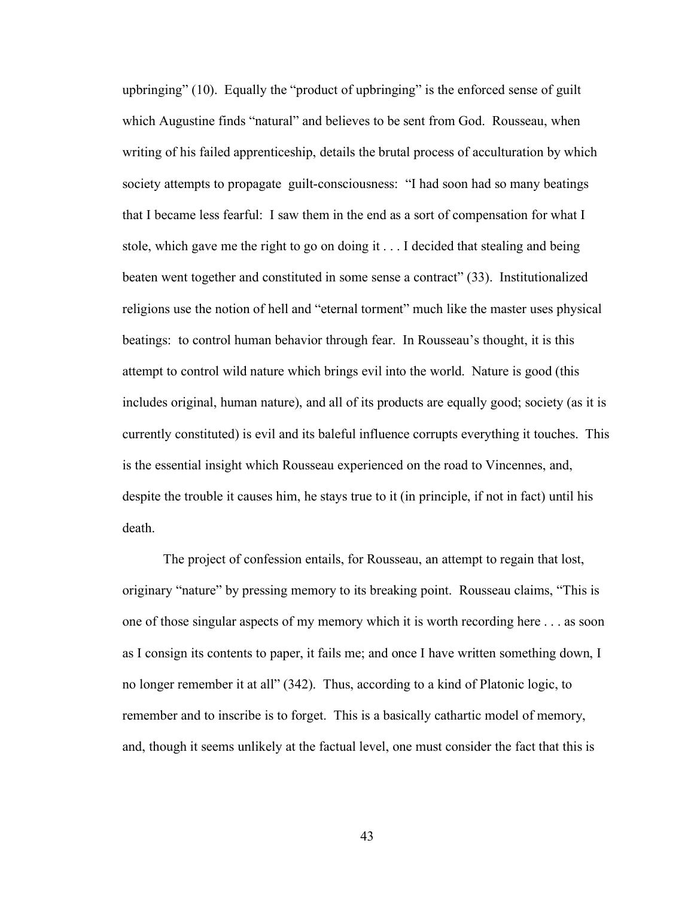upbringing" (10). Equally the "product of upbringing" is the enforced sense of guilt which Augustine finds "natural" and believes to be sent from God. Rousseau, when writing of his failed apprenticeship, details the brutal process of acculturation by which society attempts to propagate guilt-consciousness: "I had soon had so many beatings that I became less fearful: I saw them in the end as a sort of compensation for what I stole, which gave me the right to go on doing it . . . I decided that stealing and being beaten went together and constituted in some sense a contract" (33). Institutionalized religions use the notion of hell and "eternal torment" much like the master uses physical beatings: to control human behavior through fear. In Rousseau's thought, it is this attempt to control wild nature which brings evil into the world. Nature is good (this includes original, human nature), and all of its products are equally good; society (as it is currently constituted) is evil and its baleful influence corrupts everything it touches. This is the essential insight which Rousseau experienced on the road to Vincennes, and, despite the trouble it causes him, he stays true to it (in principle, if not in fact) until his death.

The project of confession entails, for Rousseau, an attempt to regain that lost, originary "nature" by pressing memory to its breaking point. Rousseau claims, "This is one of those singular aspects of my memory which it is worth recording here . . . as soon as I consign its contents to paper, it fails me; and once I have written something down, I no longer remember it at all" (342). Thus, according to a kind of Platonic logic, to remember and to inscribe is to forget. This is a basically cathartic model of memory, and, though it seems unlikely at the factual level, one must consider the fact that this is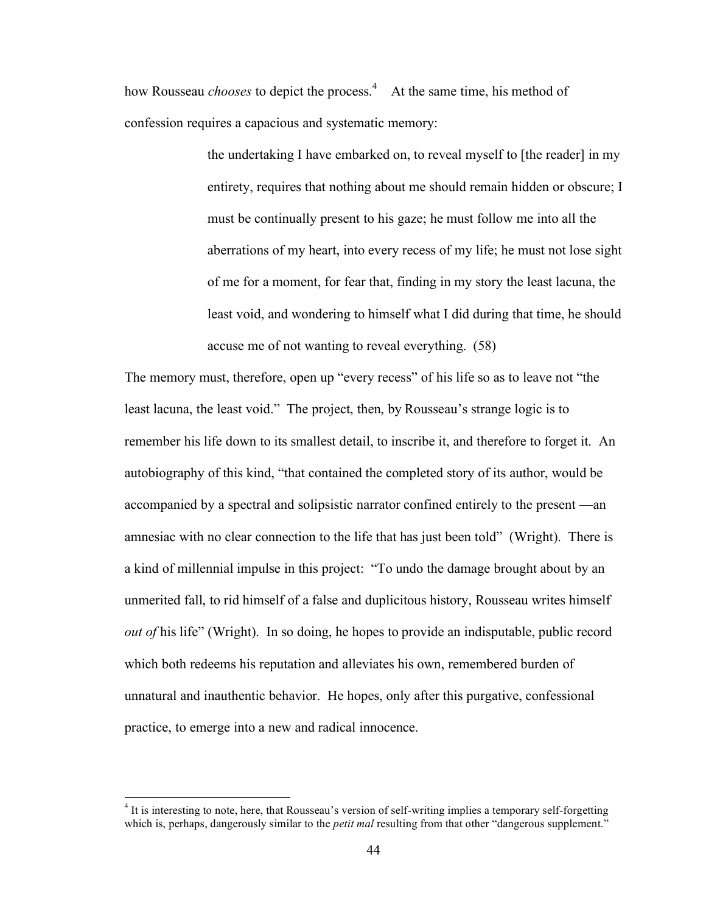how Rousseau *chooses* to depict the process.[4] At the same time, his method of confession requires a capacious and systematic memory:

> the undertaking I have embarked on, to reveal myself to [the reader] in my entirety, requires that nothing about me should remain hidden or obscure; I must be continually present to his gaze; he must follow me into all the aberrations of my heart, into every recess of my life; he must not lose sight of me for a moment, for fear that, finding in my story the least lacuna, the least void, and wondering to himself what I did during that time, he should accuse me of not wanting to reveal everything. (58)

The memory must, therefore, open up "every recess" of his life so as to leave not "the least lacuna, the least void." The project, then, by Rousseau's strange logic is to remember his life down to its smallest detail, to inscribe it, and therefore to forget it. An autobiography of this kind, "that contained the completed story of its author, would be accompanied by a spectral and solipsistic narrator confined entirely to the present —an amnesiac with no clear connection to the life that has just been told" (Wright). There is a kind of millennial impulse in this project: "To undo the damage brought about by an unmerited fall, to rid himself of a false and duplicitous history, Rousseau writes himself *out of* his life" (Wright). In so doing, he hopes to provide an indisputable, public record which both redeems his reputation and alleviates his own, remembered burden of unnatural and inauthentic behavior. He hopes, only after this purgative, confessional practice, to emerge into a new and radical innocence.

[4] It is interesting to note, here, that Rousseau's version of self-writing implies a temporary self-forgetting which is, perhaps, dangerously similar to the *petit mal* resulting from that other "dangerous supplement."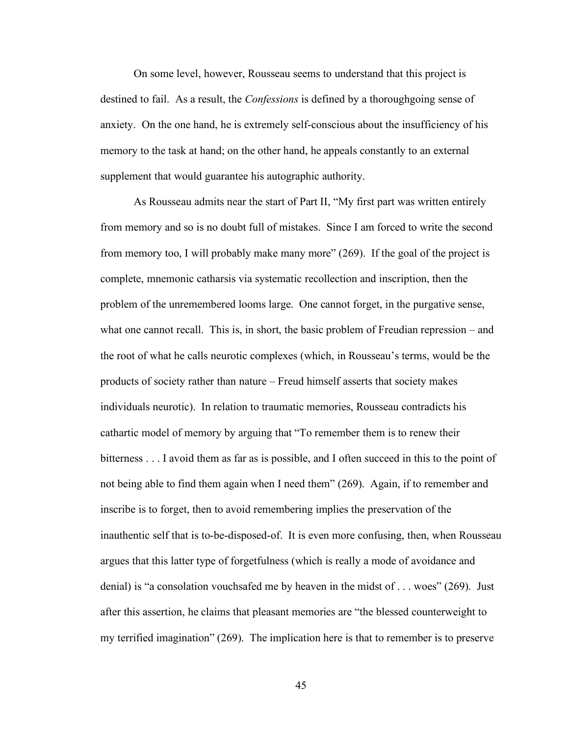On some level, however, Rousseau seems to understand that this project is destined to fail. As a result, the *Confessions* is defined by a thoroughgoing sense of anxiety. On the one hand, he is extremely self-conscious about the insufficiency of his memory to the task at hand; on the other hand, he appeals constantly to an external supplement that would guarantee his autographic authority.

As Rousseau admits near the start of Part II, "My first part was written entirely from memory and so is no doubt full of mistakes. Since I am forced to write the second from memory too, I will probably make many more" (269). If the goal of the project is complete, mnemonic catharsis via systematic recollection and inscription, then the problem of the unremembered looms large. One cannot forget, in the purgative sense, what one cannot recall. This is, in short, the basic problem of Freudian repression – and the root of what he calls neurotic complexes (which, in Rousseau's terms, would be the products of society rather than nature – Freud himself asserts that society makes individuals neurotic). In relation to traumatic memories, Rousseau contradicts his cathartic model of memory by arguing that "To remember them is to renew their bitterness . . . I avoid them as far as is possible, and I often succeed in this to the point of not being able to find them again when I need them" (269). Again, if to remember and inscribe is to forget, then to avoid remembering implies the preservation of the inauthentic self that is to-be-disposed-of. It is even more confusing, then, when Rousseau argues that this latter type of forgetfulness (which is really a mode of avoidance and denial) is "a consolation vouchsafed me by heaven in the midst of . . . woes" (269). Just after this assertion, he claims that pleasant memories are "the blessed counterweight to my terrified imagination" (269). The implication here is that to remember is to preserve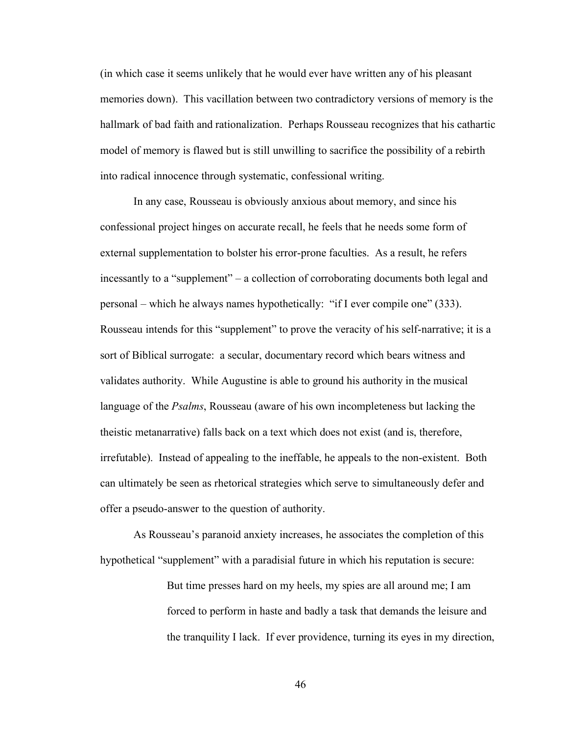(in which case it seems unlikely that he would ever have written any of his pleasant memories down). This vacillation between two contradictory versions of memory is the hallmark of bad faith and rationalization. Perhaps Rousseau recognizes that his cathartic model of memory is flawed but is still unwilling to sacrifice the possibility of a rebirth into radical innocence through systematic, confessional writing.

In any case, Rousseau is obviously anxious about memory, and since his confessional project hinges on accurate recall, he feels that he needs some form of external supplementation to bolster his error-prone faculties. As a result, he refers incessantly to a "supplement" – a collection of corroborating documents both legal and personal – which he always names hypothetically: "if I ever compile one" (333). Rousseau intends for this "supplement" to prove the veracity of his self-narrative; it is a sort of Biblical surrogate: a secular, documentary record which bears witness and validates authority. While Augustine is able to ground his authority in the musical language of the *Psalms*, Rousseau (aware of his own incompleteness but lacking the theistic metanarrative) falls back on a text which does not exist (and is, therefore, irrefutable). Instead of appealing to the ineffable, he appeals to the non-existent. Both can ultimately be seen as rhetorical strategies which serve to simultaneously defer and offer a pseudo-answer to the question of authority.

As Rousseau's paranoid anxiety increases, he associates the completion of this hypothetical "supplement" with a paradisial future in which his reputation is secure:

> But time presses hard on my heels, my spies are all around me; I am forced to perform in haste and badly a task that demands the leisure and the tranquility I lack. If ever providence, turning its eyes in my direction,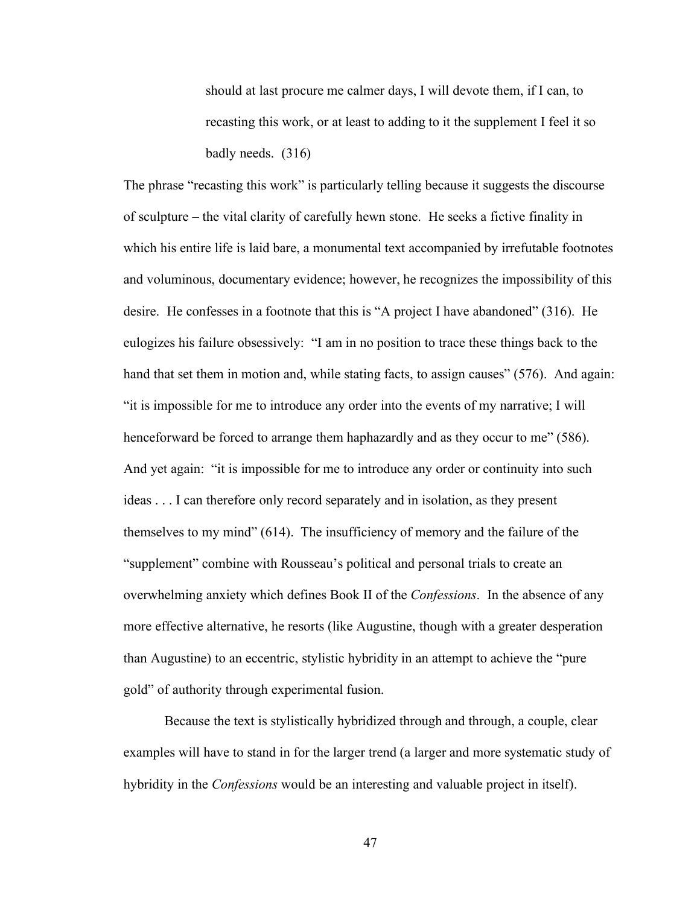> should at last procure me calmer days, I will devote them, if I can, to recasting this work, or at least to adding to it the supplement I feel it so badly needs. (316)

The phrase "recasting this work" is particularly telling because it suggests the discourse of sculpture – the vital clarity of carefully hewn stone. He seeks a fictive finality in which his entire life is laid bare, a monumental text accompanied by irrefutable footnotes and voluminous, documentary evidence; however, he recognizes the impossibility of this desire. He confesses in a footnote that this is "A project I have abandoned" (316). He eulogizes his failure obsessively: "I am in no position to trace these things back to the hand that set them in motion and, while stating facts, to assign causes" (576). And again: "it is impossible for me to introduce any order into the events of my narrative; I will henceforward be forced to arrange them haphazardly and as they occur to me" (586). And yet again: "it is impossible for me to introduce any order or continuity into such ideas . . . I can therefore only record separately and in isolation, as they present themselves to my mind" (614). The insufficiency of memory and the failure of the "supplement" combine with Rousseau's political and personal trials to create an overwhelming anxiety which defines Book II of the *Confessions*. In the absence of any more effective alternative, he resorts (like Augustine, though with a greater desperation than Augustine) to an eccentric, stylistic hybridity in an attempt to achieve the "pure gold" of authority through experimental fusion.

Because the text is stylistically hybridized through and through, a couple, clear examples will have to stand in for the larger trend (a larger and more systematic study of hybridity in the *Confessions* would be an interesting and valuable project in itself).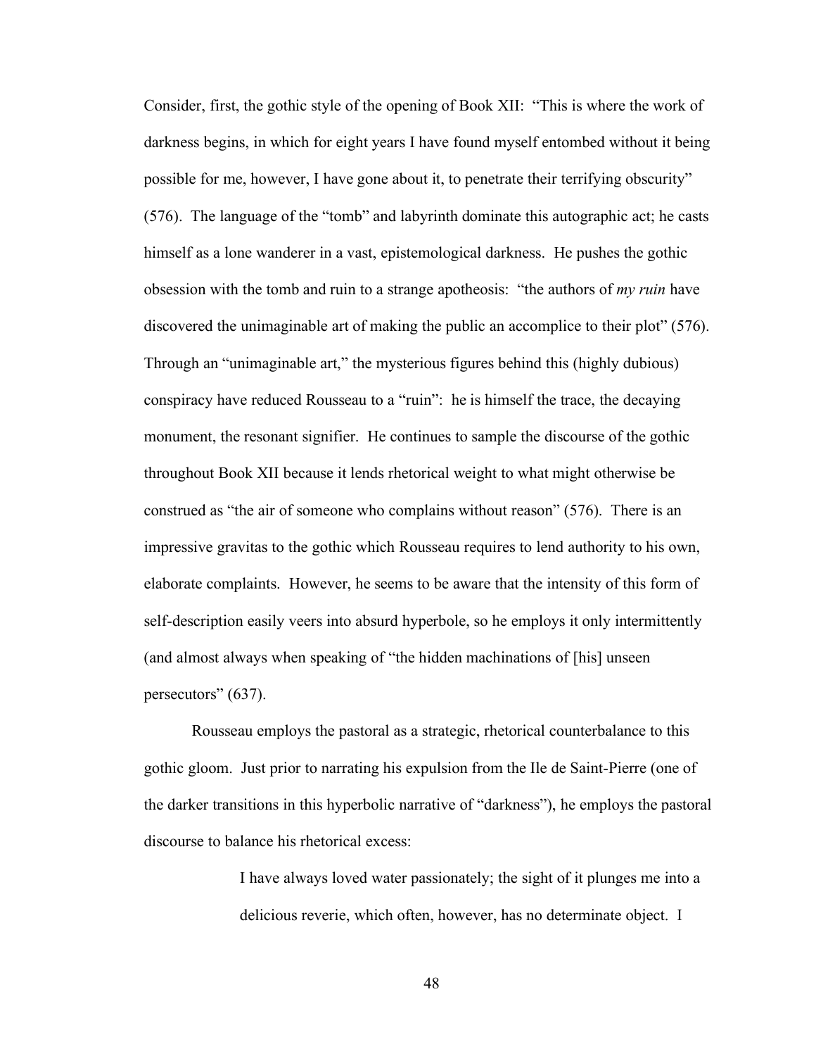Consider, first, the gothic style of the opening of Book XII: "This is where the work of darkness begins, in which for eight years I have found myself entombed without it being possible for me, however, I have gone about it, to penetrate their terrifying obscurity" (576). The language of the "tomb" and labyrinth dominate this autographic act; he casts himself as a lone wanderer in a vast, epistemological darkness. He pushes the gothic obsession with the tomb and ruin to a strange apotheosis: "the authors of *my ruin* have discovered the unimaginable art of making the public an accomplice to their plot" (576). Through an "unimaginable art," the mysterious figures behind this (highly dubious) conspiracy have reduced Rousseau to a "ruin": he is himself the trace, the decaying monument, the resonant signifier. He continues to sample the discourse of the gothic throughout Book XII because it lends rhetorical weight to what might otherwise be construed as "the air of someone who complains without reason" (576). There is an impressive gravitas to the gothic which Rousseau requires to lend authority to his own, elaborate complaints. However, he seems to be aware that the intensity of this form of self-description easily veers into absurd hyperbole, so he employs it only intermittently (and almost always when speaking of "the hidden machinations of [his] unseen persecutors" (637).

Rousseau employs the pastoral as a strategic, rhetorical counterbalance to this gothic gloom. Just prior to narrating his expulsion from the Ile de Saint-Pierre (one of the darker transitions in this hyperbolic narrative of "darkness"), he employs the pastoral discourse to balance his rhetorical excess:

> I have always loved water passionately; the sight of it plunges me into a delicious reverie, which often, however, has no determinate object. I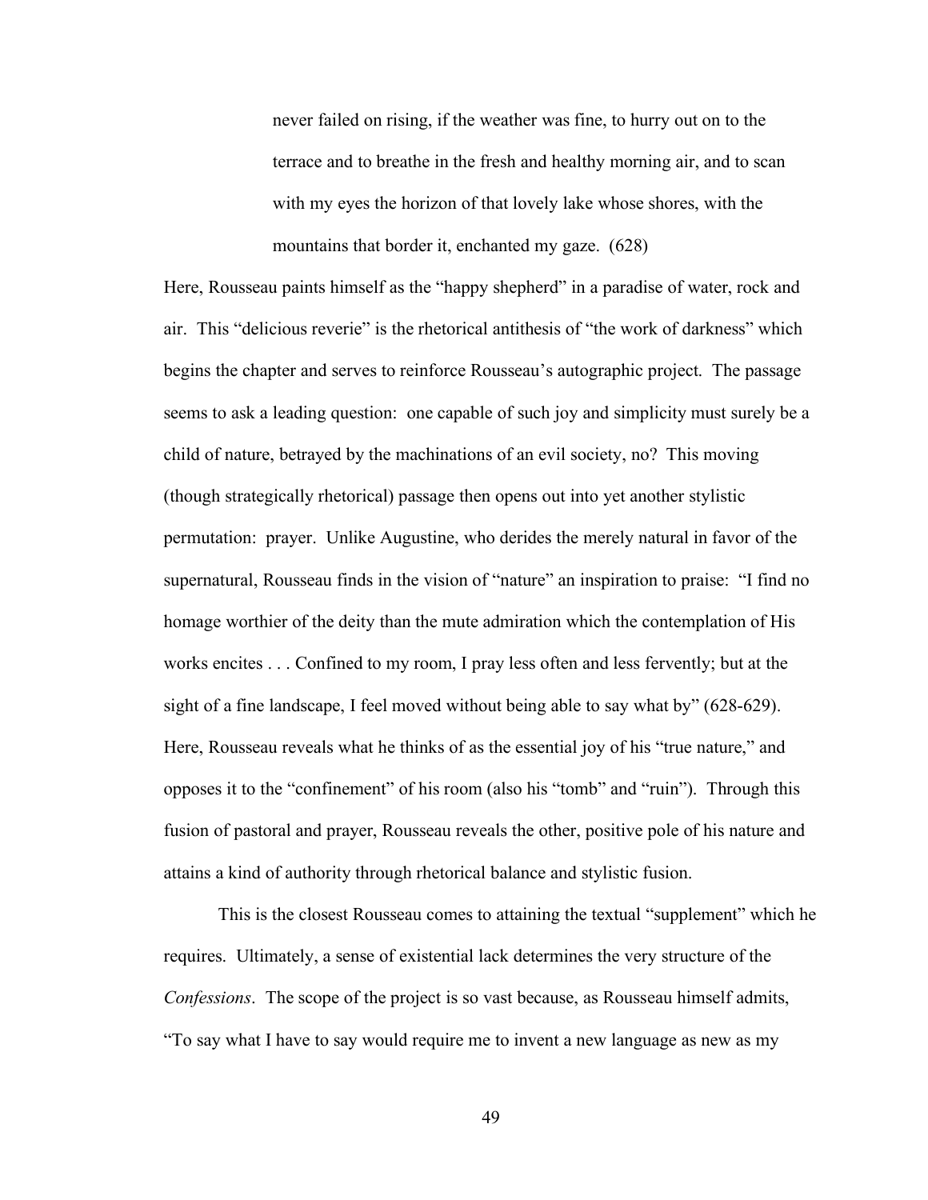> never failed on rising, if the weather was fine, to hurry out on to the terrace and to breathe in the fresh and healthy morning air, and to scan with my eyes the horizon of that lovely lake whose shores, with the mountains that border it, enchanted my gaze. (628)

Here, Rousseau paints himself as the "happy shepherd" in a paradise of water, rock and air. This "delicious reverie" is the rhetorical antithesis of "the work of darkness" which begins the chapter and serves to reinforce Rousseau's autographic project. The passage seems to ask a leading question: one capable of such joy and simplicity must surely be a child of nature, betrayed by the machinations of an evil society, no? This moving (though strategically rhetorical) passage then opens out into yet another stylistic permutation: prayer. Unlike Augustine, who derides the merely natural in favor of the supernatural, Rousseau finds in the vision of "nature" an inspiration to praise: "I find no homage worthier of the deity than the mute admiration which the contemplation of His works encites . . . Confined to my room, I pray less often and less fervently; but at the sight of a fine landscape, I feel moved without being able to say what by" (628-629). Here, Rousseau reveals what he thinks of as the essential joy of his "true nature," and opposes it to the "confinement" of his room (also his "tomb" and "ruin"). Through this fusion of pastoral and prayer, Rousseau reveals the other, positive pole of his nature and attains a kind of authority through rhetorical balance and stylistic fusion.

This is the closest Rousseau comes to attaining the textual "supplement" which he requires. Ultimately, a sense of existential lack determines the very structure of the *Confessions*. The scope of the project is so vast because, as Rousseau himself admits, "To say what I have to say would require me to invent a new language as new as my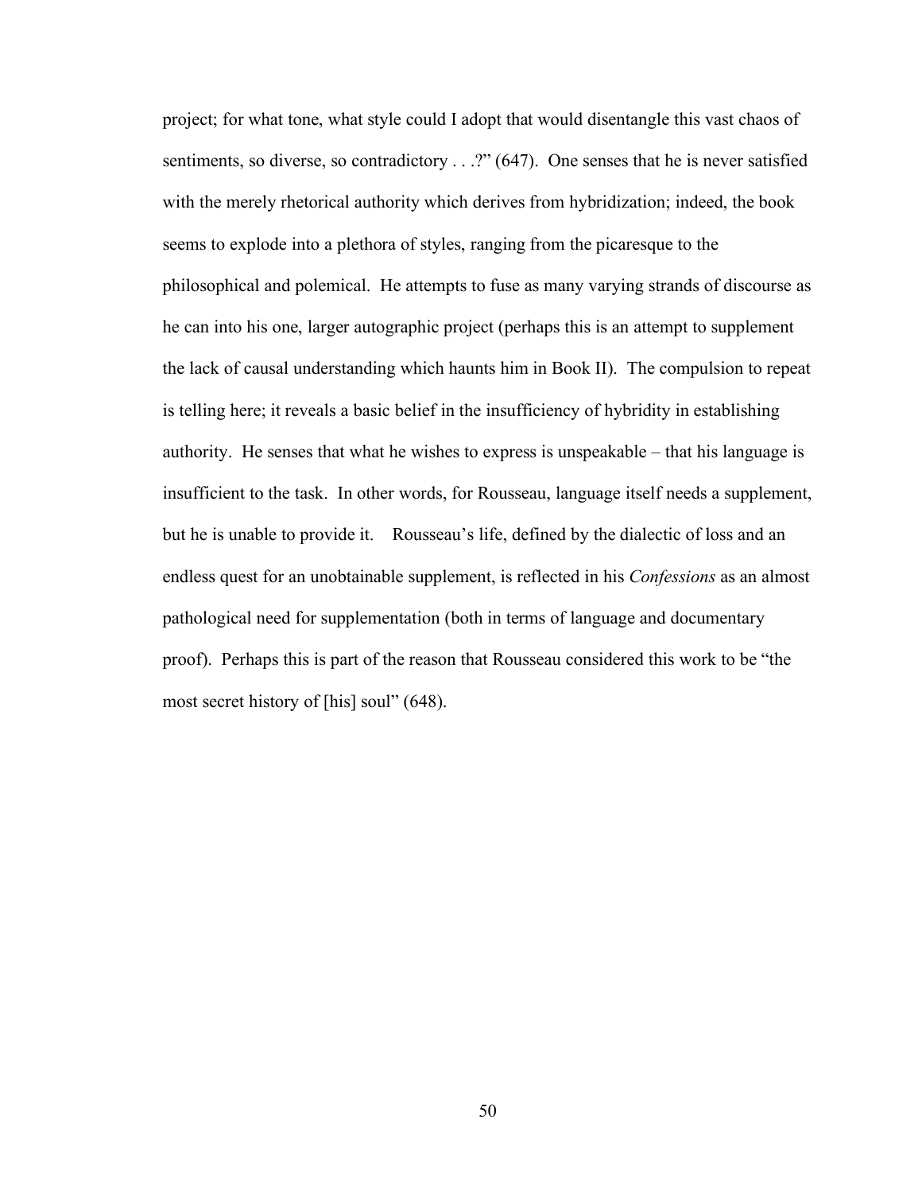project; for what tone, what style could I adopt that would disentangle this vast chaos of sentiments, so diverse, so contradictory . . .?" (647). One senses that he is never satisfied with the merely rhetorical authority which derives from hybridization; indeed, the book seems to explode into a plethora of styles, ranging from the picaresque to the philosophical and polemical. He attempts to fuse as many varying strands of discourse as he can into his one, larger autographic project (perhaps this is an attempt to supplement the lack of causal understanding which haunts him in Book II). The compulsion to repeat is telling here; it reveals a basic belief in the insufficiency of hybridity in establishing authority. He senses that what he wishes to express is unspeakable – that his language is insufficient to the task. In other words, for Rousseau, language itself needs a supplement, but he is unable to provide it. Rousseau's life, defined by the dialectic of loss and an endless quest for an unobtainable supplement, is reflected in his *Confessions* as an almost pathological need for supplementation (both in terms of language and documentary proof). Perhaps this is part of the reason that Rousseau considered this work to be "the most secret history of [his] soul" (648).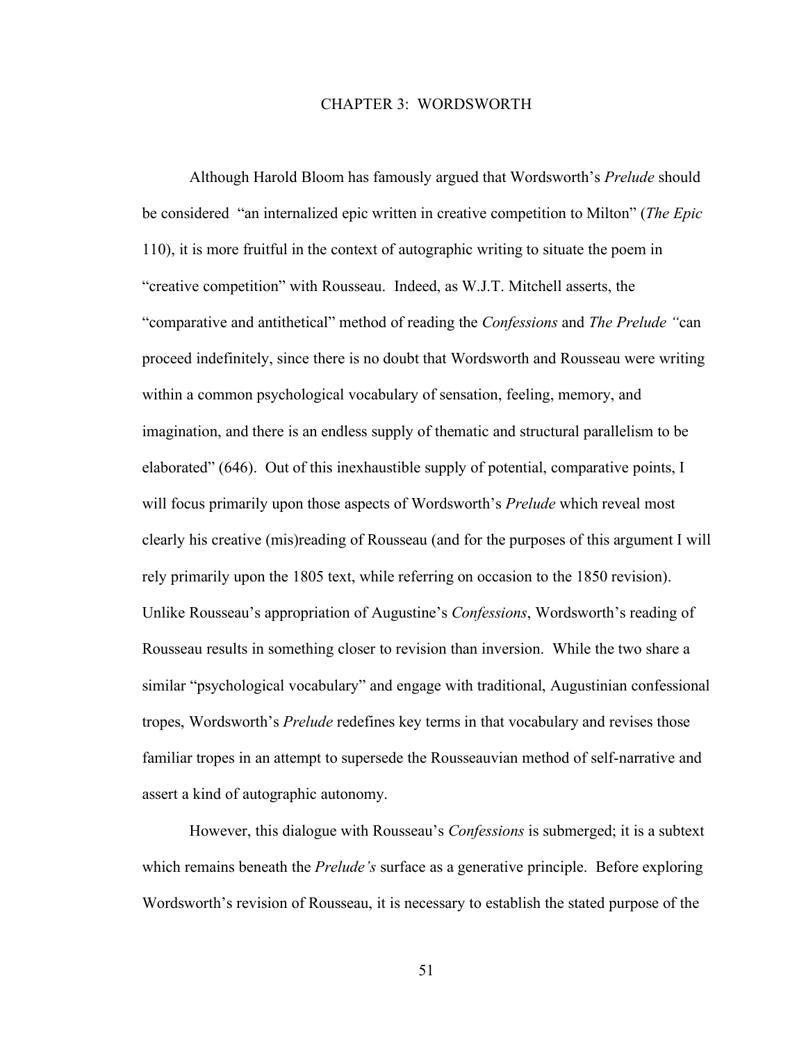# CHAPTER 3: WORDSWORTH

Although Harold Bloom has famously argued that Wordsworth's *Prelude* should be considered "an internalized epic written in creative competition to Milton" (*The Epic* 110), it is more fruitful in the context of autographic writing to situate the poem in "creative competition" with Rousseau. Indeed, as W.J.T. Mitchell asserts, the "comparative and antithetical" method of reading the *Confessions* and *The Prelude* "can proceed indefinitely, since there is no doubt that Wordsworth and Rousseau were writing within a common psychological vocabulary of sensation, feeling, memory, and imagination, and there is an endless supply of thematic and structural parallelism to be elaborated" (646). Out of this inexhaustible supply of potential, comparative points, I will focus primarily upon those aspects of Wordsworth's *Prelude* which reveal most clearly his creative (mis)reading of Rousseau (and for the purposes of this argument I will rely primarily upon the 1805 text, while referring on occasion to the 1850 revision). Unlike Rousseau's appropriation of Augustine's *Confessions*, Wordsworth's reading of Rousseau results in something closer to revision than inversion. While the two share a similar "psychological vocabulary" and engage with traditional, Augustinian confessional tropes, Wordsworth's *Prelude* redefines key terms in that vocabulary and revises those familiar tropes in an attempt to supersede the Rousseauvian method of self-narrative and assert a kind of autographic autonomy.

However, this dialogue with Rousseau's *Confessions* is submerged; it is a subtext which remains beneath the *Prelude's* surface as a generative principle. Before exploring Wordsworth's revision of Rousseau, it is necessary to establish the stated purpose of the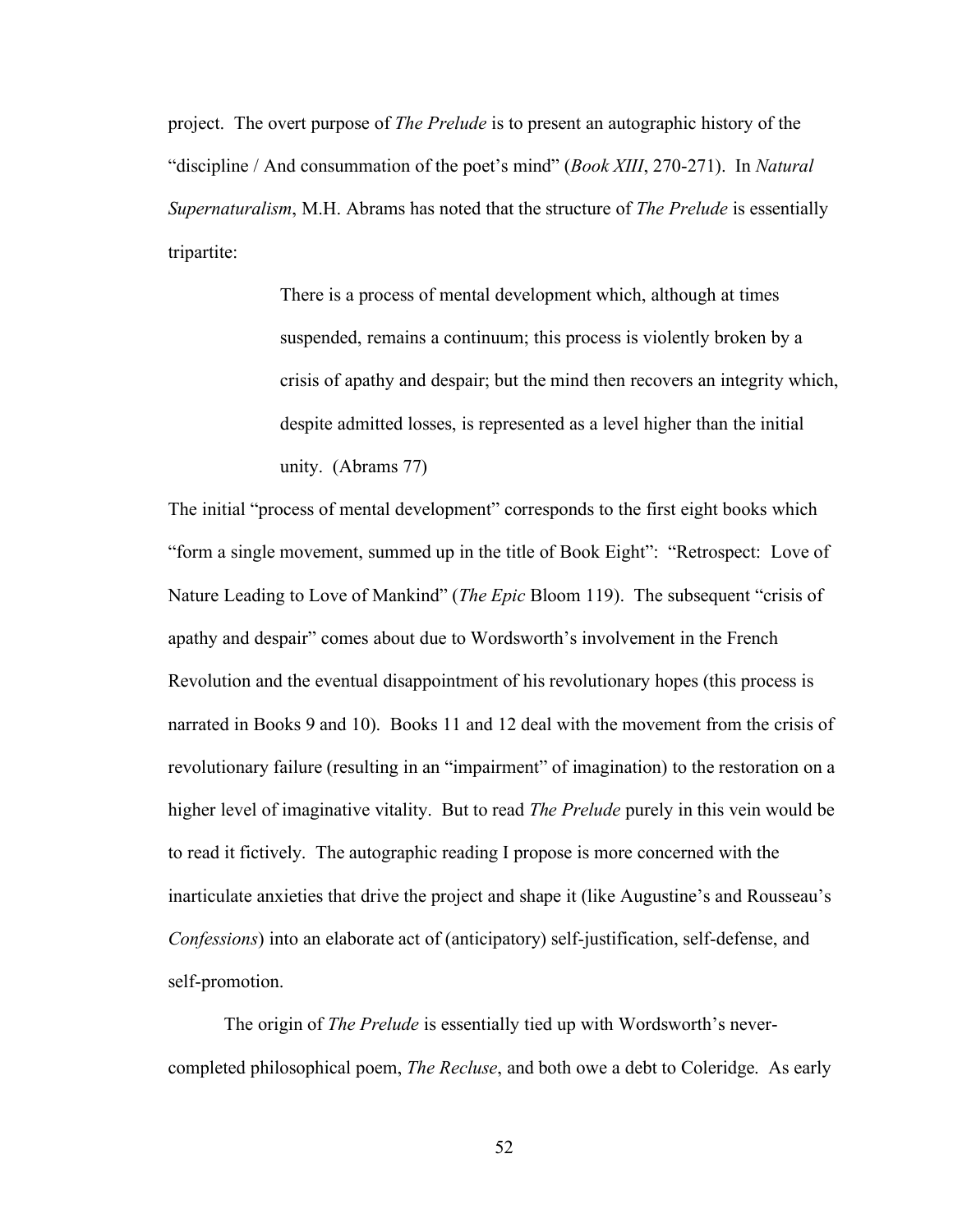project. The overt purpose of *The Prelude* is to present an autographic history of the "discipline / And consummation of the poet's mind" (*Book XIII*, 270-271). In *Natural Supernaturalism*, M.H. Abrams has noted that the structure of *The Prelude* is essentially tripartite:

> There is a process of mental development which, although at times suspended, remains a continuum; this process is violently broken by a crisis of apathy and despair; but the mind then recovers an integrity which, despite admitted losses, is represented as a level higher than the initial unity. (Abrams 77)

The initial "process of mental development" corresponds to the first eight books which "form a single movement, summed up in the title of Book Eight": "Retrospect: Love of Nature Leading to Love of Mankind" (*The Epic* Bloom 119). The subsequent "crisis of apathy and despair" comes about due to Wordsworth's involvement in the French Revolution and the eventual disappointment of his revolutionary hopes (this process is narrated in Books 9 and 10). Books 11 and 12 deal with the movement from the crisis of revolutionary failure (resulting in an "impairment" of imagination) to the restoration on a higher level of imaginative vitality. But to read *The Prelude* purely in this vein would be to read it fictively. The autographic reading I propose is more concerned with the inarticulate anxieties that drive the project and shape it (like Augustine's and Rousseau's *Confessions*) into an elaborate act of (anticipatory) self-justification, self-defense, and self-promotion.

The origin of *The Prelude* is essentially tied up with Wordsworth's never-completed philosophical poem, *The Recluse*, and both owe a debt to Coleridge. As early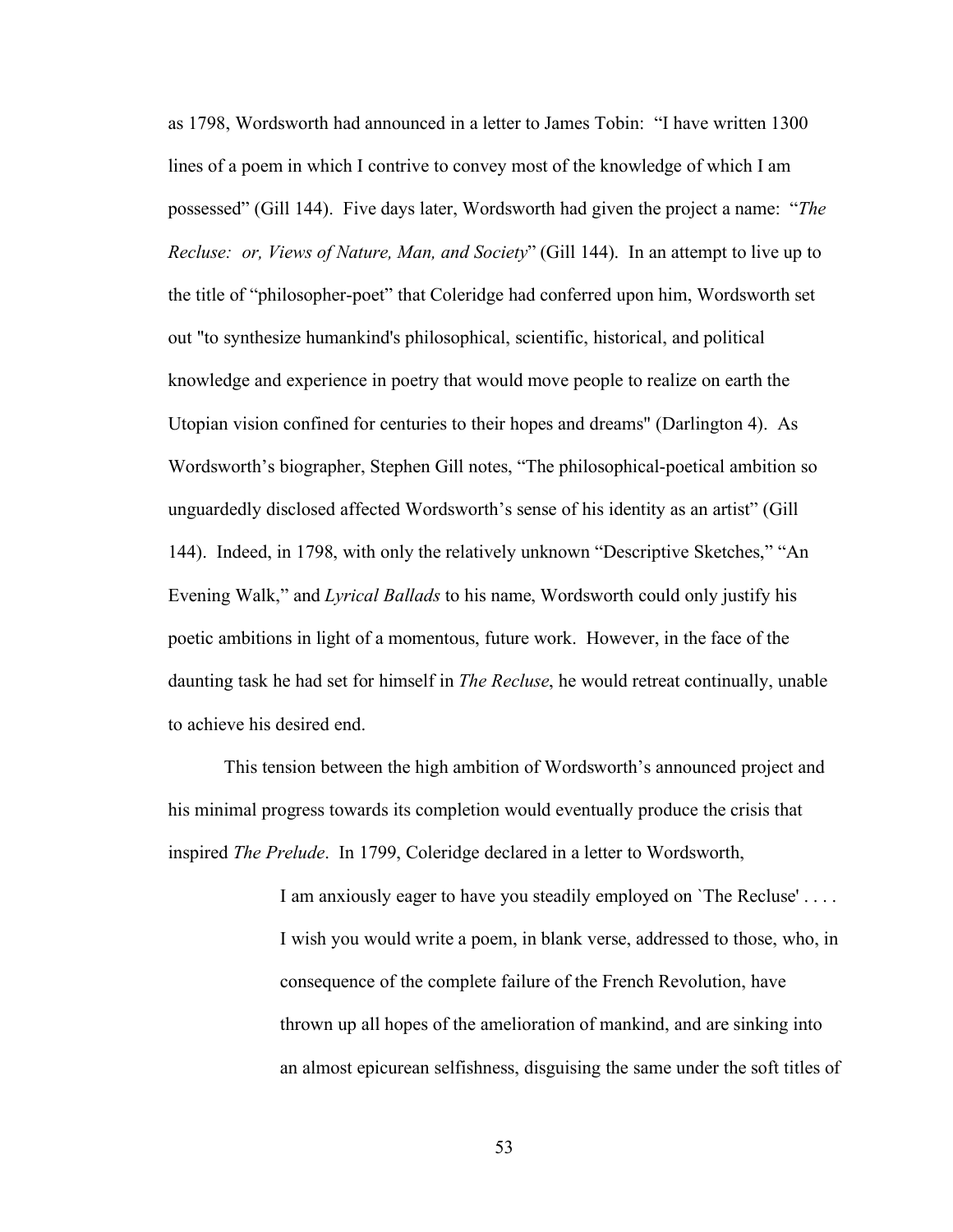as 1798, Wordsworth had announced in a letter to James Tobin: "I have written 1300 lines of a poem in which I contrive to convey most of the knowledge of which I am possessed" (Gill 144). Five days later, Wordsworth had given the project a name: "*The Recluse: or, Views of Nature, Man, and Society*" (Gill 144). In an attempt to live up to the title of "philosopher-poet" that Coleridge had conferred upon him, Wordsworth set out "to synthesize humankind's philosophical, scientific, historical, and political knowledge and experience in poetry that would move people to realize on earth the Utopian vision confined for centuries to their hopes and dreams" (Darlington 4). As Wordsworth's biographer, Stephen Gill notes, "The philosophical-poetical ambition so unguardedly disclosed affected Wordsworth's sense of his identity as an artist" (Gill 144). Indeed, in 1798, with only the relatively unknown "Descriptive Sketches," "An Evening Walk," and *Lyrical Ballads* to his name, Wordsworth could only justify his poetic ambitions in light of a momentous, future work. However, in the face of the daunting task he had set for himself in *The Recluse*, he would retreat continually, unable to achieve his desired end.

This tension between the high ambition of Wordsworth's announced project and his minimal progress towards its completion would eventually produce the crisis that inspired *The Prelude*. In 1799, Coleridge declared in a letter to Wordsworth,

> I am anxiously eager to have you steadily employed on `The Recluse' . . . . I wish you would write a poem, in blank verse, addressed to those, who, in consequence of the complete failure of the French Revolution, have thrown up all hopes of the amelioration of mankind, and are sinking into an almost epicurean selfishness, disguising the same under the soft titles of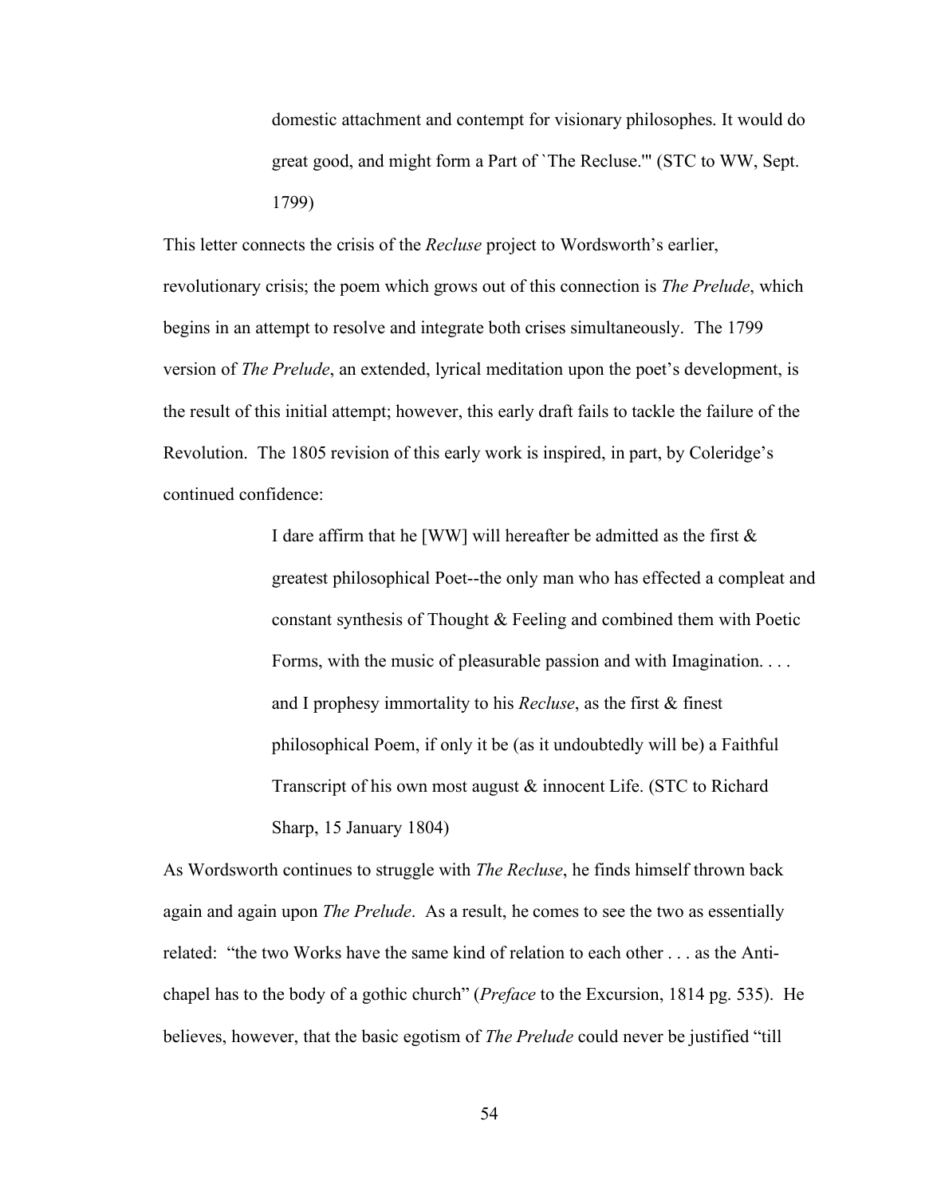> domestic attachment and contempt for visionary philosophes. It would do great good, and might form a Part of `The Recluse.'" (STC to WW, Sept. 1799)

This letter connects the crisis of the *Recluse* project to Wordsworth's earlier, revolutionary crisis; the poem which grows out of this connection is *The Prelude*, which begins in an attempt to resolve and integrate both crises simultaneously. The 1799 version of *The Prelude*, an extended, lyrical meditation upon the poet's development, is the result of this initial attempt; however, this early draft fails to tackle the failure of the Revolution. The 1805 revision of this early work is inspired, in part, by Coleridge's continued confidence:

> I dare affirm that he [WW] will hereafter be admitted as the first & greatest philosophical Poet--the only man who has effected a compleat and constant synthesis of Thought & Feeling and combined them with Poetic Forms, with the music of pleasurable passion and with Imagination. . . . and I prophesy immortality to his *Recluse*, as the first & finest philosophical Poem, if only it be (as it undoubtedly will be) a Faithful Transcript of his own most august & innocent Life. (STC to Richard Sharp, 15 January 1804)

As Wordsworth continues to struggle with *The Recluse*, he finds himself thrown back again and again upon *The Prelude*. As a result, he comes to see the two as essentially related: "the two Works have the same kind of relation to each other . . . as the Anti-chapel has to the body of a gothic church" (*Preface* to the Excursion, 1814 pg. 535). He believes, however, that the basic egotism of *The Prelude* could never be justified "till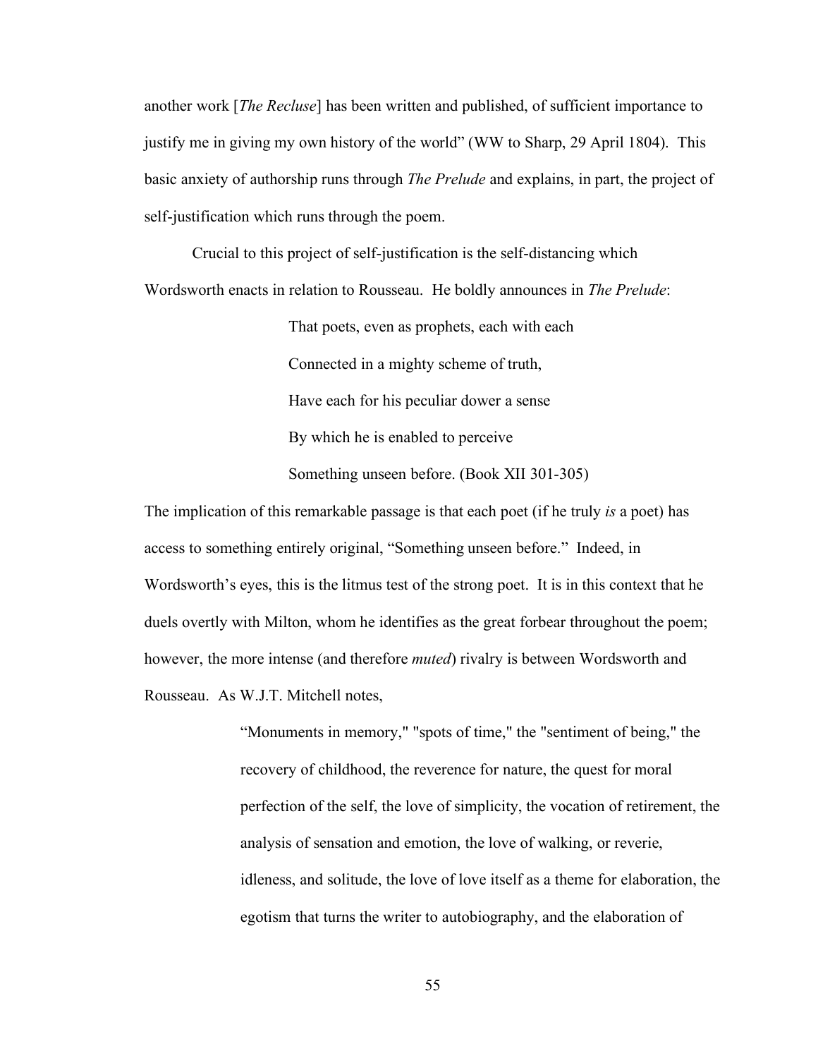another work [*The Recluse*] has been written and published, of sufficient importance to justify me in giving my own history of the world" (WW to Sharp, 29 April 1804). This basic anxiety of authorship runs through *The Prelude* and explains, in part, the project of self-justification which runs through the poem.

Crucial to this project of self-justification is the self-distancing which Wordsworth enacts in relation to Rousseau. He boldly announces in *The Prelude*:

> That poets, even as prophets, each with each
> Connected in a mighty scheme of truth,
> Have each for his peculiar dower a sense
> By which he is enabled to perceive
> Something unseen before. (Book XII 301-305)

The implication of this remarkable passage is that each poet (if he truly *is* a poet) has access to something entirely original, "Something unseen before." Indeed, in Wordsworth's eyes, this is the litmus test of the strong poet. It is in this context that he duels overtly with Milton, whom he identifies as the great forbear throughout the poem; however, the more intense (and therefore *muted*) rivalry is between Wordsworth and Rousseau. As W.J.T. Mitchell notes,

> "Monuments in memory," "spots of time," the "sentiment of being," the recovery of childhood, the reverence for nature, the quest for moral perfection of the self, the love of simplicity, the vocation of retirement, the analysis of sensation and emotion, the love of walking, or reverie, idleness, and solitude, the love of love itself as a theme for elaboration, the egotism that turns the writer to autobiography, and the elaboration of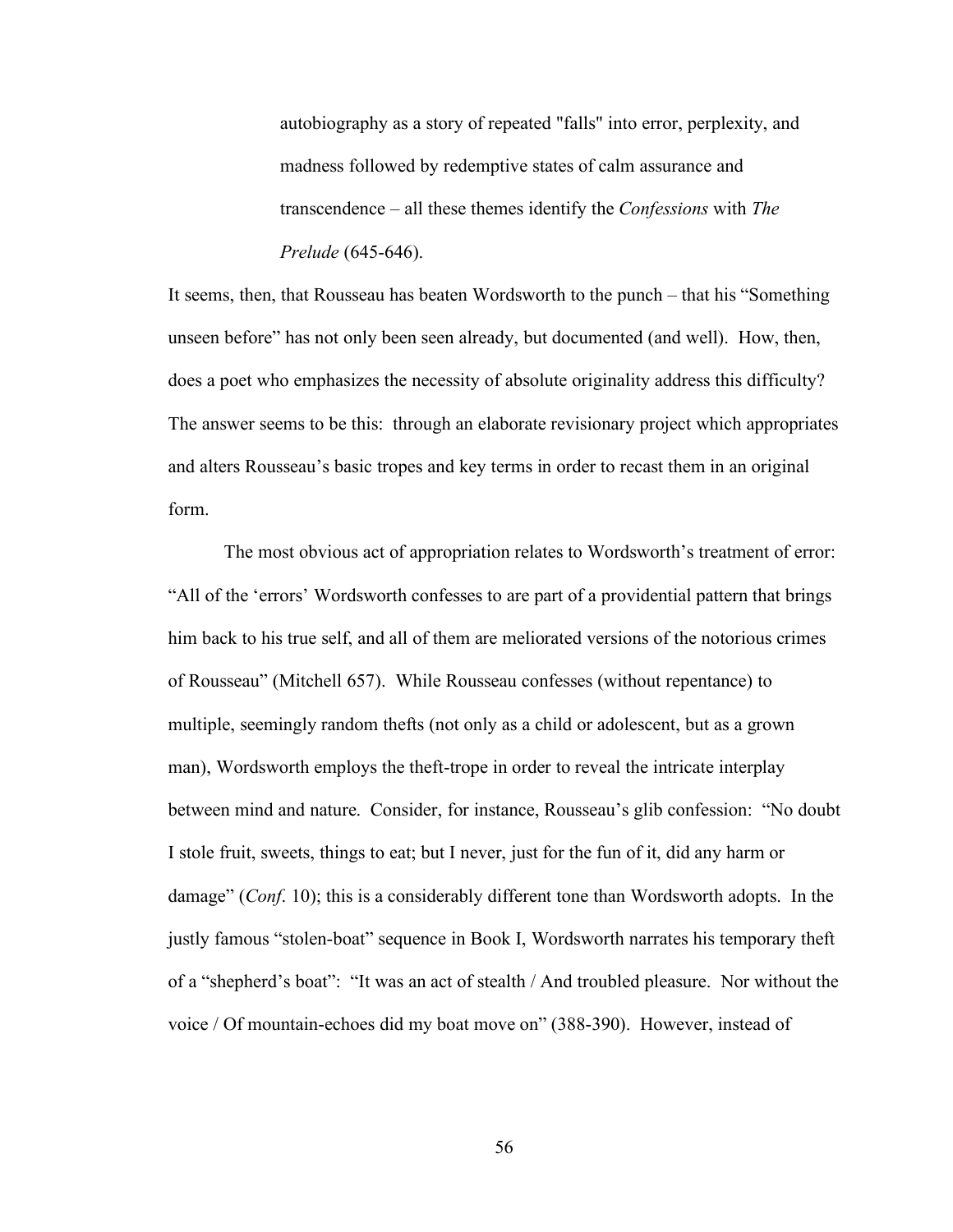> autobiography as a story of repeated "falls" into error, perplexity, and madness followed by redemptive states of calm assurance and transcendence – all these themes identify the *Confessions* with *The Prelude* (645-646).

It seems, then, that Rousseau has beaten Wordsworth to the punch – that his "Something unseen before" has not only been seen already, but documented (and well). How, then, does a poet who emphasizes the necessity of absolute originality address this difficulty? The answer seems to be this: through an elaborate revisionary project which appropriates and alters Rousseau's basic tropes and key terms in order to recast them in an original form.

The most obvious act of appropriation relates to Wordsworth's treatment of error: "All of the 'errors' Wordsworth confesses to are part of a providential pattern that brings him back to his true self, and all of them are meliorated versions of the notorious crimes of Rousseau" (Mitchell 657). While Rousseau confesses (without repentance) to multiple, seemingly random thefts (not only as a child or adolescent, but as a grown man), Wordsworth employs the theft-trope in order to reveal the intricate interplay between mind and nature. Consider, for instance, Rousseau's glib confession: "No doubt I stole fruit, sweets, things to eat; but I never, just for the fun of it, did any harm or damage" (*Conf*. 10); this is a considerably different tone than Wordsworth adopts. In the justly famous "stolen-boat" sequence in Book I, Wordsworth narrates his temporary theft of a "shepherd's boat": "It was an act of stealth / And troubled pleasure. Nor without the voice / Of mountain-echoes did my boat move on" (388-390). However, instead of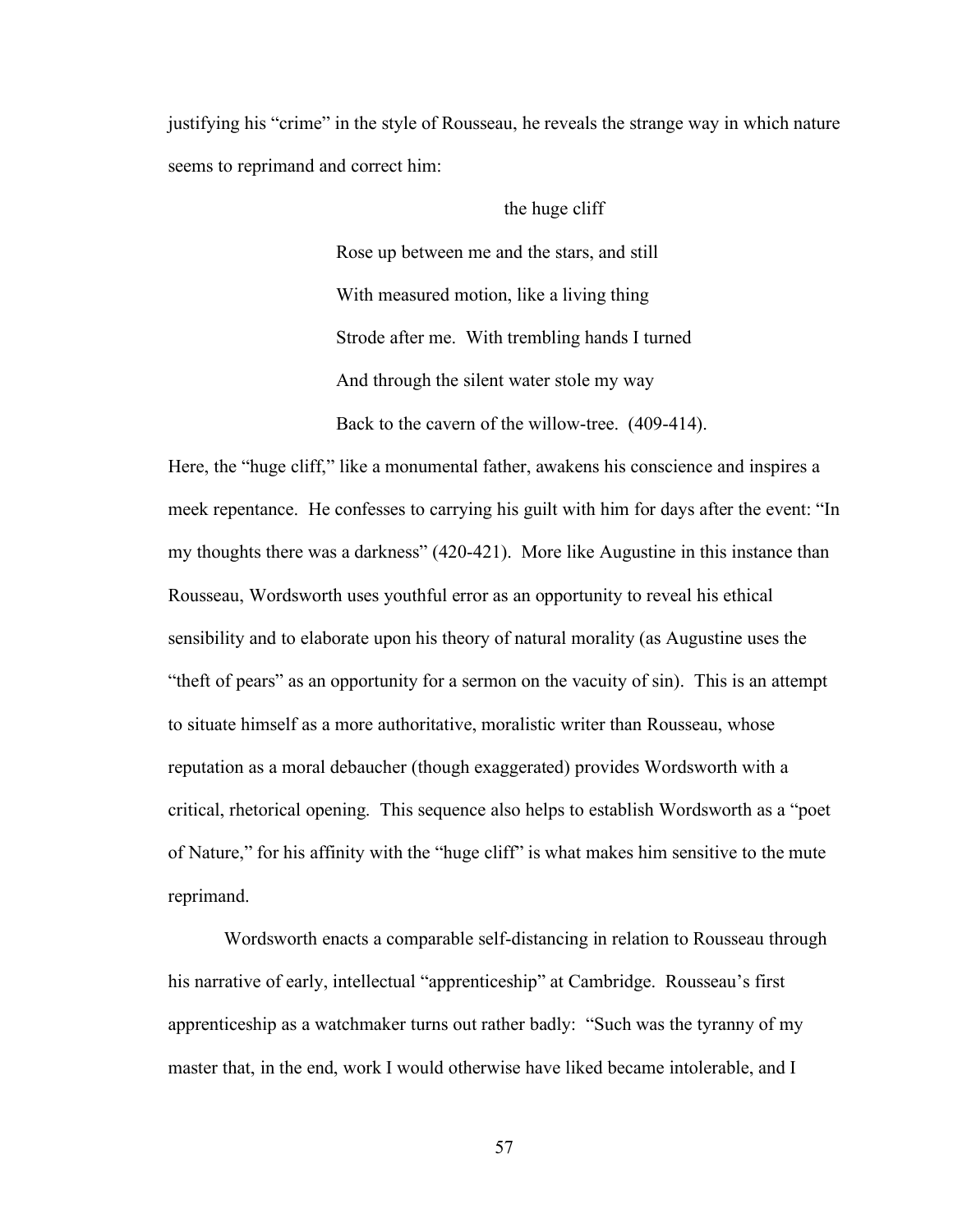justifying his "crime" in the style of Rousseau, he reveals the strange way in which nature seems to reprimand and correct him:

> the huge cliff
> Rose up between me and the stars, and still
> With measured motion, like a living thing
> Strode after me. With trembling hands I turned
> And through the silent water stole my way
> Back to the cavern of the willow-tree. (409-414).

Here, the "huge cliff," like a monumental father, awakens his conscience and inspires a meek repentance. He confesses to carrying his guilt with him for days after the event: "In my thoughts there was a darkness" (420-421). More like Augustine in this instance than Rousseau, Wordsworth uses youthful error as an opportunity to reveal his ethical sensibility and to elaborate upon his theory of natural morality (as Augustine uses the "theft of pears" as an opportunity for a sermon on the vacuity of sin). This is an attempt to situate himself as a more authoritative, moralistic writer than Rousseau, whose reputation as a moral debaucher (though exaggerated) provides Wordsworth with a critical, rhetorical opening. This sequence also helps to establish Wordsworth as a "poet of Nature," for his affinity with the "huge cliff" is what makes him sensitive to the mute reprimand.

Wordsworth enacts a comparable self-distancing in relation to Rousseau through his narrative of early, intellectual "apprenticeship" at Cambridge. Rousseau's first apprenticeship as a watchmaker turns out rather badly: "Such was the tyranny of my master that, in the end, work I would otherwise have liked became intolerable, and I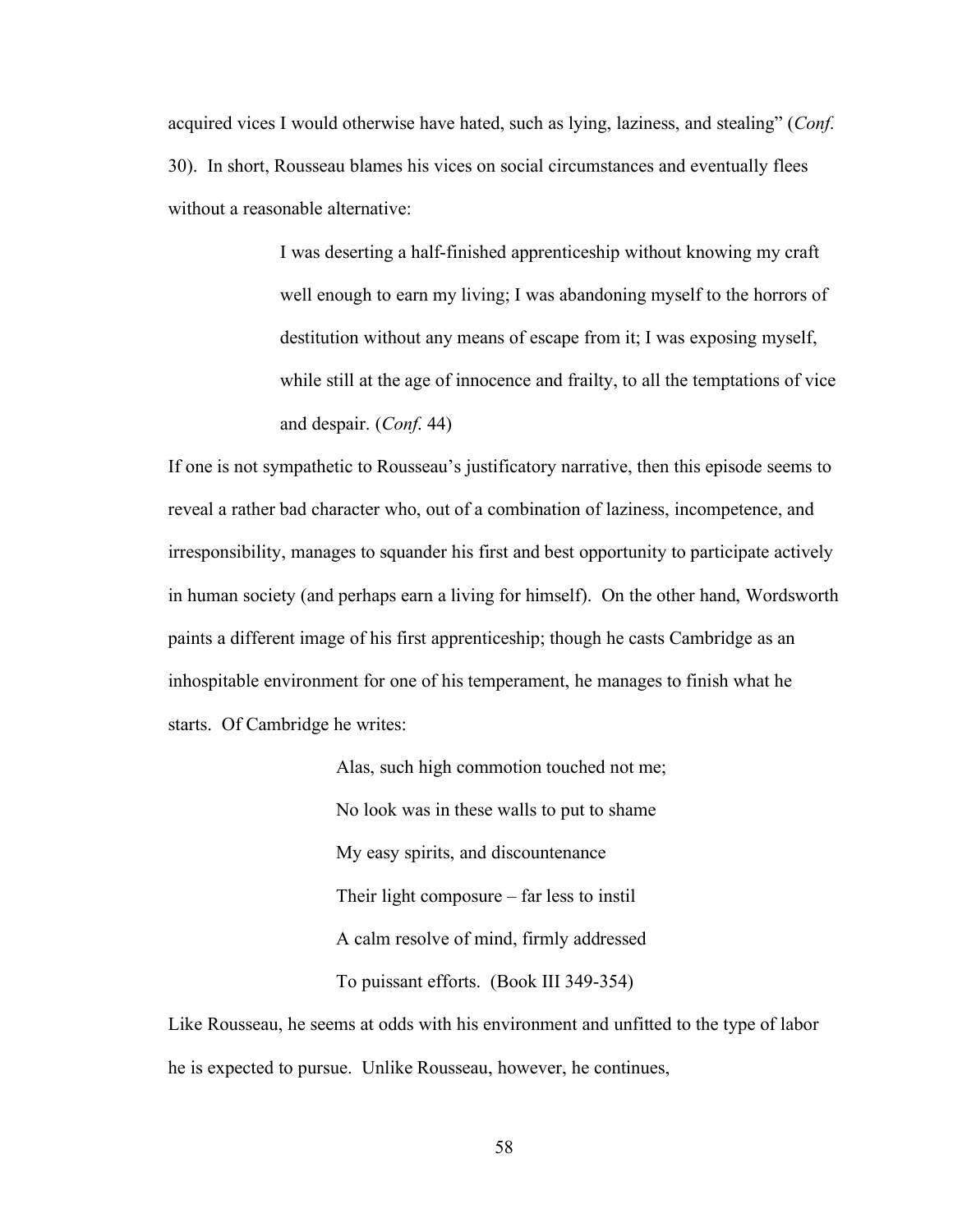acquired vices I would otherwise have hated, such as lying, laziness, and stealing" (*Conf.* 30). In short, Rousseau blames his vices on social circumstances and eventually flees without a reasonable alternative:

> I was deserting a half-finished apprenticeship without knowing my craft well enough to earn my living; I was abandoning myself to the horrors of destitution without any means of escape from it; I was exposing myself, while still at the age of innocence and frailty, to all the temptations of vice and despair. (*Conf.* 44)

If one is not sympathetic to Rousseau's justificatory narrative, then this episode seems to reveal a rather bad character who, out of a combination of laziness, incompetence, and irresponsibility, manages to squander his first and best opportunity to participate actively in human society (and perhaps earn a living for himself). On the other hand, Wordsworth paints a different image of his first apprenticeship; though he casts Cambridge as an inhospitable environment for one of his temperament, he manages to finish what he starts. Of Cambridge he writes:

> Alas, such high commotion touched not me;
> No look was in these walls to put to shame
> My easy spirits, and discountenance
> Their light composure – far less to instil
> A calm resolve of mind, firmly addressed
> To puissant efforts. (Book III 349-354)

Like Rousseau, he seems at odds with his environment and unfitted to the type of labor he is expected to pursue. Unlike Rousseau, however, he continues,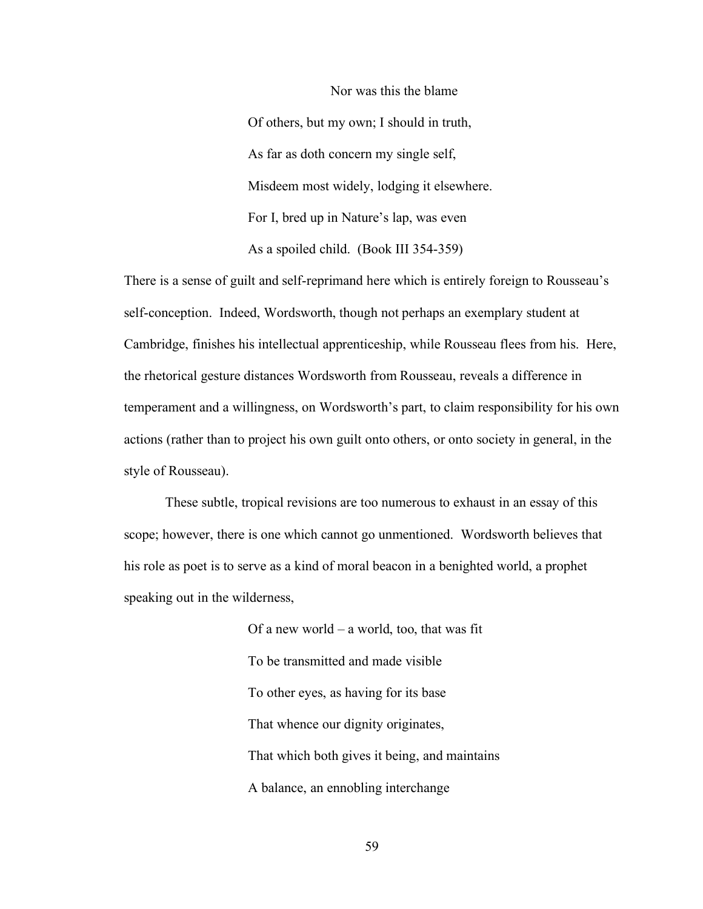> Nor was this the blame
> 
> Of others, but my own; I should in truth,
> 
> As far as doth concern my single self,
> 
> Misdeem most widely, lodging it elsewhere.
> 
> For I, bred up in Nature's lap, was even
> 
> As a spoiled child. (Book III 354-359)

There is a sense of guilt and self-reprimand here which is entirely foreign to Rousseau's self-conception. Indeed, Wordsworth, though not perhaps an exemplary student at Cambridge, finishes his intellectual apprenticeship, while Rousseau flees from his. Here, the rhetorical gesture distances Wordsworth from Rousseau, reveals a difference in temperament and a willingness, on Wordsworth's part, to claim responsibility for his own actions (rather than to project his own guilt onto others, or onto society in general, in the style of Rousseau).

These subtle, tropical revisions are too numerous to exhaust in an essay of this scope; however, there is one which cannot go unmentioned. Wordsworth believes that his role as poet is to serve as a kind of moral beacon in a benighted world, a prophet speaking out in the wilderness,

> Of a new world – a world, too, that was fit
> 
> To be transmitted and made visible
> 
> To other eyes, as having for its base
> 
> That whence our dignity originates,
> 
> That which both gives it being, and maintains
> 
> A balance, an ennobling interchange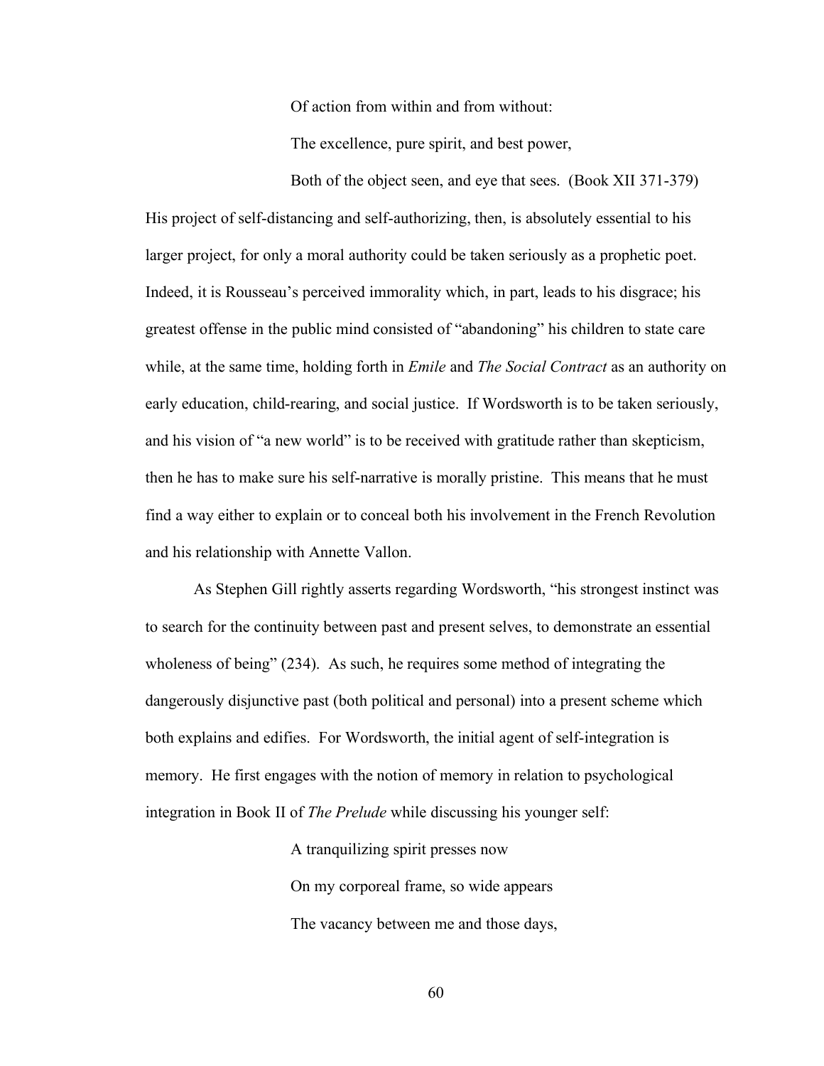> Of action from within and from without:
>
> The excellence, pure spirit, and best power,
>
> Both of the object seen, and eye that sees. (Book XII 371-379)

His project of self-distancing and self-authorizing, then, is absolutely essential to his larger project, for only a moral authority could be taken seriously as a prophetic poet. Indeed, it is Rousseau's perceived immorality which, in part, leads to his disgrace; his greatest offense in the public mind consisted of "abandoning" his children to state care while, at the same time, holding forth in *Emile* and *The Social Contract* as an authority on early education, child-rearing, and social justice. If Wordsworth is to be taken seriously, and his vision of "a new world" is to be received with gratitude rather than skepticism, then he has to make sure his self-narrative is morally pristine. This means that he must find a way either to explain or to conceal both his involvement in the French Revolution and his relationship with Annette Vallon.

As Stephen Gill rightly asserts regarding Wordsworth, "his strongest instinct was to search for the continuity between past and present selves, to demonstrate an essential wholeness of being" (234). As such, he requires some method of integrating the dangerously disjunctive past (both political and personal) into a present scheme which both explains and edifies. For Wordsworth, the initial agent of self-integration is memory. He first engages with the notion of memory in relation to psychological integration in Book II of *The Prelude* while discussing his younger self:

> A tranquilizing spirit presses now
>
> On my corporeal frame, so wide appears
>
> The vacancy between me and those days,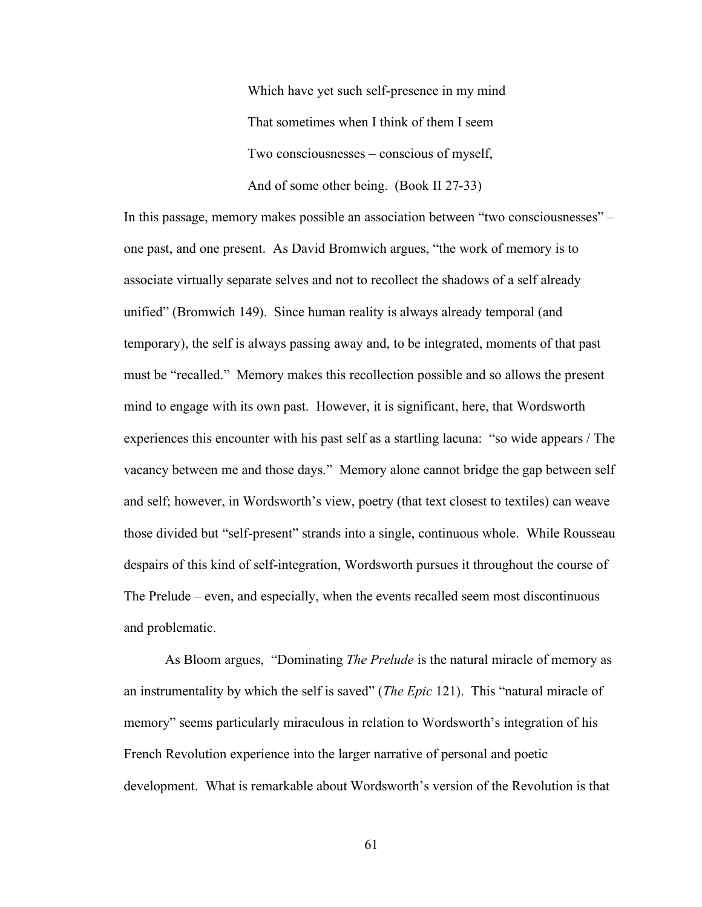> Which have yet such self-presence in my mind
>
> That sometimes when I think of them I seem
>
> Two consciousnesses – conscious of myself,
>
> And of some other being. (Book II 27-33)

In this passage, memory makes possible an association between "two consciousnesses" – one past, and one present. As David Bromwich argues, "the work of memory is to associate virtually separate selves and not to recollect the shadows of a self already unified" (Bromwich 149). Since human reality is always already temporal (and temporary), the self is always passing away and, to be integrated, moments of that past must be "recalled." Memory makes this recollection possible and so allows the present mind to engage with its own past. However, it is significant, here, that Wordsworth experiences this encounter with his past self as a startling lacuna: "so wide appears / The vacancy between me and those days." Memory alone cannot bridge the gap between self and self; however, in Wordsworth's view, poetry (that text closest to textiles) can weave those divided but "self-present" strands into a single, continuous whole. While Rousseau despairs of this kind of self-integration, Wordsworth pursues it throughout the course of The Prelude – even, and especially, when the events recalled seem most discontinuous and problematic.

As Bloom argues, "Dominating *The Prelude* is the natural miracle of memory as an instrumentality by which the self is saved" (*The Epic* 121). This "natural miracle of memory" seems particularly miraculous in relation to Wordsworth's integration of his French Revolution experience into the larger narrative of personal and poetic development. What is remarkable about Wordsworth's version of the Revolution is that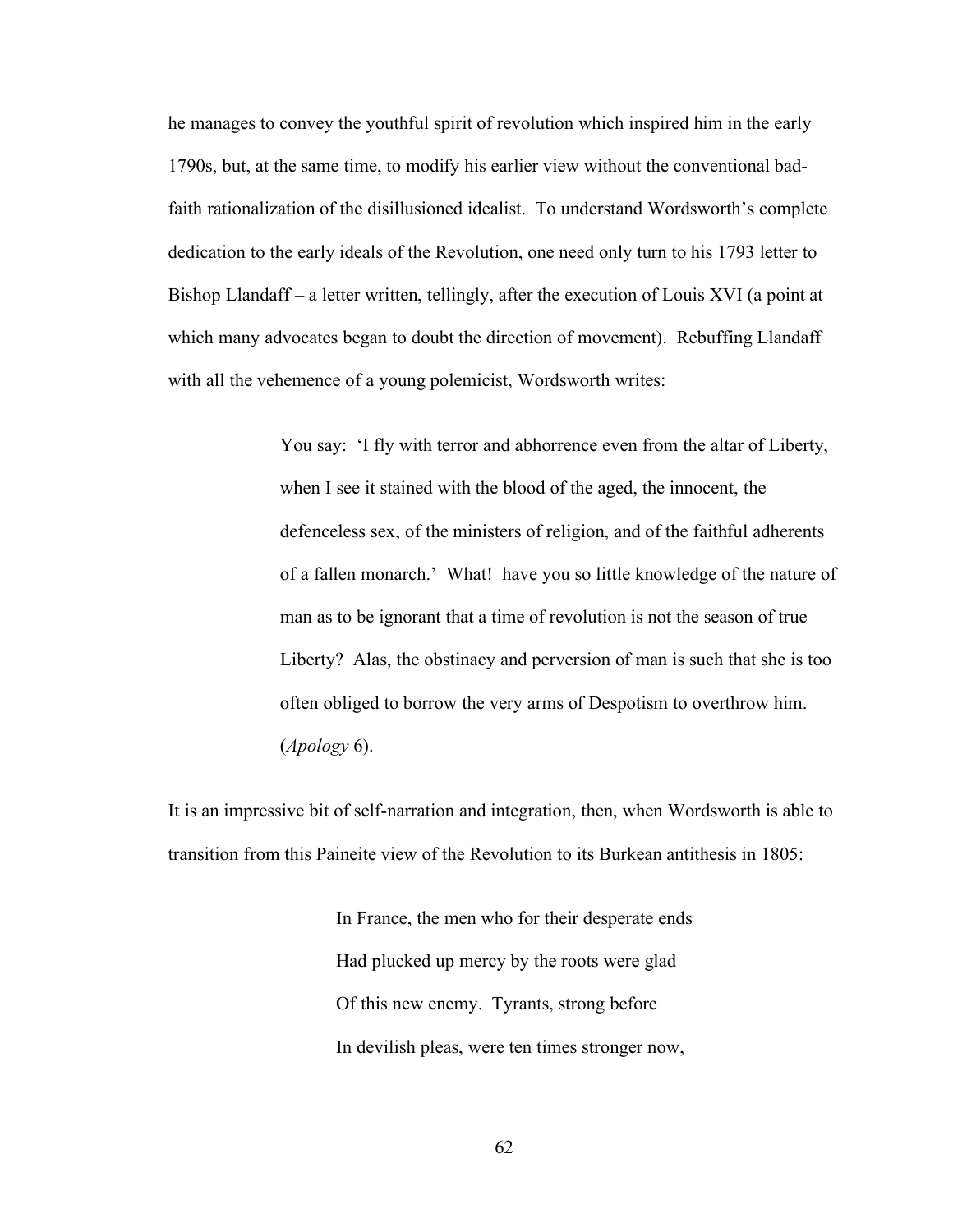he manages to convey the youthful spirit of revolution which inspired him in the early 1790s, but, at the same time, to modify his earlier view without the conventional bad-faith rationalization of the disillusioned idealist. To understand Wordsworth's complete dedication to the early ideals of the Revolution, one need only turn to his 1793 letter to Bishop Llandaff – a letter written, tellingly, after the execution of Louis XVI (a point at which many advocates began to doubt the direction of movement). Rebuffing Llandaff with all the vehemence of a young polemicist, Wordsworth writes:

> You say: 'I fly with terror and abhorrence even from the altar of Liberty, when I see it stained with the blood of the aged, the innocent, the defenceless sex, of the ministers of religion, and of the faithful adherents of a fallen monarch.' What! have you so little knowledge of the nature of man as to be ignorant that a time of revolution is not the season of true Liberty? Alas, the obstinacy and perversion of man is such that she is too often obliged to borrow the very arms of Despotism to overthrow him. (*Apology* 6).

It is an impressive bit of self-narration and integration, then, when Wordsworth is able to transition from this Paineite view of the Revolution to its Burkean antithesis in 1805:

> In France, the men who for their desperate ends
> Had plucked up mercy by the roots were glad
> Of this new enemy. Tyrants, strong before
> In devilish pleas, were ten times stronger now,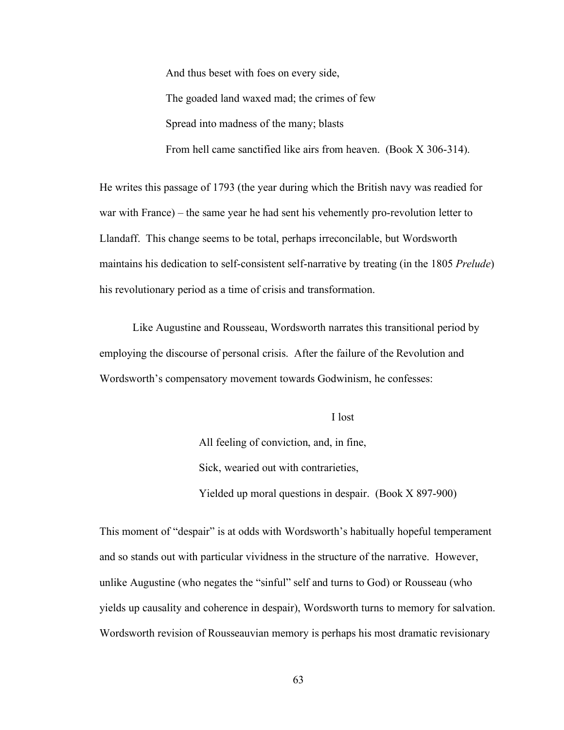> And thus beset with foes on every side,
>
> The goaded land waxed mad; the crimes of few
>
> Spread into madness of the many; blasts
>
> From hell came sanctified like airs from heaven. (Book X 306-314).

He writes this passage of 1793 (the year during which the British navy was readied for war with France) – the same year he had sent his vehemently pro-revolution letter to Llandaff. This change seems to be total, perhaps irreconcilable, but Wordsworth maintains his dedication to self-consistent self-narrative by treating (in the 1805 *Prelude*) his revolutionary period as a time of crisis and transformation.

Like Augustine and Rousseau, Wordsworth narrates this transitional period by employing the discourse of personal crisis. After the failure of the Revolution and Wordsworth's compensatory movement towards Godwinism, he confesses:

> I lost
>
> All feeling of conviction, and, in fine,
>
> Sick, wearied out with contrarieties,
>
> Yielded up moral questions in despair. (Book X 897-900)

This moment of "despair" is at odds with Wordsworth's habitually hopeful temperament and so stands out with particular vividness in the structure of the narrative. However, unlike Augustine (who negates the "sinful" self and turns to God) or Rousseau (who yields up causality and coherence in despair), Wordsworth turns to memory for salvation. Wordsworth revision of Rousseauvian memory is perhaps his most dramatic revisionary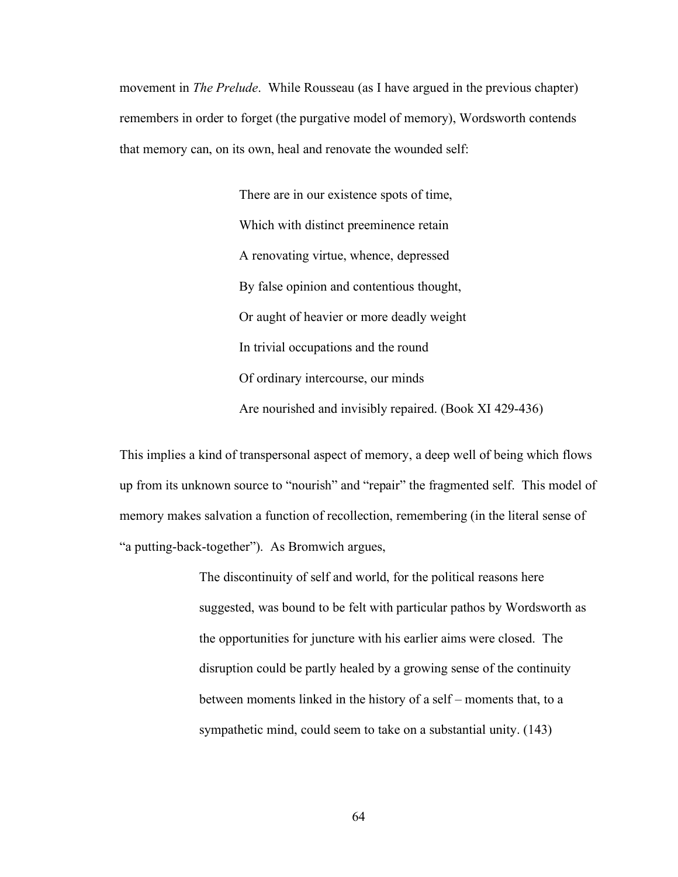movement in *The Prelude*. While Rousseau (as I have argued in the previous chapter) remembers in order to forget (the purgative model of memory), Wordsworth contends that memory can, on its own, heal and renovate the wounded self:

> There are in our existence spots of time,
> Which with distinct preeminence retain
> A renovating virtue, whence, depressed
> By false opinion and contentious thought,
> Or aught of heavier or more deadly weight
> In trivial occupations and the round
> Of ordinary intercourse, our minds
> Are nourished and invisibly repaired. (Book XI 429-436)

This implies a kind of transpersonal aspect of memory, a deep well of being which flows up from its unknown source to "nourish" and "repair" the fragmented self. This model of memory makes salvation a function of recollection, remembering (in the literal sense of "a putting-back-together"). As Bromwich argues,

> The discontinuity of self and world, for the political reasons here suggested, was bound to be felt with particular pathos by Wordsworth as the opportunities for juncture with his earlier aims were closed. The disruption could be partly healed by a growing sense of the continuity between moments linked in the history of a self – moments that, to a sympathetic mind, could seem to take on a substantial unity. (143)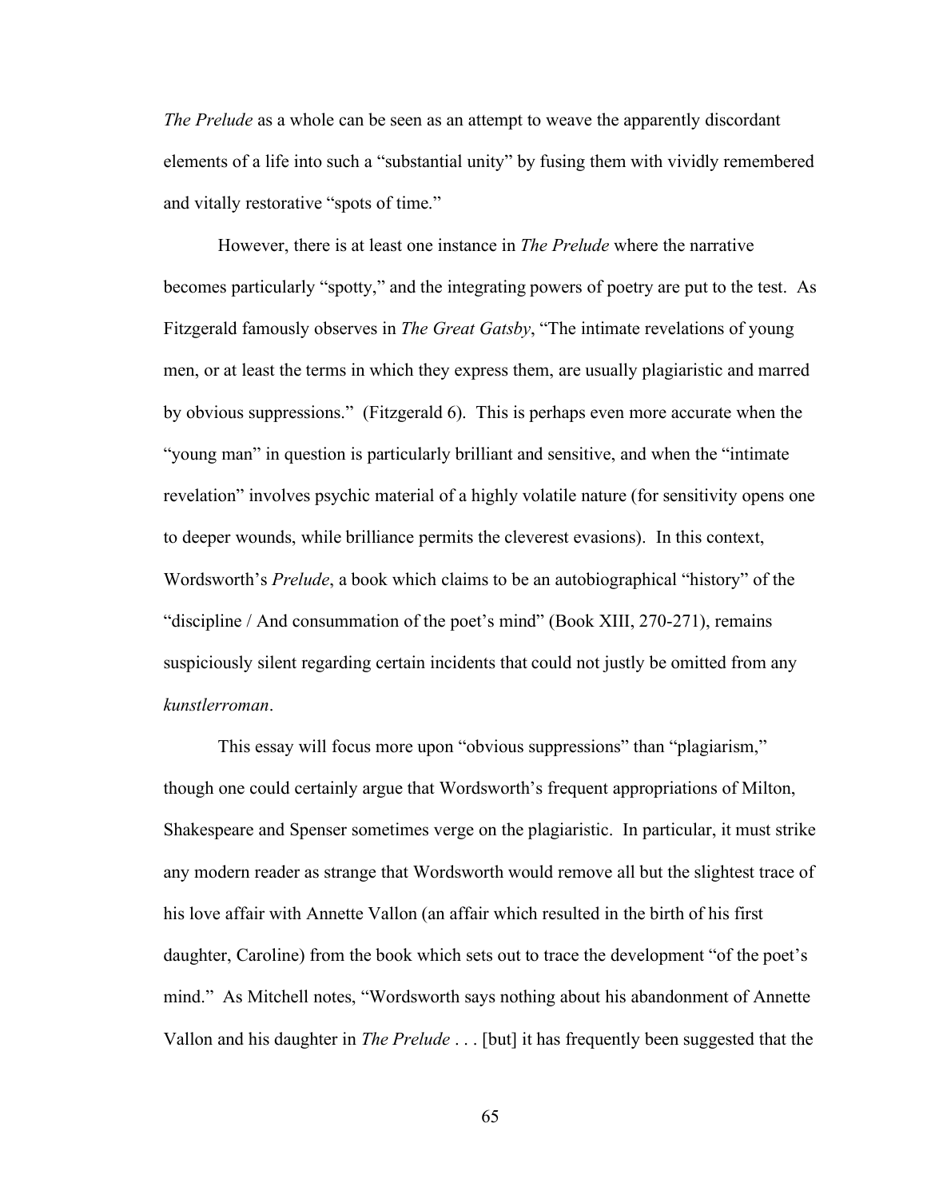*The Prelude* as a whole can be seen as an attempt to weave the apparently discordant elements of a life into such a "substantial unity" by fusing them with vividly remembered and vitally restorative "spots of time."

However, there is at least one instance in *The Prelude* where the narrative becomes particularly "spotty," and the integrating powers of poetry are put to the test. As Fitzgerald famously observes in *The Great Gatsby*, "The intimate revelations of young men, or at least the terms in which they express them, are usually plagiaristic and marred by obvious suppressions." (Fitzgerald 6). This is perhaps even more accurate when the "young man" in question is particularly brilliant and sensitive, and when the "intimate revelation" involves psychic material of a highly volatile nature (for sensitivity opens one to deeper wounds, while brilliance permits the cleverest evasions). In this context, Wordsworth's *Prelude*, a book which claims to be an autobiographical "history" of the "discipline / And consummation of the poet's mind" (Book XIII, 270-271), remains suspiciously silent regarding certain incidents that could not justly be omitted from any *kunstlerroman*.

This essay will focus more upon "obvious suppressions" than "plagiarism," though one could certainly argue that Wordsworth's frequent appropriations of Milton, Shakespeare and Spenser sometimes verge on the plagiaristic. In particular, it must strike any modern reader as strange that Wordsworth would remove all but the slightest trace of his love affair with Annette Vallon (an affair which resulted in the birth of his first daughter, Caroline) from the book which sets out to trace the development "of the poet's mind." As Mitchell notes, "Wordsworth says nothing about his abandonment of Annette Vallon and his daughter in *The Prelude* . . . [but] it has frequently been suggested that the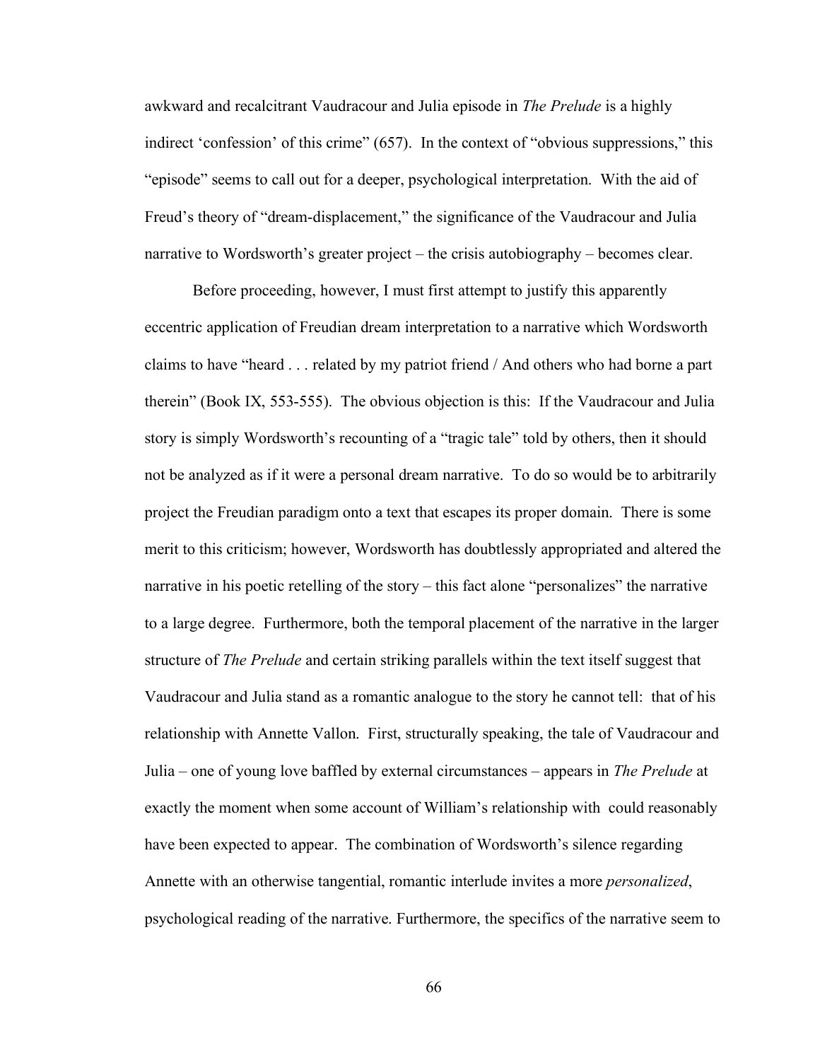awkward and recalcitrant Vaudracour and Julia episode in *The Prelude* is a highly indirect 'confession' of this crime" (657). In the context of "obvious suppressions," this "episode" seems to call out for a deeper, psychological interpretation. With the aid of Freud's theory of "dream-displacement," the significance of the Vaudracour and Julia narrative to Wordsworth's greater project – the crisis autobiography – becomes clear.

Before proceeding, however, I must first attempt to justify this apparently eccentric application of Freudian dream interpretation to a narrative which Wordsworth claims to have "heard . . . related by my patriot friend / And others who had borne a part therein" (Book IX, 553-555). The obvious objection is this: If the Vaudracour and Julia story is simply Wordsworth's recounting of a "tragic tale" told by others, then it should not be analyzed as if it were a personal dream narrative. To do so would be to arbitrarily project the Freudian paradigm onto a text that escapes its proper domain. There is some merit to this criticism; however, Wordsworth has doubtlessly appropriated and altered the narrative in his poetic retelling of the story – this fact alone "personalizes" the narrative to a large degree. Furthermore, both the temporal placement of the narrative in the larger structure of *The Prelude* and certain striking parallels within the text itself suggest that Vaudracour and Julia stand as a romantic analogue to the story he cannot tell: that of his relationship with Annette Vallon. First, structurally speaking, the tale of Vaudracour and Julia – one of young love baffled by external circumstances – appears in *The Prelude* at exactly the moment when some account of William's relationship with could reasonably have been expected to appear. The combination of Wordsworth's silence regarding Annette with an otherwise tangential, romantic interlude invites a more *personalized*, psychological reading of the narrative. Furthermore, the specifics of the narrative seem to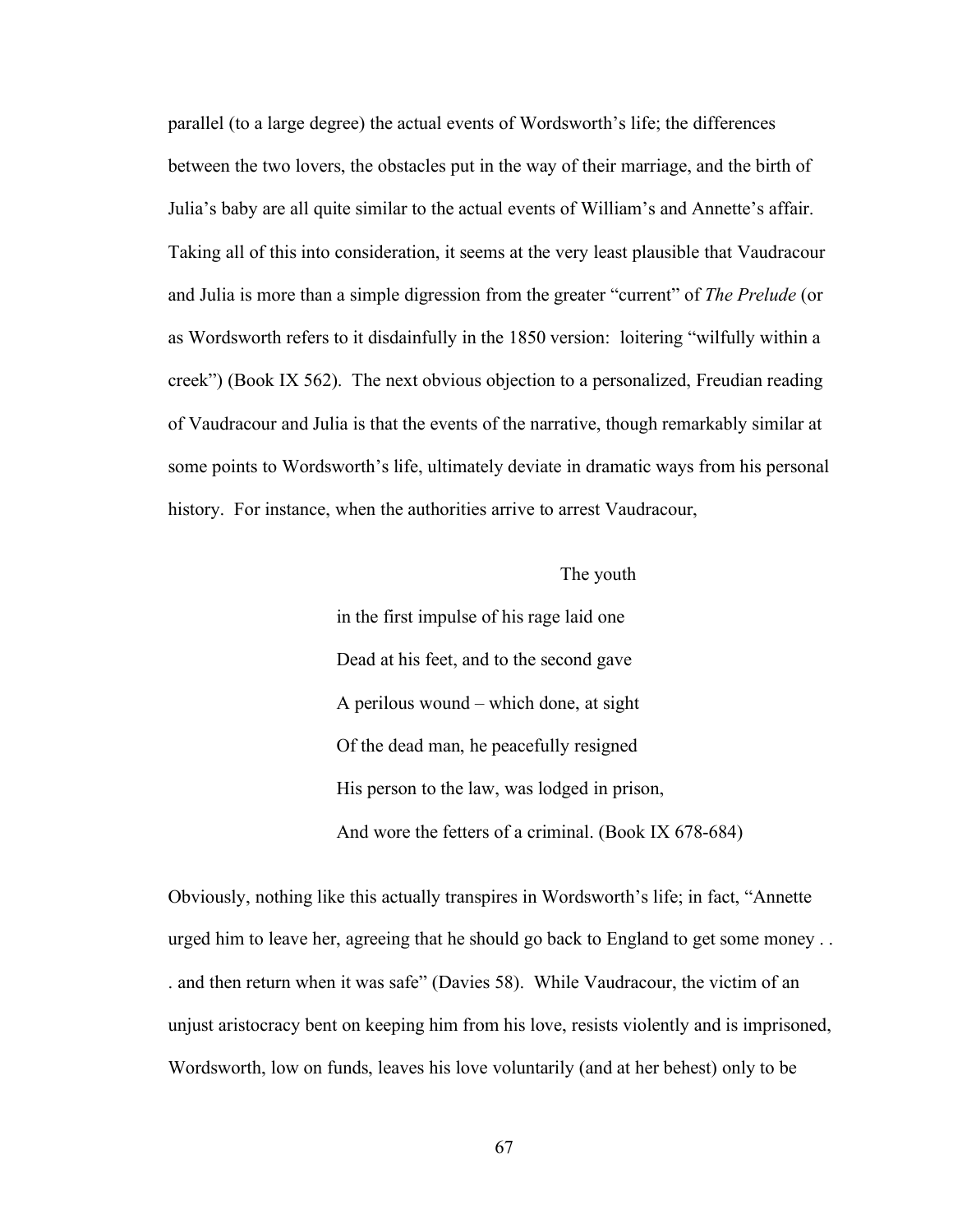parallel (to a large degree) the actual events of Wordsworth's life; the differences between the two lovers, the obstacles put in the way of their marriage, and the birth of Julia's baby are all quite similar to the actual events of William's and Annette's affair. Taking all of this into consideration, it seems at the very least plausible that Vaudracour and Julia is more than a simple digression from the greater "current" of *The Prelude* (or as Wordsworth refers to it disdainfully in the 1850 version: loitering "wilfully within a creek") (Book IX 562). The next obvious objection to a personalized, Freudian reading of Vaudracour and Julia is that the events of the narrative, though remarkably similar at some points to Wordsworth's life, ultimately deviate in dramatic ways from his personal history. For instance, when the authorities arrive to arrest Vaudracour,

> The youth
>
> in the first impulse of his rage laid one
>
> Dead at his feet, and to the second gave
>
> A perilous wound – which done, at sight
>
> Of the dead man, he peacefully resigned
>
> His person to the law, was lodged in prison,
>
> And wore the fetters of a criminal. (Book IX 678-684)

Obviously, nothing like this actually transpires in Wordsworth's life; in fact, "Annette urged him to leave her, agreeing that he should go back to England to get some money . . . and then return when it was safe" (Davies 58). While Vaudracour, the victim of an unjust aristocracy bent on keeping him from his love, resists violently and is imprisoned, Wordsworth, low on funds, leaves his love voluntarily (and at her behest) only to be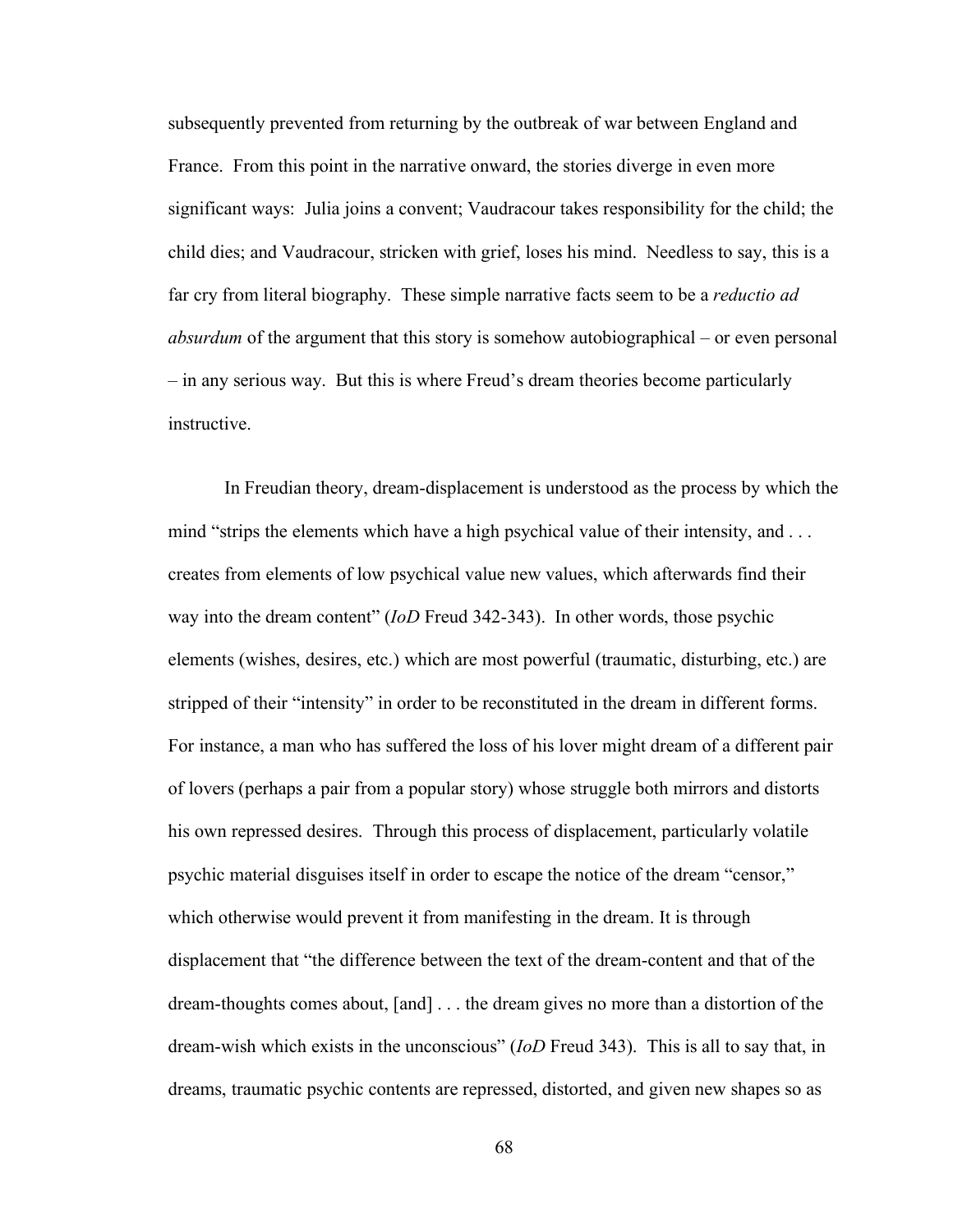subsequently prevented from returning by the outbreak of war between England and France. From this point in the narrative onward, the stories diverge in even more significant ways: Julia joins a convent; Vaudracour takes responsibility for the child; the child dies; and Vaudracour, stricken with grief, loses his mind. Needless to say, this is a far cry from literal biography. These simple narrative facts seem to be a *reductio ad absurdum* of the argument that this story is somehow autobiographical – or even personal – in any serious way. But this is where Freud's dream theories become particularly instructive.

In Freudian theory, dream-displacement is understood as the process by which the mind "strips the elements which have a high psychical value of their intensity, and . . . creates from elements of low psychical value new values, which afterwards find their way into the dream content" (*IoD* Freud 342-343). In other words, those psychic elements (wishes, desires, etc.) which are most powerful (traumatic, disturbing, etc.) are stripped of their "intensity" in order to be reconstituted in the dream in different forms. For instance, a man who has suffered the loss of his lover might dream of a different pair of lovers (perhaps a pair from a popular story) whose struggle both mirrors and distorts his own repressed desires. Through this process of displacement, particularly volatile psychic material disguises itself in order to escape the notice of the dream "censor," which otherwise would prevent it from manifesting in the dream. It is through displacement that "the difference between the text of the dream-content and that of the dream-thoughts comes about, [and] . . . the dream gives no more than a distortion of the dream-wish which exists in the unconscious" (*IoD* Freud 343). This is all to say that, in dreams, traumatic psychic contents are repressed, distorted, and given new shapes so as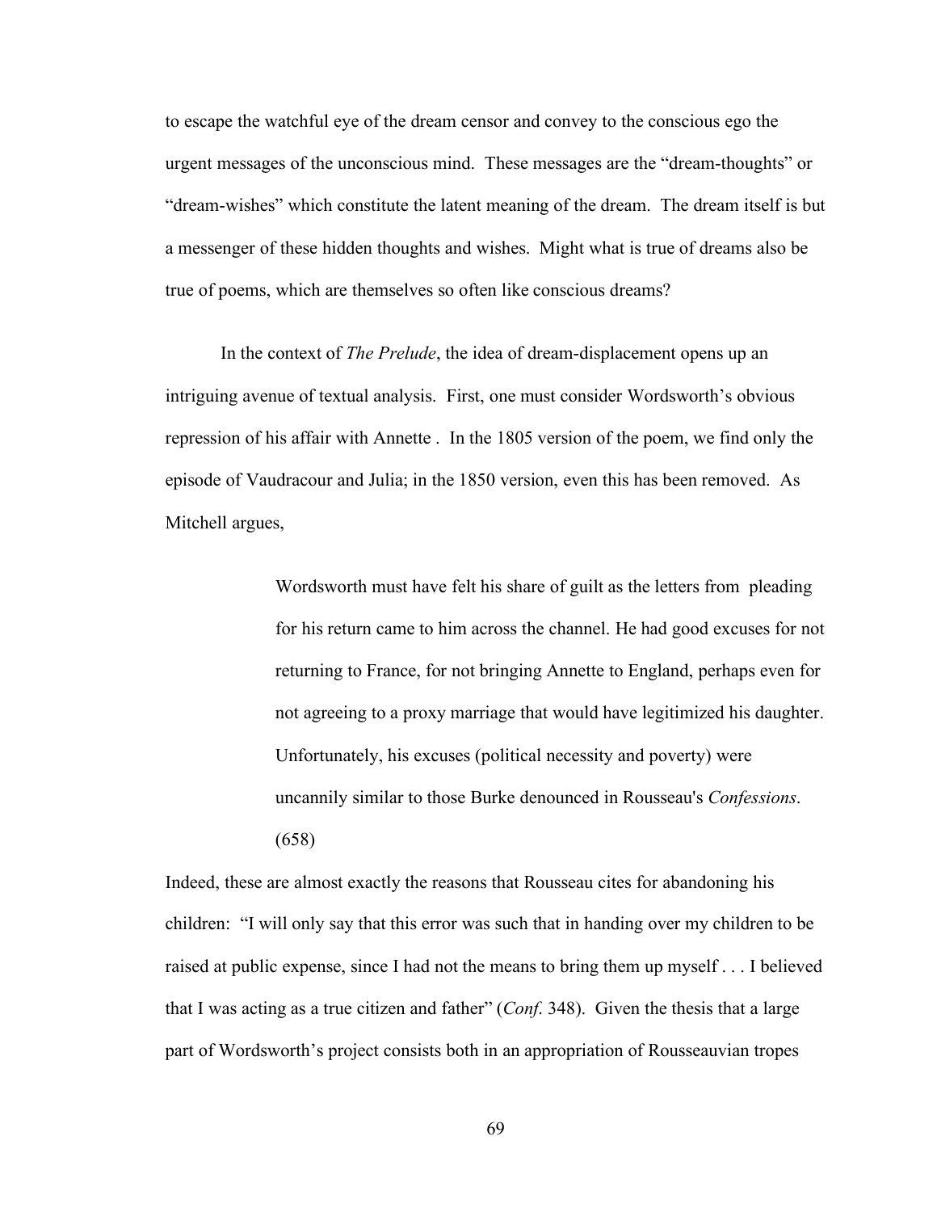to escape the watchful eye of the dream censor and convey to the conscious ego the urgent messages of the unconscious mind. These messages are the "dream-thoughts" or "dream-wishes" which constitute the latent meaning of the dream. The dream itself is but a messenger of these hidden thoughts and wishes. Might what is true of dreams also be true of poems, which are themselves so often like conscious dreams?

In the context of *The Prelude*, the idea of dream-displacement opens up an intriguing avenue of textual analysis. First, one must consider Wordsworth's obvious repression of his affair with Annette . In the 1805 version of the poem, we find only the episode of Vaudracour and Julia; in the 1850 version, even this has been removed. As Mitchell argues,

> Wordsworth must have felt his share of guilt as the letters from pleading for his return came to him across the channel. He had good excuses for not returning to France, for not bringing Annette to England, perhaps even for not agreeing to a proxy marriage that would have legitimized his daughter. Unfortunately, his excuses (political necessity and poverty) were uncannily similar to those Burke denounced in Rousseau's *Confessions*. (658)

Indeed, these are almost exactly the reasons that Rousseau cites for abandoning his children: "I will only say that this error was such that in handing over my children to be raised at public expense, since I had not the means to bring them up myself . . . I believed that I was acting as a true citizen and father" (*Conf.* 348). Given the thesis that a large part of Wordsworth's project consists both in an appropriation of Rousseauvian tropes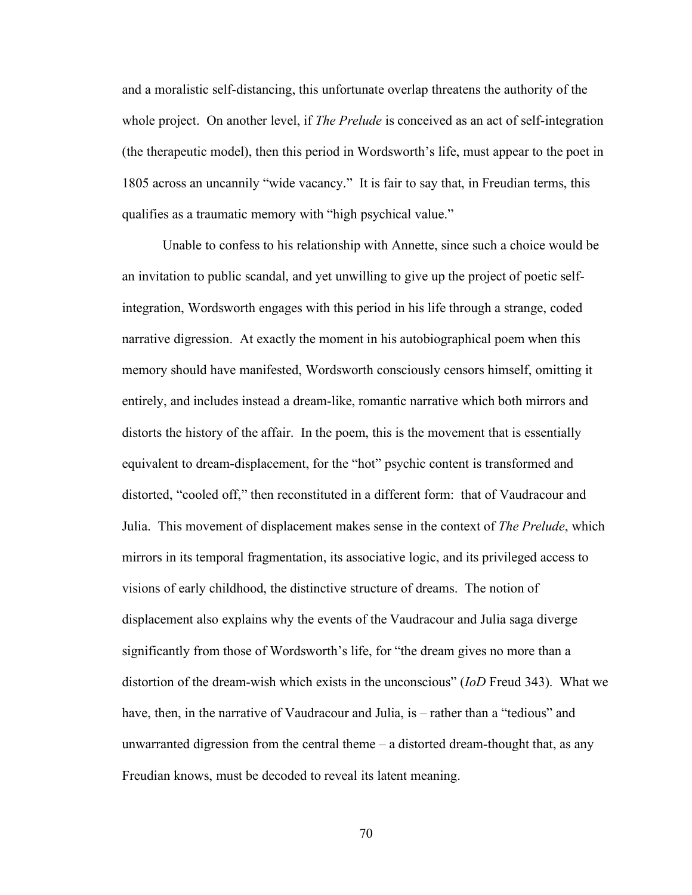and a moralistic self-distancing, this unfortunate overlap threatens the authority of the whole project. On another level, if *The Prelude* is conceived as an act of self-integration (the therapeutic model), then this period in Wordsworth's life, must appear to the poet in 1805 across an uncannily "wide vacancy." It is fair to say that, in Freudian terms, this qualifies as a traumatic memory with "high psychical value."

Unable to confess to his relationship with Annette, since such a choice would be an invitation to public scandal, and yet unwilling to give up the project of poetic self-integration, Wordsworth engages with this period in his life through a strange, coded narrative digression. At exactly the moment in his autobiographical poem when this memory should have manifested, Wordsworth consciously censors himself, omitting it entirely, and includes instead a dream-like, romantic narrative which both mirrors and distorts the history of the affair. In the poem, this is the movement that is essentially equivalent to dream-displacement, for the "hot" psychic content is transformed and distorted, "cooled off," then reconstituted in a different form: that of Vaudracour and Julia. This movement of displacement makes sense in the context of *The Prelude*, which mirrors in its temporal fragmentation, its associative logic, and its privileged access to visions of early childhood, the distinctive structure of dreams. The notion of displacement also explains why the events of the Vaudracour and Julia saga diverge significantly from those of Wordsworth's life, for "the dream gives no more than a distortion of the dream-wish which exists in the unconscious" (*IoD* Freud 343). What we have, then, in the narrative of Vaudracour and Julia, is – rather than a "tedious" and unwarranted digression from the central theme – a distorted dream-thought that, as any Freudian knows, must be decoded to reveal its latent meaning.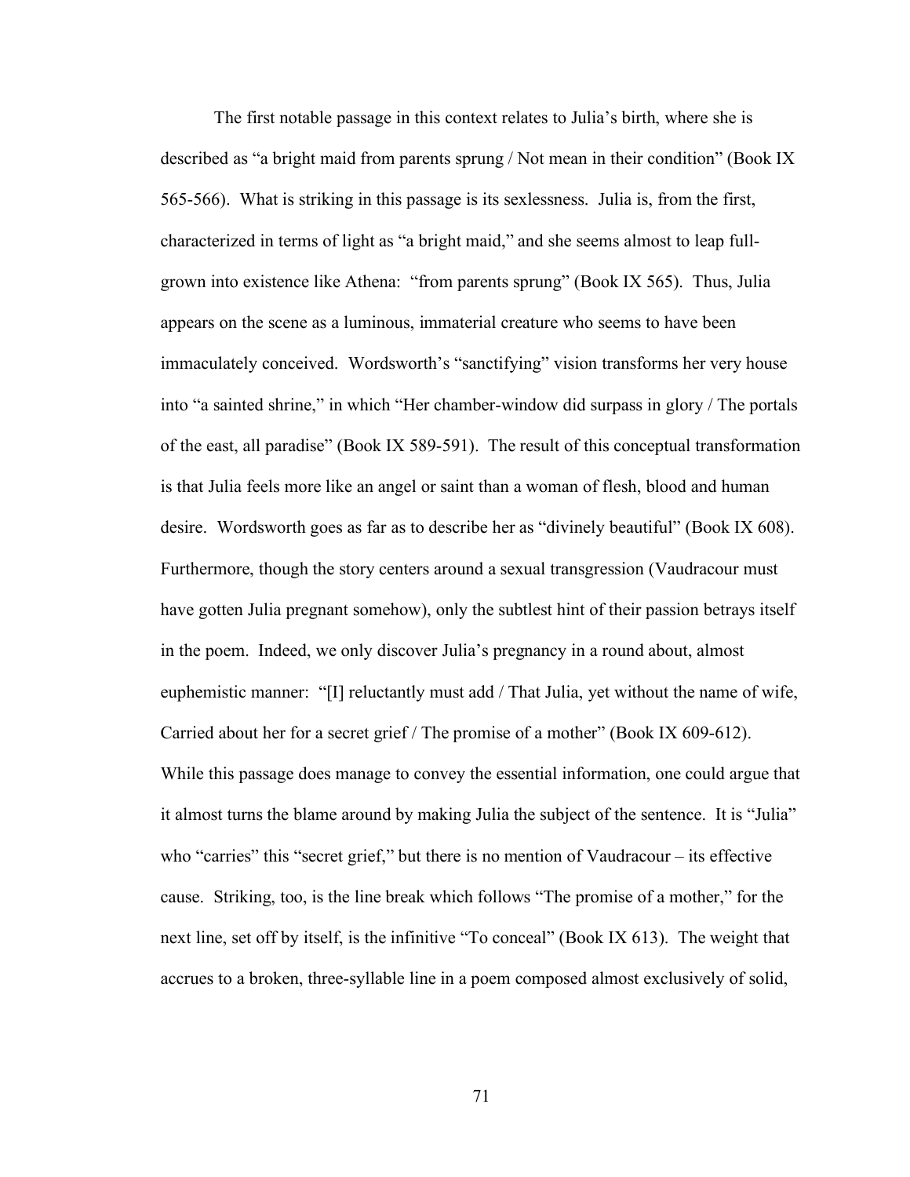The first notable passage in this context relates to Julia's birth, where she is described as "a bright maid from parents sprung / Not mean in their condition" (Book IX 565-566). What is striking in this passage is its sexlessness. Julia is, from the first, characterized in terms of light as "a bright maid," and she seems almost to leap full-grown into existence like Athena: "from parents sprung" (Book IX 565). Thus, Julia appears on the scene as a luminous, immaterial creature who seems to have been immaculately conceived. Wordsworth's "sanctifying" vision transforms her very house into "a sainted shrine," in which "Her chamber-window did surpass in glory / The portals of the east, all paradise" (Book IX 589-591). The result of this conceptual transformation is that Julia feels more like an angel or saint than a woman of flesh, blood and human desire. Wordsworth goes as far as to describe her as "divinely beautiful" (Book IX 608). Furthermore, though the story centers around a sexual transgression (Vaudracour must have gotten Julia pregnant somehow), only the subtlest hint of their passion betrays itself in the poem. Indeed, we only discover Julia's pregnancy in a round about, almost euphemistic manner: "[I] reluctantly must add / That Julia, yet without the name of wife, Carried about her for a secret grief / The promise of a mother" (Book IX 609-612). While this passage does manage to convey the essential information, one could argue that it almost turns the blame around by making Julia the subject of the sentence. It is "Julia" who "carries" this "secret grief," but there is no mention of Vaudracour – its effective cause. Striking, too, is the line break which follows "The promise of a mother," for the next line, set off by itself, is the infinitive "To conceal" (Book IX 613). The weight that accrues to a broken, three-syllable line in a poem composed almost exclusively of solid,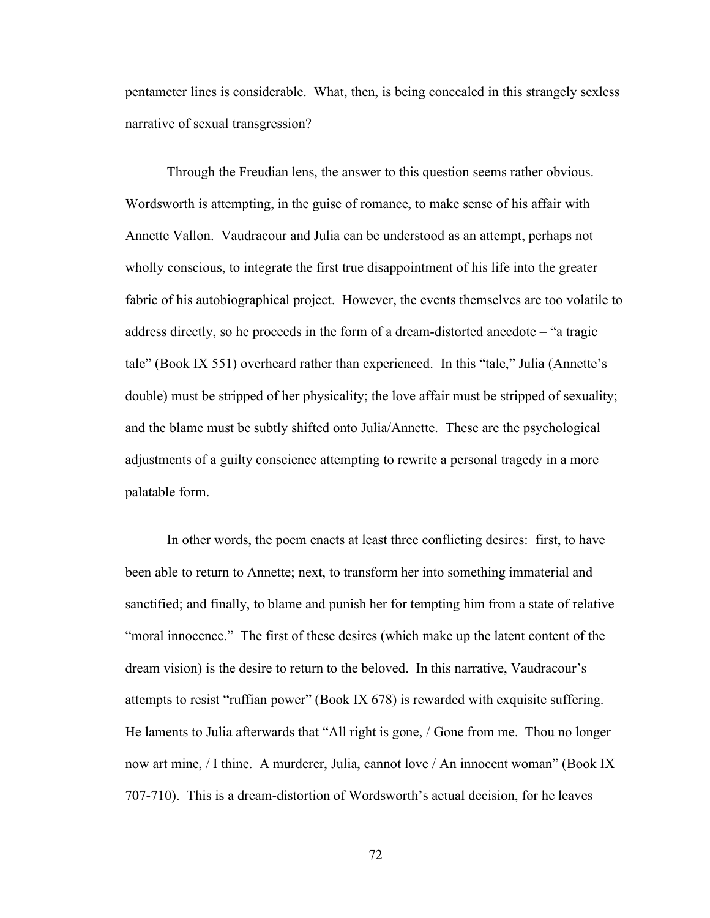pentameter lines is considerable. What, then, is being concealed in this strangely sexless narrative of sexual transgression?

Through the Freudian lens, the answer to this question seems rather obvious. Wordsworth is attempting, in the guise of romance, to make sense of his affair with Annette Vallon. Vaudracour and Julia can be understood as an attempt, perhaps not wholly conscious, to integrate the first true disappointment of his life into the greater fabric of his autobiographical project. However, the events themselves are too volatile to address directly, so he proceeds in the form of a dream-distorted anecdote – "a tragic tale" (Book IX 551) overheard rather than experienced. In this "tale," Julia (Annette's double) must be stripped of her physicality; the love affair must be stripped of sexuality; and the blame must be subtly shifted onto Julia/Annette. These are the psychological adjustments of a guilty conscience attempting to rewrite a personal tragedy in a more palatable form.

In other words, the poem enacts at least three conflicting desires: first, to have been able to return to Annette; next, to transform her into something immaterial and sanctified; and finally, to blame and punish her for tempting him from a state of relative "moral innocence." The first of these desires (which make up the latent content of the dream vision) is the desire to return to the beloved. In this narrative, Vaudracour's attempts to resist "ruffian power" (Book IX 678) is rewarded with exquisite suffering. He laments to Julia afterwards that "All right is gone, / Gone from me. Thou no longer now art mine, / I thine. A murderer, Julia, cannot love / An innocent woman" (Book IX 707-710). This is a dream-distortion of Wordsworth's actual decision, for he leaves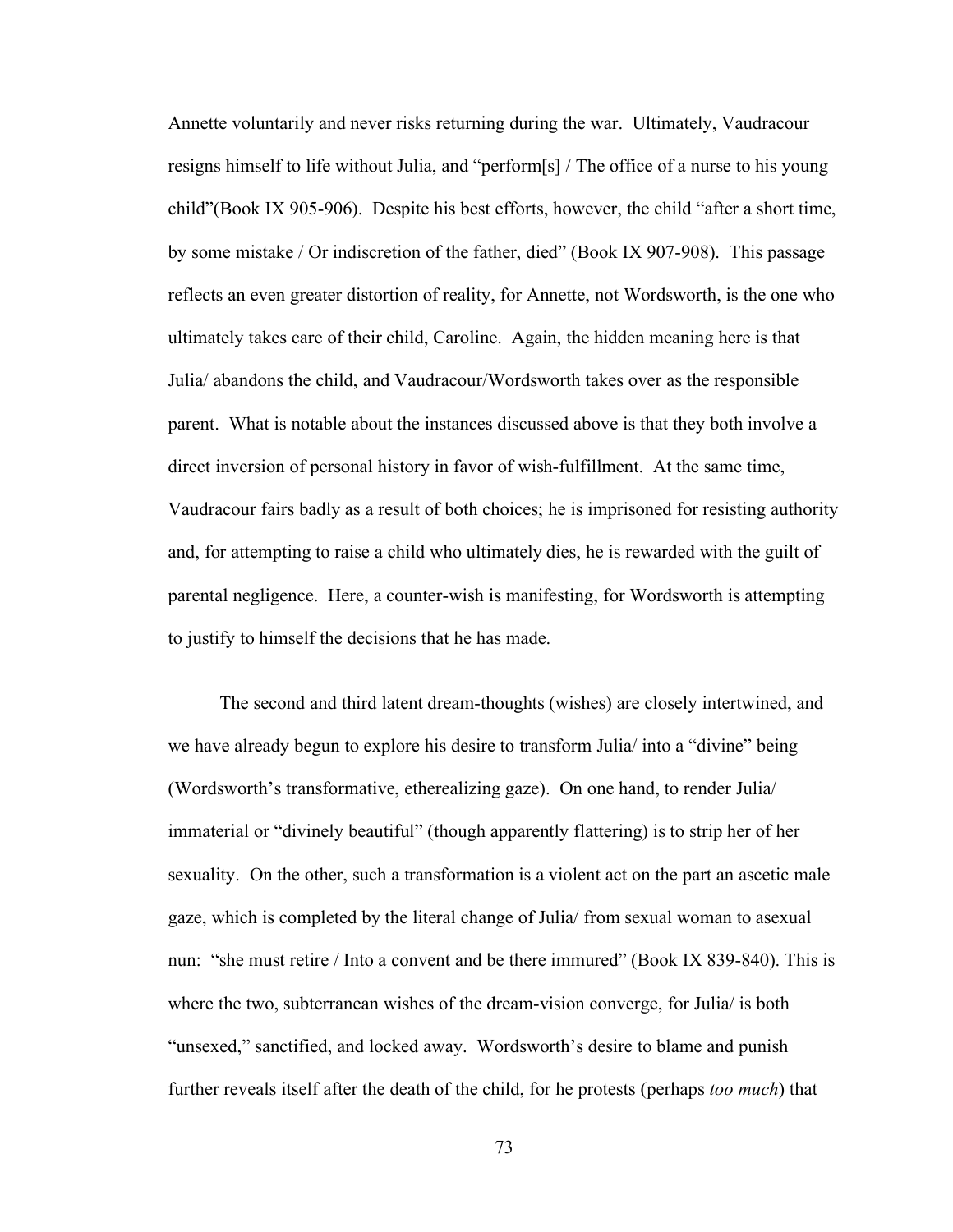Annette voluntarily and never risks returning during the war. Ultimately, Vaudracour resigns himself to life without Julia, and "perform[s] / The office of a nurse to his young child"(Book IX 905-906). Despite his best efforts, however, the child "after a short time, by some mistake / Or indiscretion of the father, died" (Book IX 907-908). This passage reflects an even greater distortion of reality, for Annette, not Wordsworth, is the one who ultimately takes care of their child, Caroline. Again, the hidden meaning here is that Julia/ abandons the child, and Vaudracour/Wordsworth takes over as the responsible parent. What is notable about the instances discussed above is that they both involve a direct inversion of personal history in favor of wish-fulfillment. At the same time, Vaudracour fairs badly as a result of both choices; he is imprisoned for resisting authority and, for attempting to raise a child who ultimately dies, he is rewarded with the guilt of parental negligence. Here, a counter-wish is manifesting, for Wordsworth is attempting to justify to himself the decisions that he has made.

The second and third latent dream-thoughts (wishes) are closely intertwined, and we have already begun to explore his desire to transform Julia/ into a "divine" being (Wordsworth's transformative, etherealizing gaze). On one hand, to render Julia/ immaterial or "divinely beautiful" (though apparently flattering) is to strip her of her sexuality. On the other, such a transformation is a violent act on the part an ascetic male gaze, which is completed by the literal change of Julia/ from sexual woman to asexual nun: "she must retire / Into a convent and be there immured" (Book IX 839-840). This is where the two, subterranean wishes of the dream-vision converge, for Julia/ is both "unsexed," sanctified, and locked away. Wordsworth's desire to blame and punish further reveals itself after the death of the child, for he protests (perhaps *too much*) that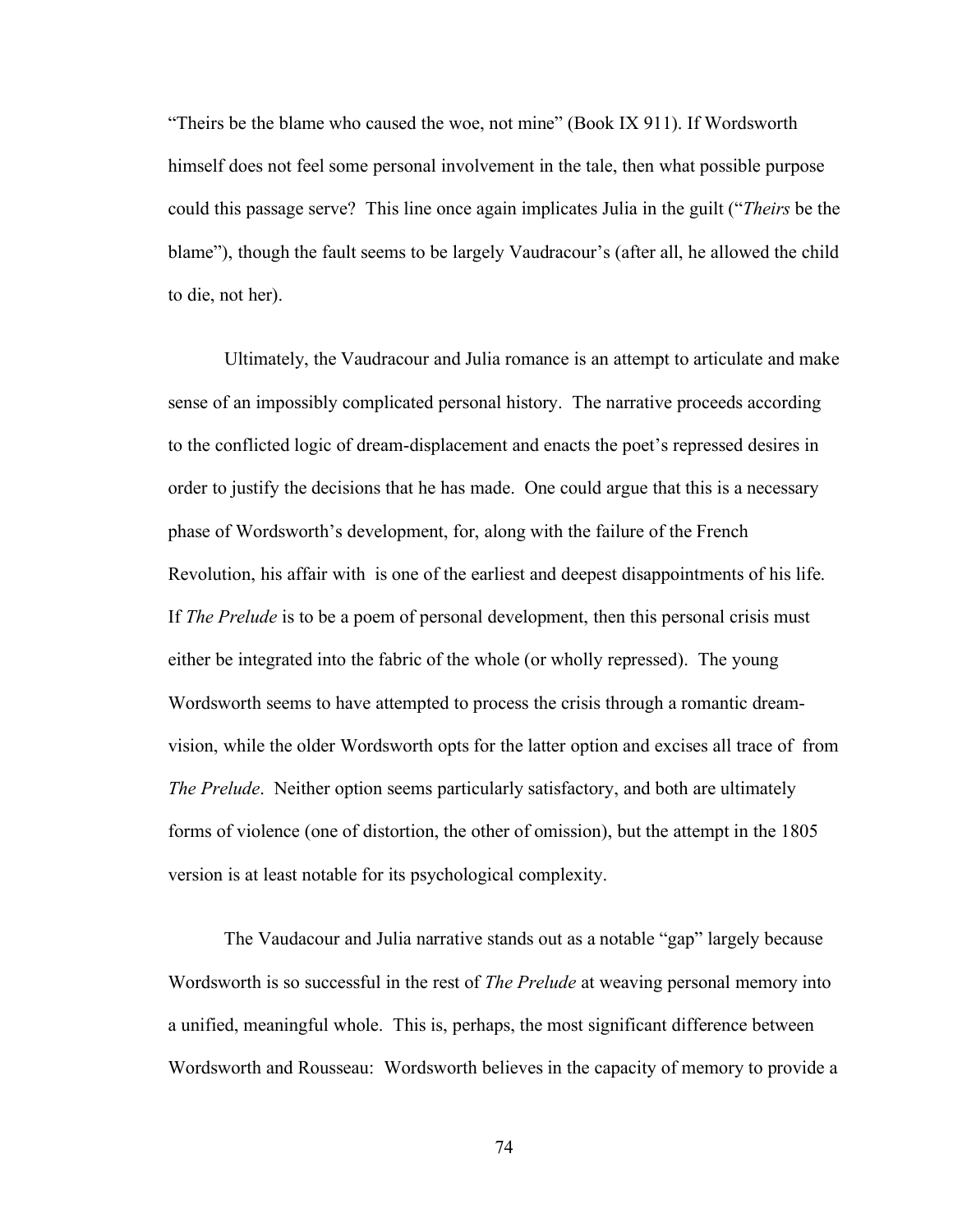"Theirs be the blame who caused the woe, not mine" (Book IX 911). If Wordsworth himself does not feel some personal involvement in the tale, then what possible purpose could this passage serve? This line once again implicates Julia in the guilt ("*Theirs* be the blame"), though the fault seems to be largely Vaudracour's (after all, he allowed the child to die, not her).

Ultimately, the Vaudracour and Julia romance is an attempt to articulate and make sense of an impossibly complicated personal history. The narrative proceeds according to the conflicted logic of dream-displacement and enacts the poet's repressed desires in order to justify the decisions that he has made. One could argue that this is a necessary phase of Wordsworth's development, for, along with the failure of the French Revolution, his affair with  is one of the earliest and deepest disappointments of his life. If *The Prelude* is to be a poem of personal development, then this personal crisis must either be integrated into the fabric of the whole (or wholly repressed). The young Wordsworth seems to have attempted to process the crisis through a romantic dream-vision, while the older Wordsworth opts for the latter option and excises all trace of  from *The Prelude*. Neither option seems particularly satisfactory, and both are ultimately forms of violence (one of distortion, the other of omission), but the attempt in the 1805 version is at least notable for its psychological complexity.

The Vaudacour and Julia narrative stands out as a notable "gap" largely because Wordsworth is so successful in the rest of *The Prelude* at weaving personal memory into a unified, meaningful whole. This is, perhaps, the most significant difference between Wordsworth and Rousseau: Wordsworth believes in the capacity of memory to provide a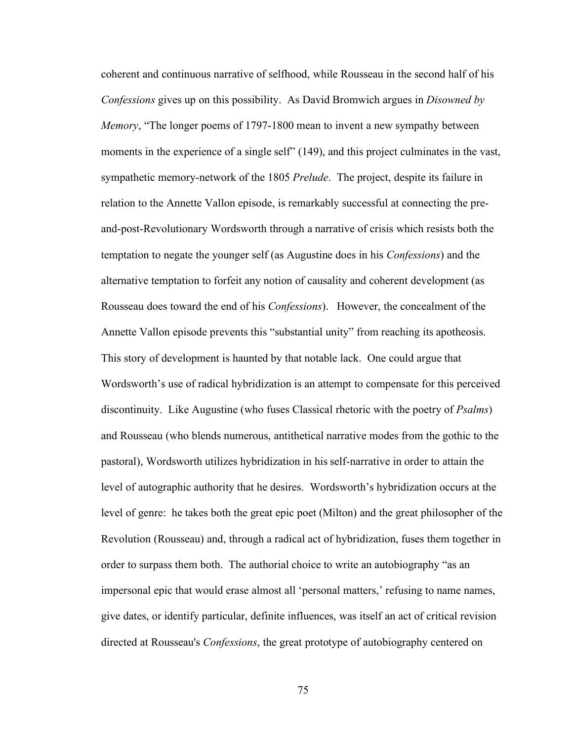coherent and continuous narrative of selfhood, while Rousseau in the second half of his *Confessions* gives up on this possibility. As David Bromwich argues in *Disowned by Memory*, "The longer poems of 1797-1800 mean to invent a new sympathy between moments in the experience of a single self" (149), and this project culminates in the vast, sympathetic memory-network of the 1805 *Prelude*. The project, despite its failure in relation to the Annette Vallon episode, is remarkably successful at connecting the pre-and-post-Revolutionary Wordsworth through a narrative of crisis which resists both the temptation to negate the younger self (as Augustine does in his *Confessions*) and the alternative temptation to forfeit any notion of causality and coherent development (as Rousseau does toward the end of his *Confessions*). However, the concealment of the Annette Vallon episode prevents this "substantial unity" from reaching its apotheosis. This story of development is haunted by that notable lack. One could argue that Wordsworth's use of radical hybridization is an attempt to compensate for this perceived discontinuity. Like Augustine (who fuses Classical rhetoric with the poetry of *Psalms*) and Rousseau (who blends numerous, antithetical narrative modes from the gothic to the pastoral), Wordsworth utilizes hybridization in his self-narrative in order to attain the level of autographic authority that he desires. Wordsworth's hybridization occurs at the level of genre: he takes both the great epic poet (Milton) and the great philosopher of the Revolution (Rousseau) and, through a radical act of hybridization, fuses them together in order to surpass them both. The authorial choice to write an autobiography "as an impersonal epic that would erase almost all 'personal matters,' refusing to name names, give dates, or identify particular, definite influences, was itself an act of critical revision directed at Rousseau's *Confessions*, the great prototype of autobiography centered on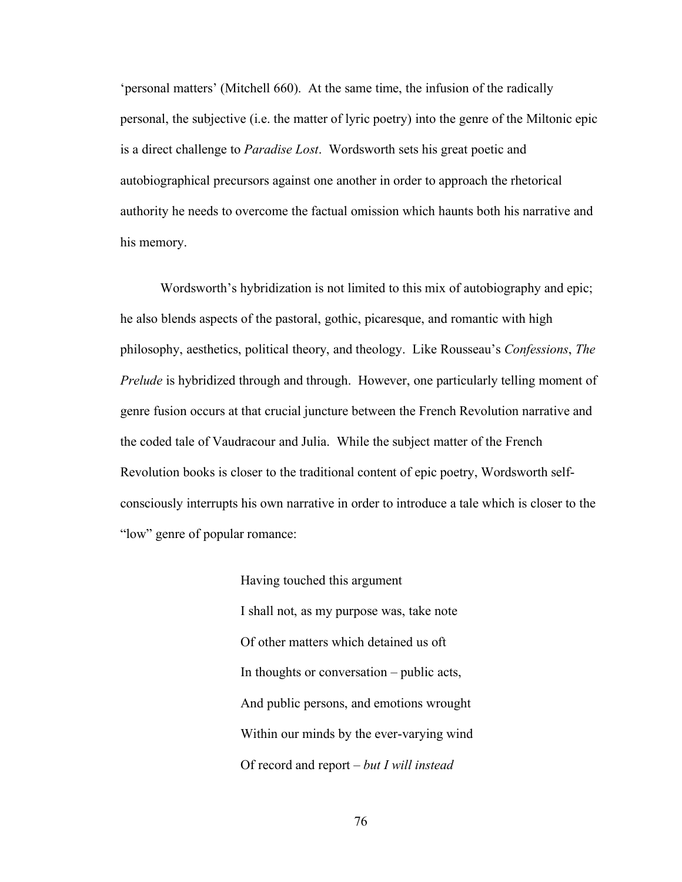'personal matters' (Mitchell 660). At the same time, the infusion of the radically personal, the subjective (i.e. the matter of lyric poetry) into the genre of the Miltonic epic is a direct challenge to *Paradise Lost*. Wordsworth sets his great poetic and autobiographical precursors against one another in order to approach the rhetorical authority he needs to overcome the factual omission which haunts both his narrative and his memory.

Wordsworth's hybridization is not limited to this mix of autobiography and epic; he also blends aspects of the pastoral, gothic, picaresque, and romantic with high philosophy, aesthetics, political theory, and theology. Like Rousseau's *Confessions*, *The Prelude* is hybridized through and through. However, one particularly telling moment of genre fusion occurs at that crucial juncture between the French Revolution narrative and the coded tale of Vaudracour and Julia. While the subject matter of the French Revolution books is closer to the traditional content of epic poetry, Wordsworth self-consciously interrupts his own narrative in order to introduce a tale which is closer to the "low" genre of popular romance:

> Having touched this argument
> I shall not, as my purpose was, take note
> Of other matters which detained us oft
> In thoughts or conversation – public acts,
> And public persons, and emotions wrought
> Within our minds by the ever-varying wind
> Of record and report – *but I will instead*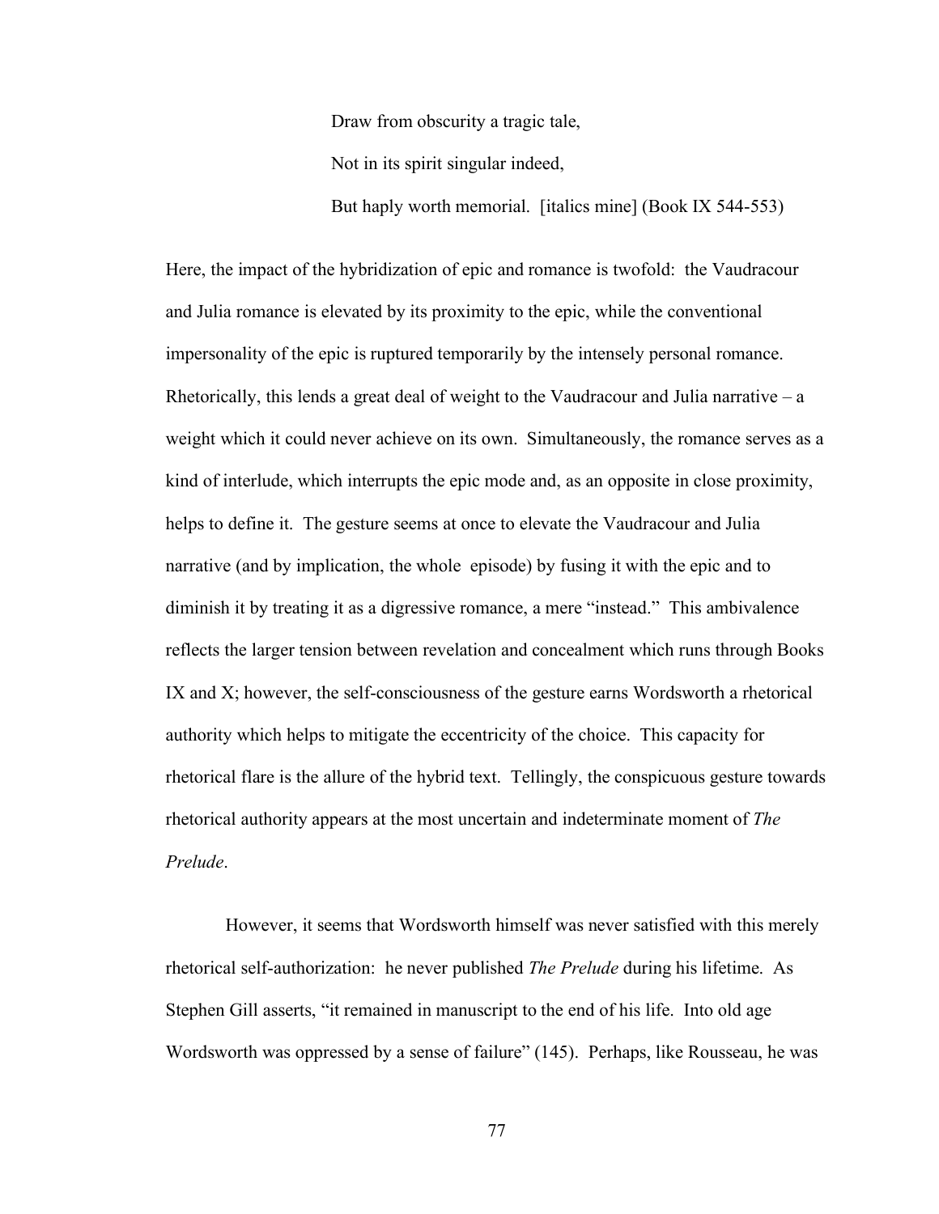> Draw from obscurity a tragic tale,
>
> Not in its spirit singular indeed,
>
> But haply worth memorial. [italics mine] (Book IX 544-553)

Here, the impact of the hybridization of epic and romance is twofold: the Vaudracour and Julia romance is elevated by its proximity to the epic, while the conventional impersonality of the epic is ruptured temporarily by the intensely personal romance. Rhetorically, this lends a great deal of weight to the Vaudracour and Julia narrative – a weight which it could never achieve on its own. Simultaneously, the romance serves as a kind of interlude, which interrupts the epic mode and, as an opposite in close proximity, helps to define it. The gesture seems at once to elevate the Vaudracour and Julia narrative (and by implication, the whole episode) by fusing it with the epic and to diminish it by treating it as a digressive romance, a mere "instead." This ambivalence reflects the larger tension between revelation and concealment which runs through Books IX and X; however, the self-consciousness of the gesture earns Wordsworth a rhetorical authority which helps to mitigate the eccentricity of the choice. This capacity for rhetorical flare is the allure of the hybrid text. Tellingly, the conspicuous gesture towards rhetorical authority appears at the most uncertain and indeterminate moment of *The Prelude*.

However, it seems that Wordsworth himself was never satisfied with this merely rhetorical self-authorization: he never published *The Prelude* during his lifetime. As Stephen Gill asserts, "it remained in manuscript to the end of his life. Into old age Wordsworth was oppressed by a sense of failure" (145). Perhaps, like Rousseau, he was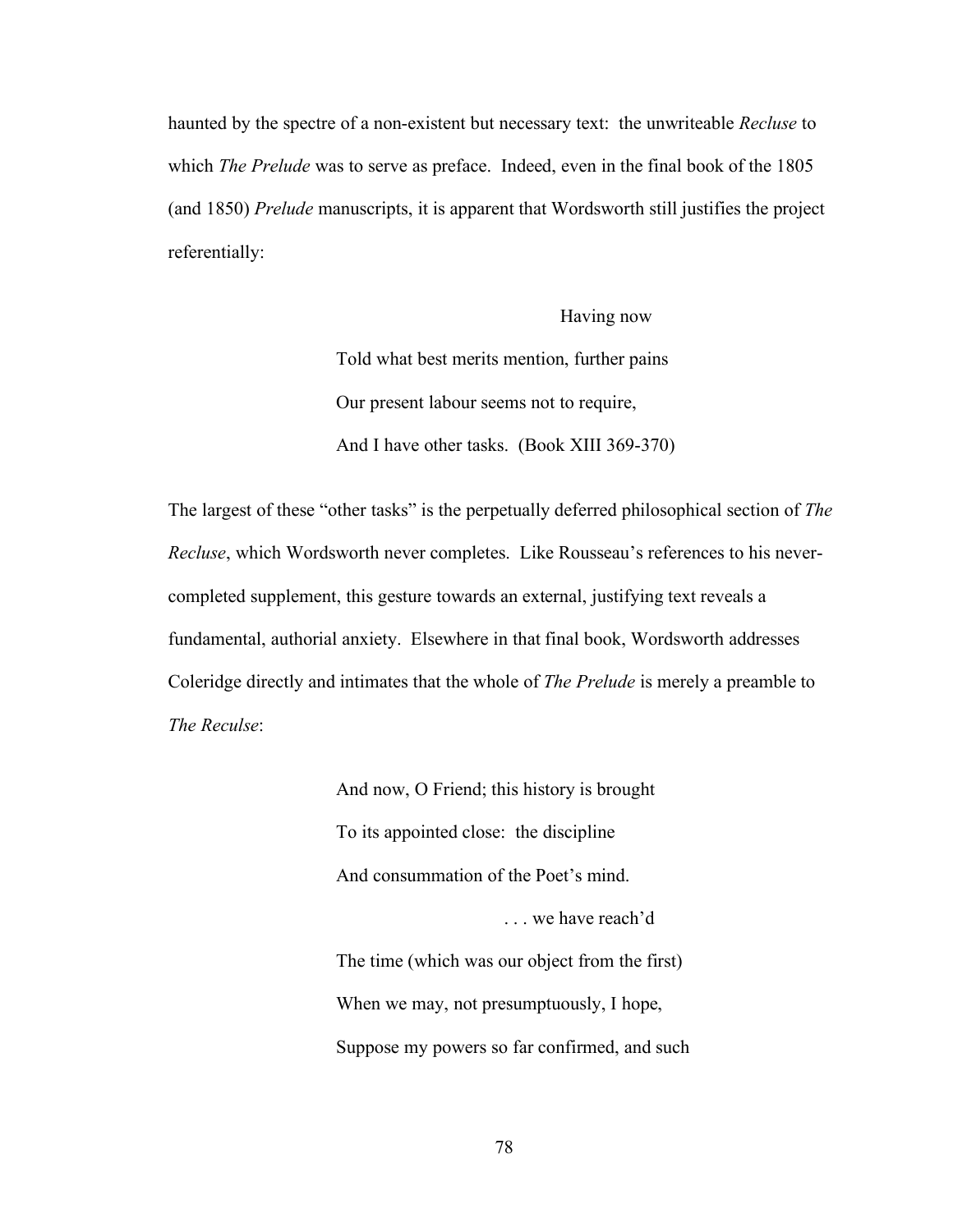haunted by the spectre of a non-existent but necessary text: the unwriteable *Recluse* to which *The Prelude* was to serve as preface. Indeed, even in the final book of the 1805 (and 1850) *Prelude* manuscripts, it is apparent that Wordsworth still justifies the project referentially:

> Having now
> Told what best merits mention, further pains
> Our present labour seems not to require,
> And I have other tasks. (Book XIII 369-370)

The largest of these "other tasks" is the perpetually deferred philosophical section of *The Recluse*, which Wordsworth never completes. Like Rousseau's references to his never-completed supplement, this gesture towards an external, justifying text reveals a fundamental, authorial anxiety. Elsewhere in that final book, Wordsworth addresses Coleridge directly and intimates that the whole of *The Prelude* is merely a preamble to *The Reculse*:

> And now, O Friend; this history is brought
> To its appointed close: the discipline
> And consummation of the Poet's mind.
> . . . we have reach'd
> The time (which was our object from the first)
> When we may, not presumptuously, I hope,
> Suppose my powers so far confirmed, and such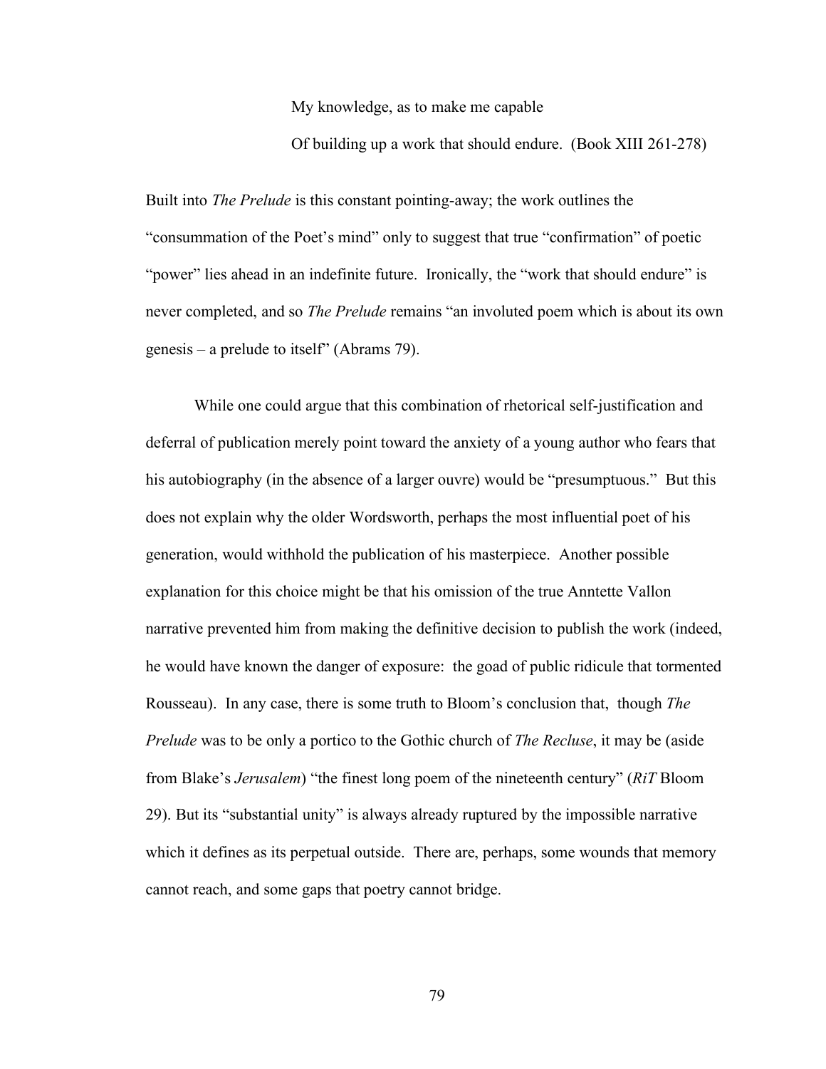> My knowledge, as to make me capable
>
> Of building up a work that should endure. (Book XIII 261-278)

Built into *The Prelude* is this constant pointing-away; the work outlines the "consummation of the Poet's mind" only to suggest that true "confirmation" of poetic "power" lies ahead in an indefinite future. Ironically, the "work that should endure" is never completed, and so *The Prelude* remains "an involuted poem which is about its own genesis – a prelude to itself" (Abrams 79).

While one could argue that this combination of rhetorical self-justification and deferral of publication merely point toward the anxiety of a young author who fears that his autobiography (in the absence of a larger ouvre) would be "presumptuous." But this does not explain why the older Wordsworth, perhaps the most influential poet of his generation, would withhold the publication of his masterpiece. Another possible explanation for this choice might be that his omission of the true Anntette Vallon narrative prevented him from making the definitive decision to publish the work (indeed, he would have known the danger of exposure: the goad of public ridicule that tormented Rousseau). In any case, there is some truth to Bloom's conclusion that, though *The Prelude* was to be only a portico to the Gothic church of *The Recluse*, it may be (aside from Blake's *Jerusalem*) "the finest long poem of the nineteenth century" (*RiT* Bloom 29). But its "substantial unity" is always already ruptured by the impossible narrative which it defines as its perpetual outside. There are, perhaps, some wounds that memory cannot reach, and some gaps that poetry cannot bridge.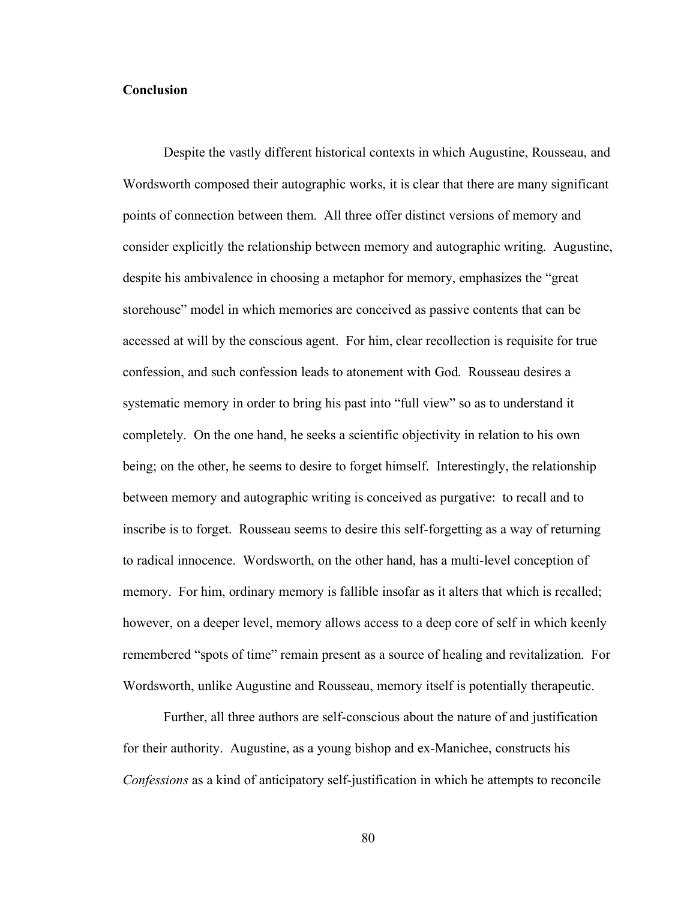**Conclusion**

Despite the vastly different historical contexts in which Augustine, Rousseau, and Wordsworth composed their autographic works, it is clear that there are many significant points of connection between them. All three offer distinct versions of memory and consider explicitly the relationship between memory and autographic writing. Augustine, despite his ambivalence in choosing a metaphor for memory, emphasizes the "great storehouse" model in which memories are conceived as passive contents that can be accessed at will by the conscious agent. For him, clear recollection is requisite for true confession, and such confession leads to atonement with God. Rousseau desires a systematic memory in order to bring his past into "full view" so as to understand it completely. On the one hand, he seeks a scientific objectivity in relation to his own being; on the other, he seems to desire to forget himself. Interestingly, the relationship between memory and autographic writing is conceived as purgative: to recall and to inscribe is to forget. Rousseau seems to desire this self-forgetting as a way of returning to radical innocence. Wordsworth, on the other hand, has a multi-level conception of memory. For him, ordinary memory is fallible insofar as it alters that which is recalled; however, on a deeper level, memory allows access to a deep core of self in which keenly remembered "spots of time" remain present as a source of healing and revitalization. For Wordsworth, unlike Augustine and Rousseau, memory itself is potentially therapeutic.

Further, all three authors are self-conscious about the nature of and justification for their authority. Augustine, as a young bishop and ex-Manichee, constructs his *Confessions* as a kind of anticipatory self-justification in which he attempts to reconcile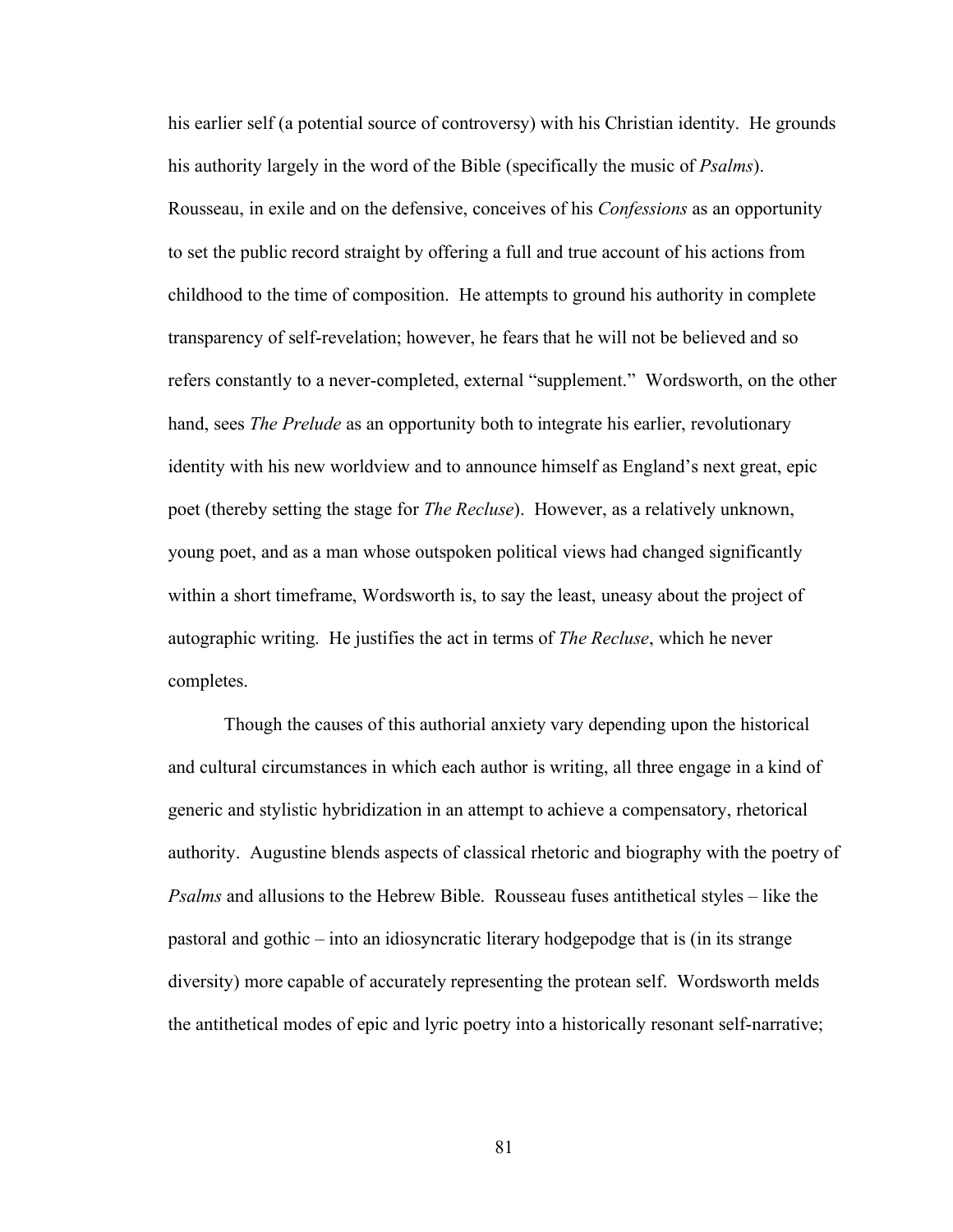his earlier self (a potential source of controversy) with his Christian identity. He grounds his authority largely in the word of the Bible (specifically the music of *Psalms*). Rousseau, in exile and on the defensive, conceives of his *Confessions* as an opportunity to set the public record straight by offering a full and true account of his actions from childhood to the time of composition. He attempts to ground his authority in complete transparency of self-revelation; however, he fears that he will not be believed and so refers constantly to a never-completed, external "supplement." Wordsworth, on the other hand, sees *The Prelude* as an opportunity both to integrate his earlier, revolutionary identity with his new worldview and to announce himself as England's next great, epic poet (thereby setting the stage for *The Recluse*). However, as a relatively unknown, young poet, and as a man whose outspoken political views had changed significantly within a short timeframe, Wordsworth is, to say the least, uneasy about the project of autographic writing. He justifies the act in terms of *The Recluse*, which he never completes.

Though the causes of this authorial anxiety vary depending upon the historical and cultural circumstances in which each author is writing, all three engage in a kind of generic and stylistic hybridization in an attempt to achieve a compensatory, rhetorical authority. Augustine blends aspects of classical rhetoric and biography with the poetry of *Psalms* and allusions to the Hebrew Bible. Rousseau fuses antithetical styles – like the pastoral and gothic – into an idiosyncratic literary hodgepodge that is (in its strange diversity) more capable of accurately representing the protean self. Wordsworth melds the antithetical modes of epic and lyric poetry into a historically resonant self-narrative;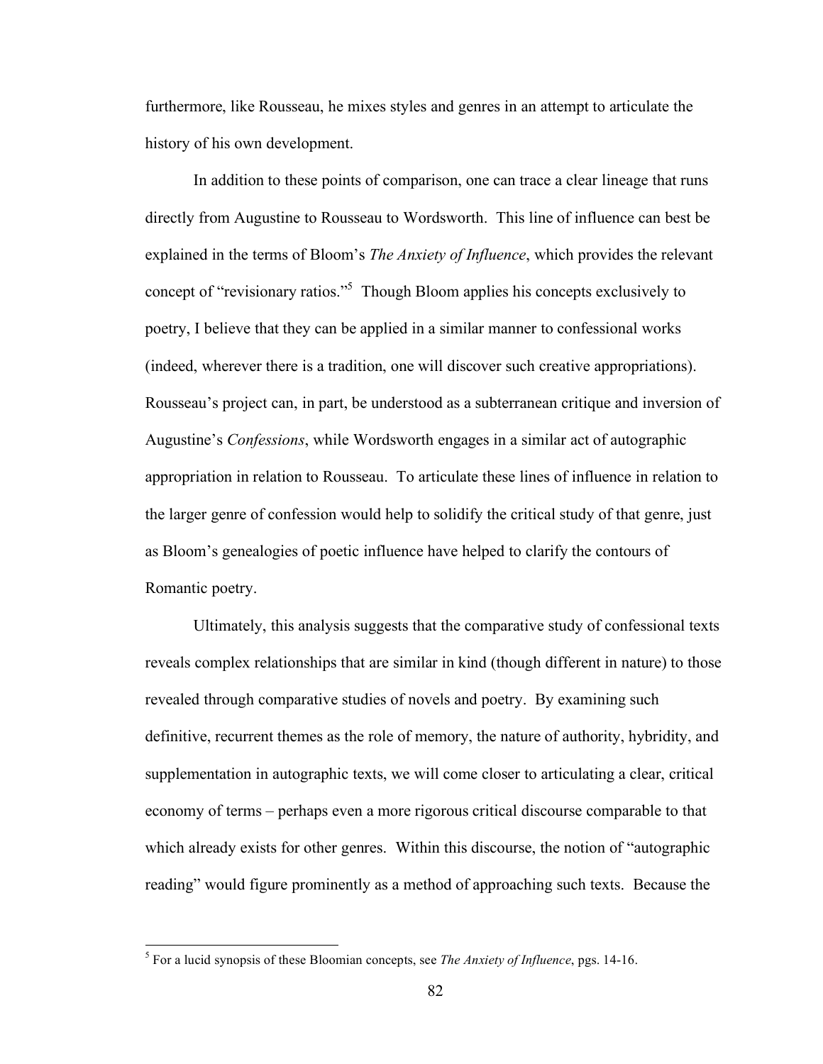furthermore, like Rousseau, he mixes styles and genres in an attempt to articulate the history of his own development.

In addition to these points of comparison, one can trace a clear lineage that runs directly from Augustine to Rousseau to Wordsworth. This line of influence can best be explained in the terms of Bloom's *The Anxiety of Influence*, which provides the relevant concept of "revisionary ratios."[5] Though Bloom applies his concepts exclusively to poetry, I believe that they can be applied in a similar manner to confessional works (indeed, wherever there is a tradition, one will discover such creative appropriations). Rousseau's project can, in part, be understood as a subterranean critique and inversion of Augustine's *Confessions*, while Wordsworth engages in a similar act of autographic appropriation in relation to Rousseau. To articulate these lines of influence in relation to the larger genre of confession would help to solidify the critical study of that genre, just as Bloom's genealogies of poetic influence have helped to clarify the contours of Romantic poetry.

Ultimately, this analysis suggests that the comparative study of confessional texts reveals complex relationships that are similar in kind (though different in nature) to those revealed through comparative studies of novels and poetry. By examining such definitive, recurrent themes as the role of memory, the nature of authority, hybridity, and supplementation in autographic texts, we will come closer to articulating a clear, critical economy of terms – perhaps even a more rigorous critical discourse comparable to that which already exists for other genres. Within this discourse, the notion of "autographic reading" would figure prominently as a method of approaching such texts. Because the

[5] For a lucid synopsis of these Bloomian concepts, see *The Anxiety of Influence*, pgs. 14-16.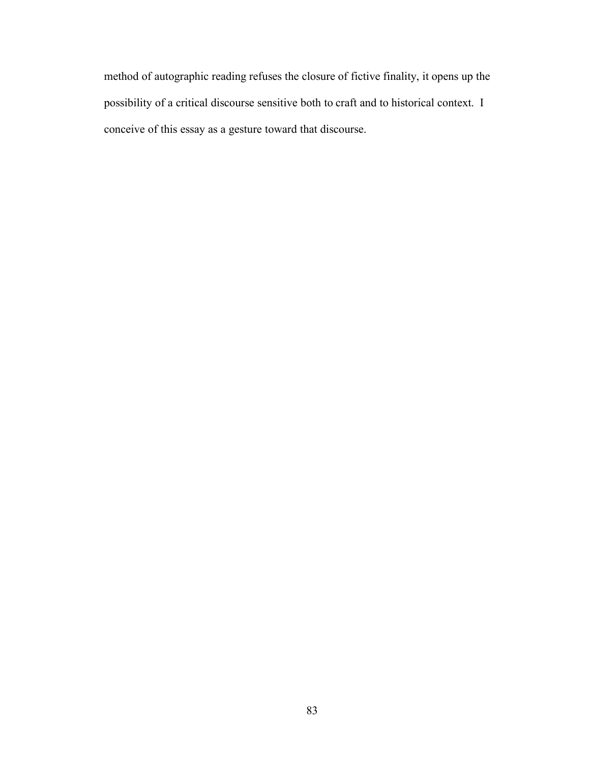method of autographic reading refuses the closure of fictive finality, it opens up the possibility of a critical discourse sensitive both to craft and to historical context. I conceive of this essay as a gesture toward that discourse.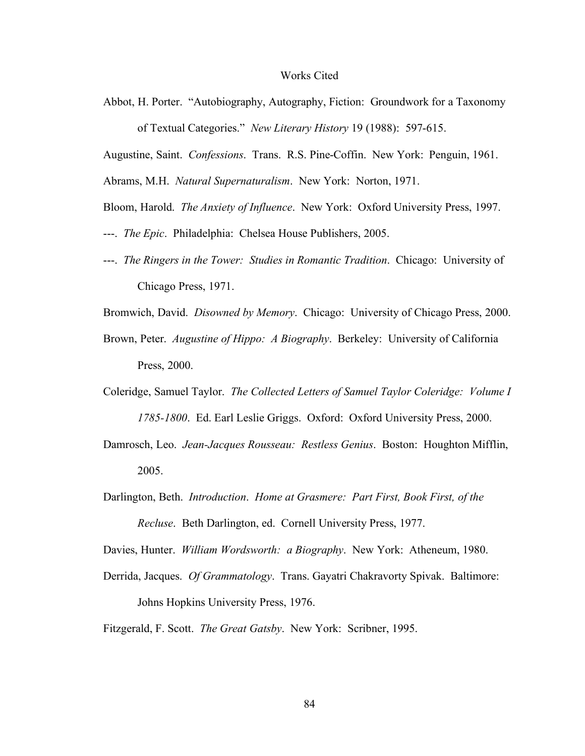# Works Cited

Abbot, H. Porter. "Autobiography, Autography, Fiction: Groundwork for a Taxonomy of Textual Categories." *New Literary History* 19 (1988): 597-615.

Augustine, Saint. *Confessions*. Trans. R.S. Pine-Coffin. New York: Penguin, 1961.

Abrams, M.H. *Natural Supernaturalism*. New York: Norton, 1971.

Bloom, Harold. *The Anxiety of Influence*. New York: Oxford University Press, 1997.

---. *The Epic*. Philadelphia: Chelsea House Publishers, 2005.

---. *The Ringers in the Tower: Studies in Romantic Tradition*. Chicago: University of Chicago Press, 1971.

Bromwich, David. *Disowned by Memory*. Chicago: University of Chicago Press, 2000.

Brown, Peter. *Augustine of Hippo: A Biography*. Berkeley: University of California Press, 2000.

Coleridge, Samuel Taylor. *The Collected Letters of Samuel Taylor Coleridge: Volume I 1785-1800*. Ed. Earl Leslie Griggs. Oxford: Oxford University Press, 2000.

Damrosch, Leo. *Jean-Jacques Rousseau: Restless Genius*. Boston: Houghton Mifflin, 2005.

Darlington, Beth. *Introduction*. *Home at Grasmere: Part First, Book First, of the Recluse*. Beth Darlington, ed. Cornell University Press, 1977.

Davies, Hunter. *William Wordsworth: a Biography*. New York: Atheneum, 1980.

Derrida, Jacques. *Of Grammatology*. Trans. Gayatri Chakravorty Spivak. Baltimore: Johns Hopkins University Press, 1976.

Fitzgerald, F. Scott. *The Great Gatsby*. New York: Scribner, 1995.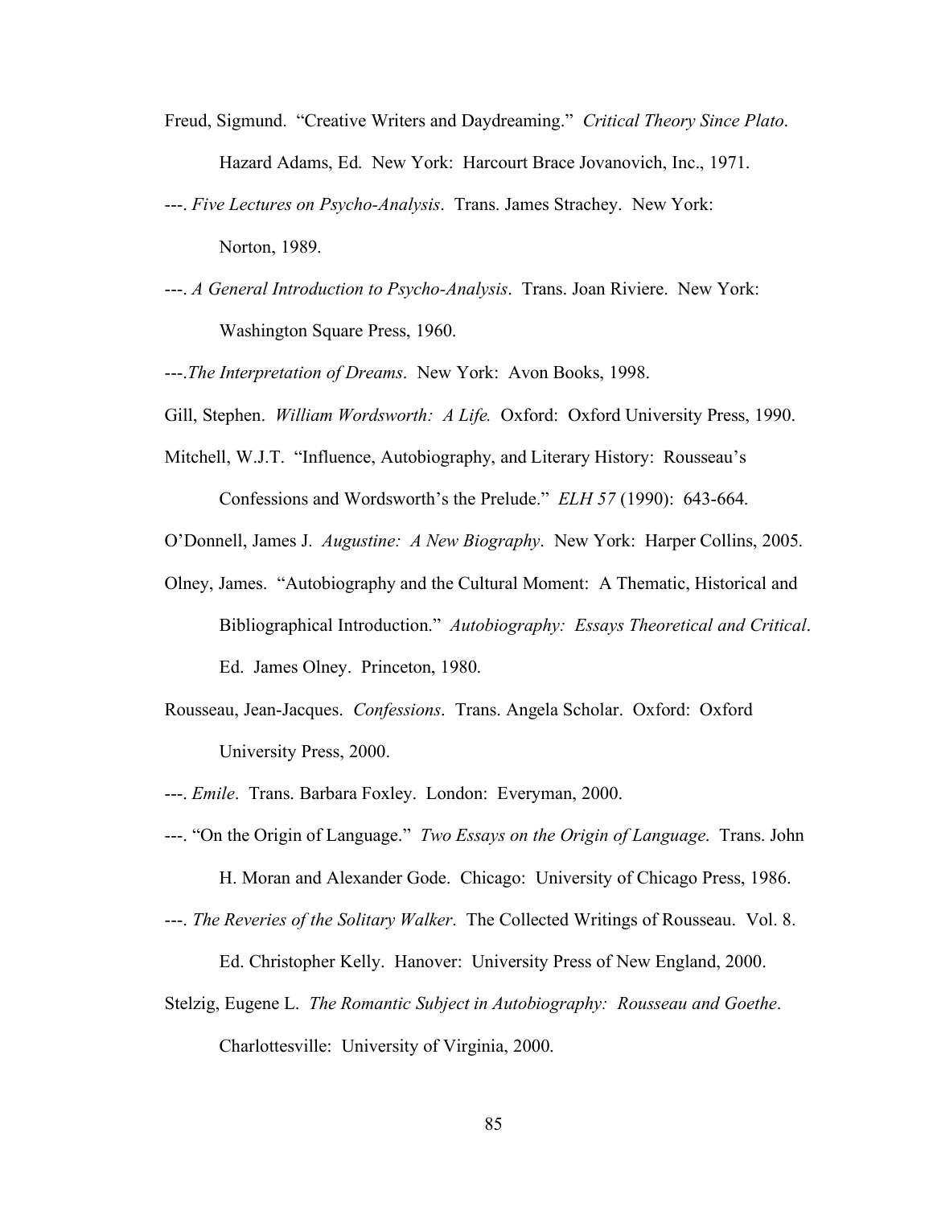Freud, Sigmund. "Creative Writers and Daydreaming." *Critical Theory Since Plato*. Hazard Adams, Ed. New York: Harcourt Brace Jovanovich, Inc., 1971.

---. *Five Lectures on Psycho-Analysis*. Trans. James Strachey. New York: Norton, 1989.

---. *A General Introduction to Psycho-Analysis*. Trans. Joan Riviere. New York: Washington Square Press, 1960.

---.*The Interpretation of Dreams*. New York: Avon Books, 1998.

Gill, Stephen. *William Wordsworth: A Life.* Oxford: Oxford University Press, 1990.

Mitchell, W.J.T. "Influence, Autobiography, and Literary History: Rousseau's Confessions and Wordsworth's the Prelude." *ELH 57* (1990): 643-664.

O'Donnell, James J. *Augustine: A New Biography*. New York: Harper Collins, 2005.

Olney, James. "Autobiography and the Cultural Moment: A Thematic, Historical and Bibliographical Introduction." *Autobiography: Essays Theoretical and Critical*. Ed. James Olney. Princeton, 1980.

Rousseau, Jean-Jacques. *Confessions*. Trans. Angela Scholar. Oxford: Oxford University Press, 2000.

---. *Emile*. Trans. Barbara Foxley. London: Everyman, 2000.

---. "On the Origin of Language." *Two Essays on the Origin of Language*. Trans. John H. Moran and Alexander Gode. Chicago: University of Chicago Press, 1986.

---. *The Reveries of the Solitary Walker*. The Collected Writings of Rousseau. Vol. 8. Ed. Christopher Kelly. Hanover: University Press of New England, 2000.

Stelzig, Eugene L. *The Romantic Subject in Autobiography: Rousseau and Goethe*. Charlottesville: University of Virginia, 2000.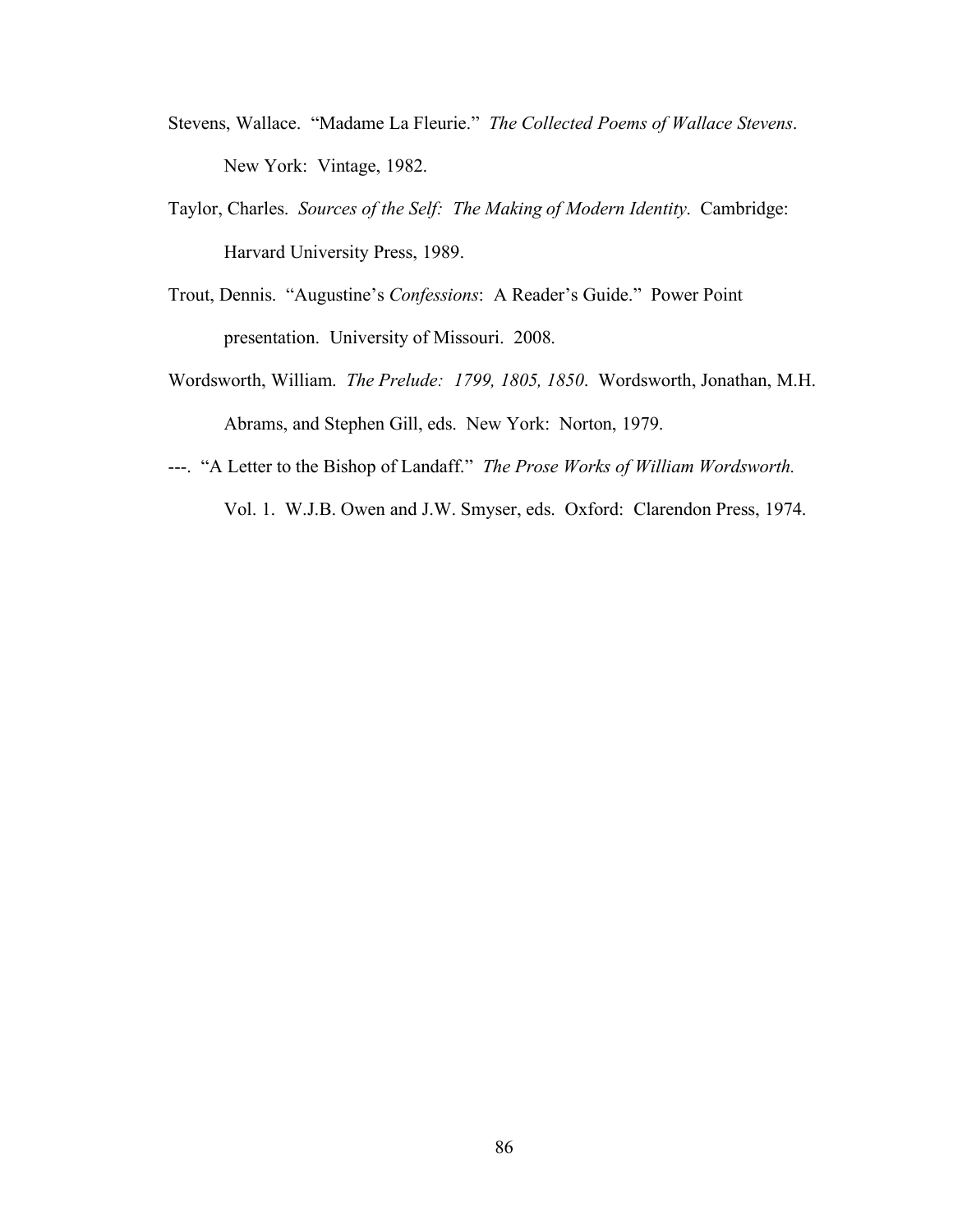Stevens, Wallace. "Madame La Fleurie." *The Collected Poems of Wallace Stevens*. New York: Vintage, 1982.

Taylor, Charles. *Sources of the Self: The Making of Modern Identity*. Cambridge: Harvard University Press, 1989.

Trout, Dennis. "Augustine's *Confessions*: A Reader's Guide." Power Point presentation. University of Missouri. 2008.

Wordsworth, William. *The Prelude: 1799, 1805, 1850*. Wordsworth, Jonathan, M.H. Abrams, and Stephen Gill, eds. New York: Norton, 1979.

---. "A Letter to the Bishop of Landaff." *The Prose Works of William Wordsworth.* Vol. 1. W.J.B. Owen and J.W. Smyser, eds. Oxford: Clarendon Press, 1974.